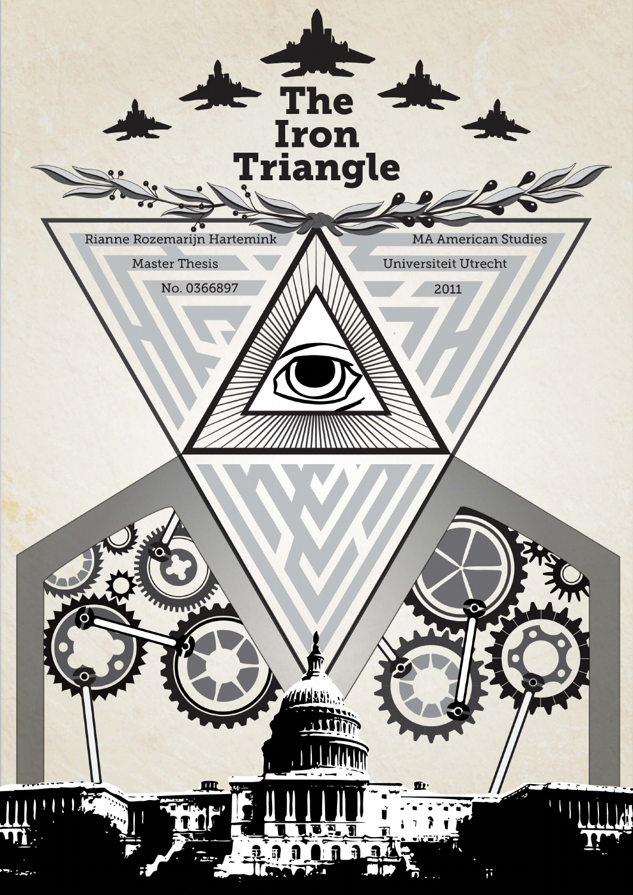# The Iron Triangle

Rianne Rozemarijn Hartemink

Master Thesis

No. 0366897

MA American Studies

Universiteit Utrecht

2011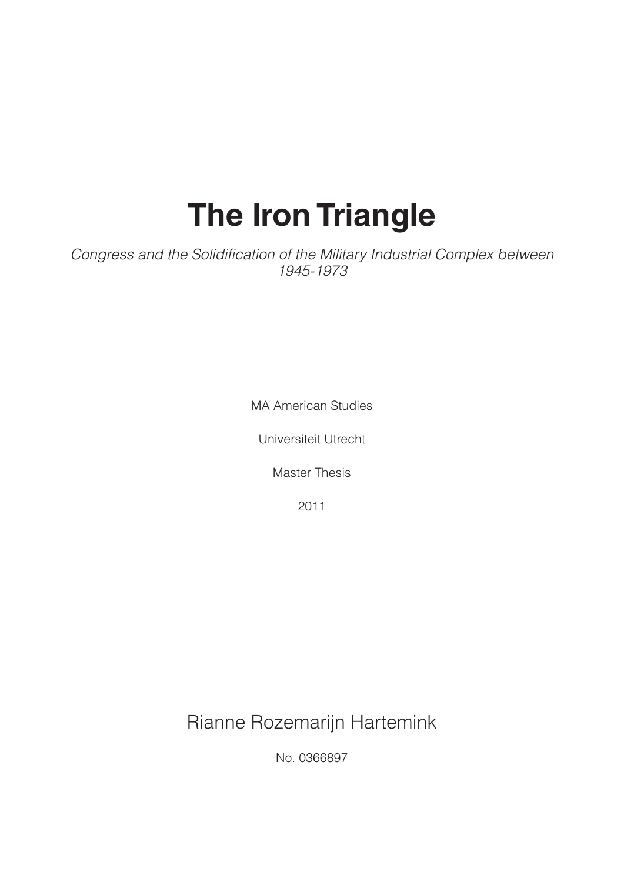# The Iron Triangle

*Congress and the Solidification of the Military Industrial Complex between 1945-1973*

MA American Studies

Universiteit Utrecht

Master Thesis

2011

Rianne Rozemarijn Hartemink

No. 0366897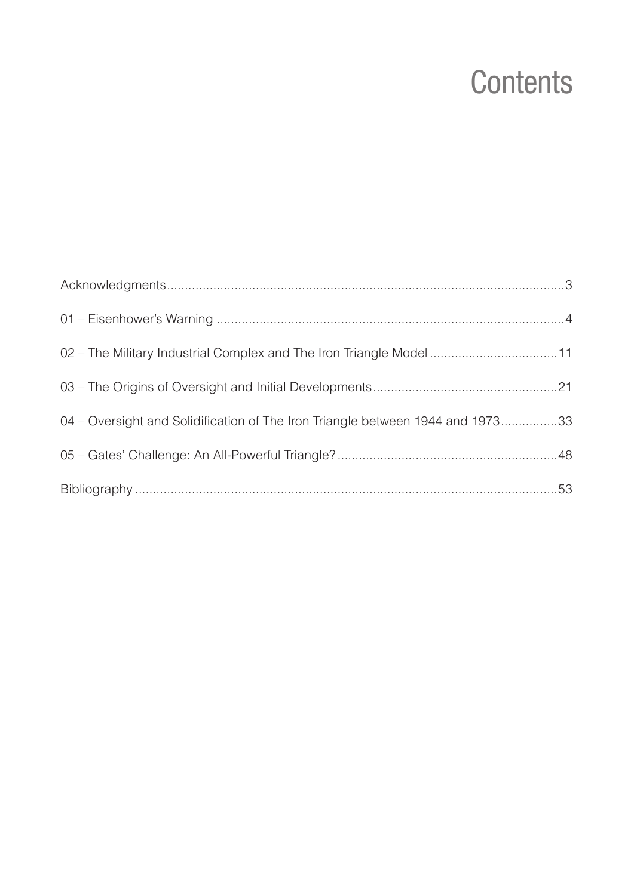# Contents

| | |
|---|---|
| Acknowledgments | 3 |
| 01 – Eisenhower's Warning | 4 |
| 02 – The Military Industrial Complex and The Iron Triangle Model | 11 |
| 03 – The Origins of Oversight and Initial Developments | 21 |
| 04 – Oversight and Solidification of The Iron Triangle between 1944 and 1973 | 33 |
| 05 – Gates' Challenge: An All-Powerful Triangle? | 48 |
| Bibliography | 53 |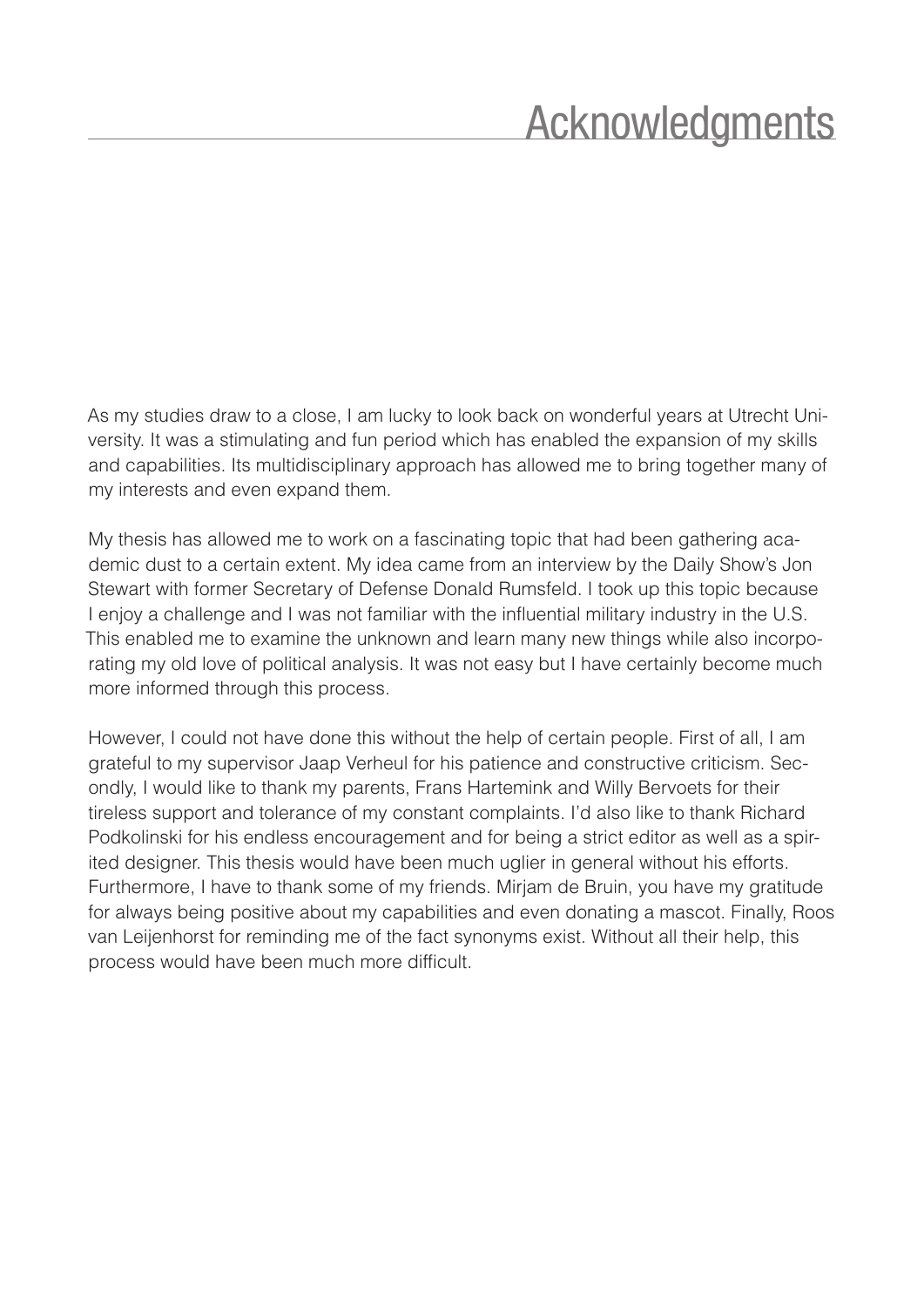# Acknowledgments

As my studies draw to a close, I am lucky to look back on wonderful years at Utrecht University. It was a stimulating and fun period which has enabled the expansion of my skills and capabilities. Its multidisciplinary approach has allowed me to bring together many of my interests and even expand them.

My thesis has allowed me to work on a fascinating topic that had been gathering academic dust to a certain extent. My idea came from an interview by the Daily Show's Jon Stewart with former Secretary of Defense Donald Rumsfeld. I took up this topic because I enjoy a challenge and I was not familiar with the influential military industry in the U.S. This enabled me to examine the unknown and learn many new things while also incorporating my old love of political analysis. It was not easy but I have certainly become much more informed through this process.

However, I could not have done this without the help of certain people. First of all, I am grateful to my supervisor Jaap Verheul for his patience and constructive criticism. Secondly, I would like to thank my parents, Frans Hartemink and Willy Bervoets for their tireless support and tolerance of my constant complaints. I'd also like to thank Richard Podkolinski for his endless encouragement and for being a strict editor as well as a spirited designer. This thesis would have been much uglier in general without his efforts. Furthermore, I have to thank some of my friends. Mirjam de Bruin, you have my gratitude for always being positive about my capabilities and even donating a mascot. Finally, Roos van Leijenhorst for reminding me of the fact synonyms exist. Without all their help, this process would have been much more difficult.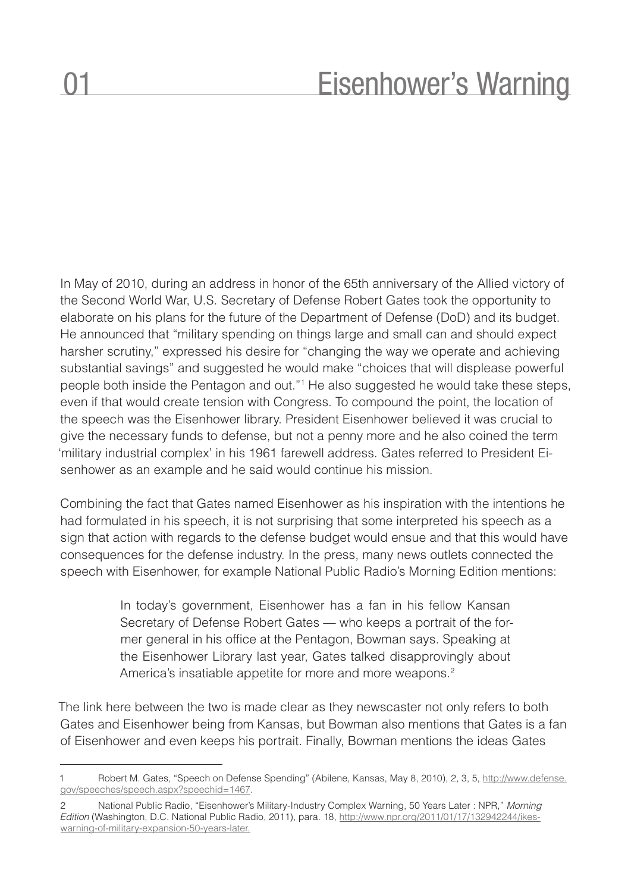# 01 Eisenhower's Warning

In May of 2010, during an address in honor of the 65th anniversary of the Allied victory of the Second World War, U.S. Secretary of Defense Robert Gates took the opportunity to elaborate on his plans for the future of the Department of Defense (DoD) and its budget. He announced that "military spending on things large and small can and should expect harsher scrutiny," expressed his desire for "changing the way we operate and achieving substantial savings" and suggested he would make "choices that will displease powerful people both inside the Pentagon and out."[1] He also suggested he would take these steps, even if that would create tension with Congress. To compound the point, the location of the speech was the Eisenhower library. President Eisenhower believed it was crucial to give the necessary funds to defense, but not a penny more and he also coined the term 'military industrial complex' in his 1961 farewell address. Gates referred to President Eisenhower as an example and he said would continue his mission.

Combining the fact that Gates named Eisenhower as his inspiration with the intentions he had formulated in his speech, it is not surprising that some interpreted his speech as a sign that action with regards to the defense budget would ensue and that this would have consequences for the defense industry. In the press, many news outlets connected the speech with Eisenhower, for example National Public Radio's Morning Edition mentions:

> In today's government, Eisenhower has a fan in his fellow Kansan Secretary of Defense Robert Gates — who keeps a portrait of the former general in his office at the Pentagon, Bowman says. Speaking at the Eisenhower Library last year, Gates talked disapprovingly about America's insatiable appetite for more and more weapons.[2]

The link here between the two is made clear as they newscaster not only refers to both Gates and Eisenhower being from Kansas, but Bowman also mentions that Gates is a fan of Eisenhower and even keeps his portrait. Finally, Bowman mentions the ideas Gates

---

1 Robert M. Gates, "Speech on Defense Spending" (Abilene, Kansas, May 8, 2010), 2, 3, 5, http://www.defense.gov/speeches/speech.aspx?speechid=1467.

2 National Public Radio, "Eisenhower's Military-Industry Complex Warning, 50 Years Later : NPR," *Morning Edition* (Washington, D.C. National Public Radio, 2011), para. 18, http://www.npr.org/2011/01/17/132942244/ikes-warning-of-military-expansion-50-years-later.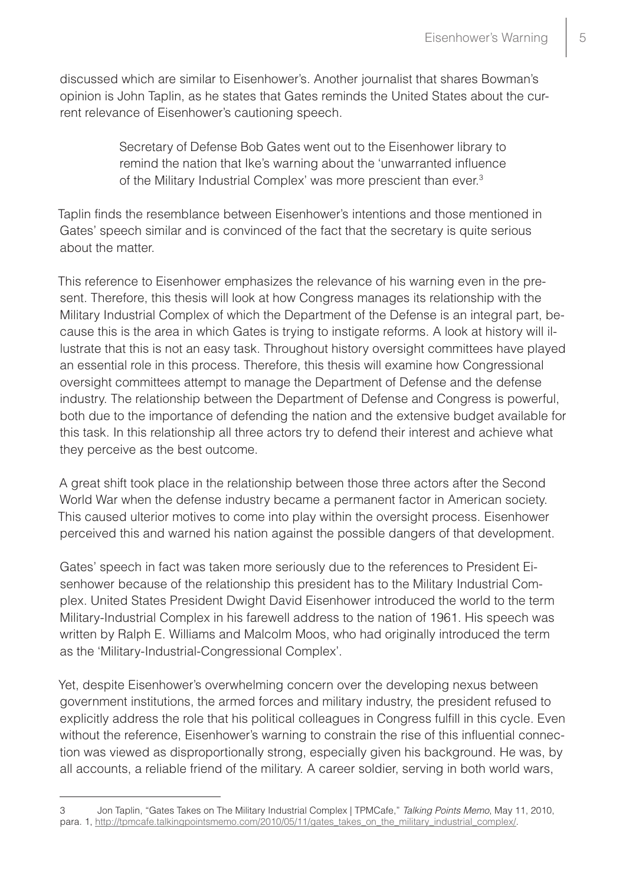discussed which are similar to Eisenhower's. Another journalist that shares Bowman's opinion is John Taplin, as he states that Gates reminds the United States about the current relevance of Eisenhower's cautioning speech.

> Secretary of Defense Bob Gates went out to the Eisenhower library to remind the nation that Ike's warning about the 'unwarranted influence of the Military Industrial Complex' was more prescient than ever.[3]

Taplin finds the resemblance between Eisenhower's intentions and those mentioned in Gates' speech similar and is convinced of the fact that the secretary is quite serious about the matter.

This reference to Eisenhower emphasizes the relevance of his warning even in the present. Therefore, this thesis will look at how Congress manages its relationship with the Military Industrial Complex of which the Department of the Defense is an integral part, because this is the area in which Gates is trying to instigate reforms. A look at history will illustrate that this is not an easy task. Throughout history oversight committees have played an essential role in this process. Therefore, this thesis will examine how Congressional oversight committees attempt to manage the Department of Defense and the defense industry. The relationship between the Department of Defense and Congress is powerful, both due to the importance of defending the nation and the extensive budget available for this task. In this relationship all three actors try to defend their interest and achieve what they perceive as the best outcome.

A great shift took place in the relationship between those three actors after the Second World War when the defense industry became a permanent factor in American society. This caused ulterior motives to come into play within the oversight process. Eisenhower perceived this and warned his nation against the possible dangers of that development.

Gates' speech in fact was taken more seriously due to the references to President Eisenhower because of the relationship this president has to the Military Industrial Complex. United States President Dwight David Eisenhower introduced the world to the term Military-Industrial Complex in his farewell address to the nation of 1961. His speech was written by Ralph E. Williams and Malcolm Moos, who had originally introduced the term as the 'Military-Industrial-Congressional Complex'.

Yet, despite Eisenhower's overwhelming concern over the developing nexus between government institutions, the armed forces and military industry, the president refused to explicitly address the role that his political colleagues in Congress fulfill in this cycle. Even without the reference, Eisenhower's warning to constrain the rise of this influential connection was viewed as disproportionally strong, especially given his background. He was, by all accounts, a reliable friend of the military. A career soldier, serving in both world wars,

---

3 Jon Taplin, "Gates Takes on The Military Industrial Complex | TPMCafe," *Talking Points Memo*, May 11, 2010, para. 1, http://tpmcafe.talkingpointsmemo.com/2010/05/11/gates_takes_on_the_military_industrial_complex/.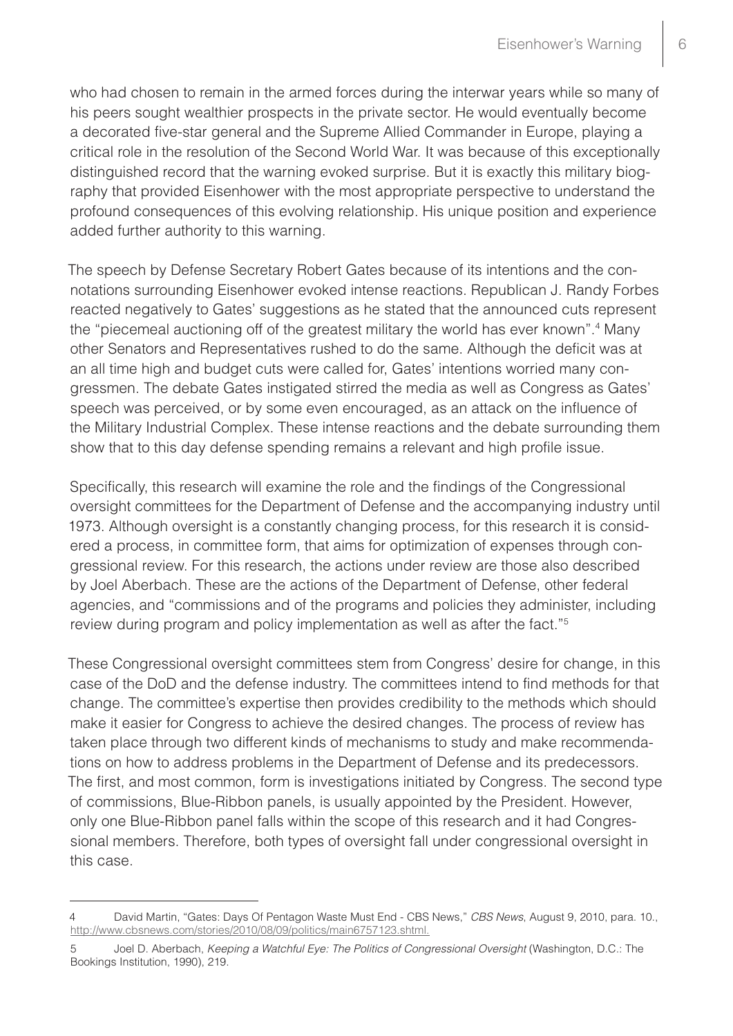who had chosen to remain in the armed forces during the interwar years while so many of his peers sought wealthier prospects in the private sector. He would eventually become a decorated five-star general and the Supreme Allied Commander in Europe, playing a critical role in the resolution of the Second World War. It was because of this exceptionally distinguished record that the warning evoked surprise. But it is exactly this military biography that provided Eisenhower with the most appropriate perspective to understand the profound consequences of this evolving relationship. His unique position and experience added further authority to this warning.

The speech by Defense Secretary Robert Gates because of its intentions and the connotations surrounding Eisenhower evoked intense reactions. Republican J. Randy Forbes reacted negatively to Gates' suggestions as he stated that the announced cuts represent the "piecemeal auctioning off of the greatest military the world has ever known".[4] Many other Senators and Representatives rushed to do the same. Although the deficit was at an all time high and budget cuts were called for, Gates' intentions worried many congressmen. The debate Gates instigated stirred the media as well as Congress as Gates' speech was perceived, or by some even encouraged, as an attack on the influence of the Military Industrial Complex. These intense reactions and the debate surrounding them show that to this day defense spending remains a relevant and high profile issue.

Specifically, this research will examine the role and the findings of the Congressional oversight committees for the Department of Defense and the accompanying industry until 1973. Although oversight is a constantly changing process, for this research it is considered a process, in committee form, that aims for optimization of expenses through congressional review. For this research, the actions under review are those also described by Joel Aberbach. These are the actions of the Department of Defense, other federal agencies, and "commissions and of the programs and policies they administer, including review during program and policy implementation as well as after the fact."[5]

These Congressional oversight committees stem from Congress' desire for change, in this case of the DoD and the defense industry. The committees intend to find methods for that change. The committee's expertise then provides credibility to the methods which should make it easier for Congress to achieve the desired changes. The process of review has taken place through two different kinds of mechanisms to study and make recommendations on how to address problems in the Department of Defense and its predecessors. The first, and most common, form is investigations initiated by Congress. The second type of commissions, Blue-Ribbon panels, is usually appointed by the President. However, only one Blue-Ribbon panel falls within the scope of this research and it had Congressional members. Therefore, both types of oversight fall under congressional oversight in this case.

---

4 David Martin, "Gates: Days Of Pentagon Waste Must End - CBS News," *CBS News*, August 9, 2010, para. 10., http://www.cbsnews.com/stories/2010/08/09/politics/main6757123.shtml.

5 Joel D. Aberbach, *Keeping a Watchful Eye: The Politics of Congressional Oversight* (Washington, D.C.: The Bookings Institution, 1990), 219.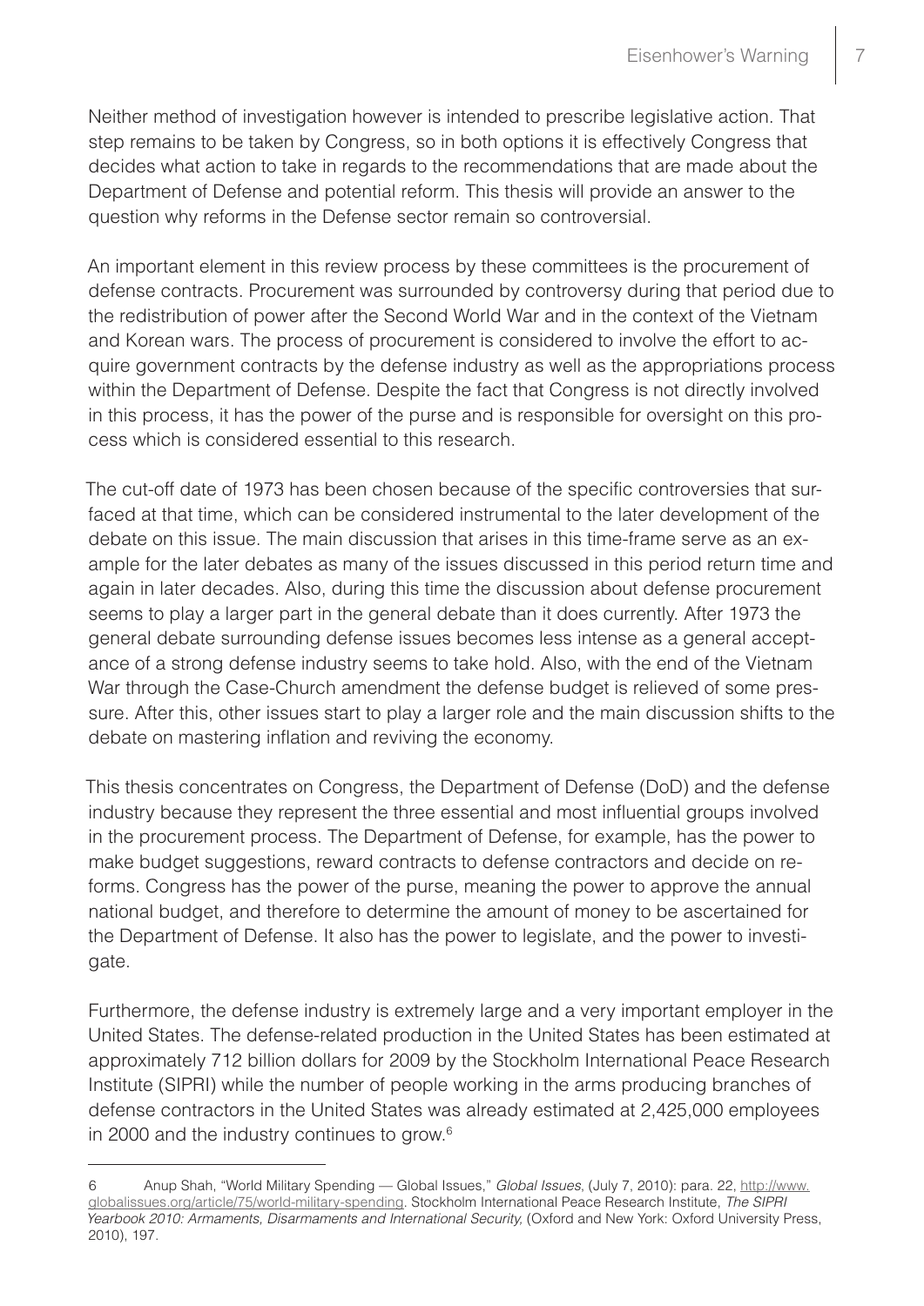Neither method of investigation however is intended to prescribe legislative action. That step remains to be taken by Congress, so in both options it is effectively Congress that decides what action to take in regards to the recommendations that are made about the Department of Defense and potential reform. This thesis will provide an answer to the question why reforms in the Defense sector remain so controversial.

An important element in this review process by these committees is the procurement of defense contracts. Procurement was surrounded by controversy during that period due to the redistribution of power after the Second World War and in the context of the Vietnam and Korean wars. The process of procurement is considered to involve the effort to acquire government contracts by the defense industry as well as the appropriations process within the Department of Defense. Despite the fact that Congress is not directly involved in this process, it has the power of the purse and is responsible for oversight on this process which is considered essential to this research.

The cut-off date of 1973 has been chosen because of the specific controversies that surfaced at that time, which can be considered instrumental to the later development of the debate on this issue. The main discussion that arises in this time-frame serve as an example for the later debates as many of the issues discussed in this period return time and again in later decades. Also, during this time the discussion about defense procurement seems to play a larger part in the general debate than it does currently. After 1973 the general debate surrounding defense issues becomes less intense as a general acceptance of a strong defense industry seems to take hold. Also, with the end of the Vietnam War through the Case-Church amendment the defense budget is relieved of some pressure. After this, other issues start to play a larger role and the main discussion shifts to the debate on mastering inflation and reviving the economy.

This thesis concentrates on Congress, the Department of Defense (DoD) and the defense industry because they represent the three essential and most influential groups involved in the procurement process. The Department of Defense, for example, has the power to make budget suggestions, reward contracts to defense contractors and decide on reforms. Congress has the power of the purse, meaning the power to approve the annual national budget, and therefore to determine the amount of money to be ascertained for the Department of Defense. It also has the power to legislate, and the power to investigate.

Furthermore, the defense industry is extremely large and a very important employer in the United States. The defense-related production in the United States has been estimated at approximately 712 billion dollars for 2009 by the Stockholm International Peace Research Institute (SIPRI) while the number of people working in the arms producing branches of defense contractors in the United States was already estimated at 2,425,000 employees in 2000 and the industry continues to grow.[6]

---

6 Anup Shah, "World Military Spending — Global Issues," *Global Issues*, (July 7, 2010): para. 22, http://www.globalissues.org/article/75/world-military-spending. Stockholm International Peace Research Institute, *The SIPRI Yearbook 2010: Armaments, Disarmaments and International Security,* (Oxford and New York: Oxford University Press, 2010), 197.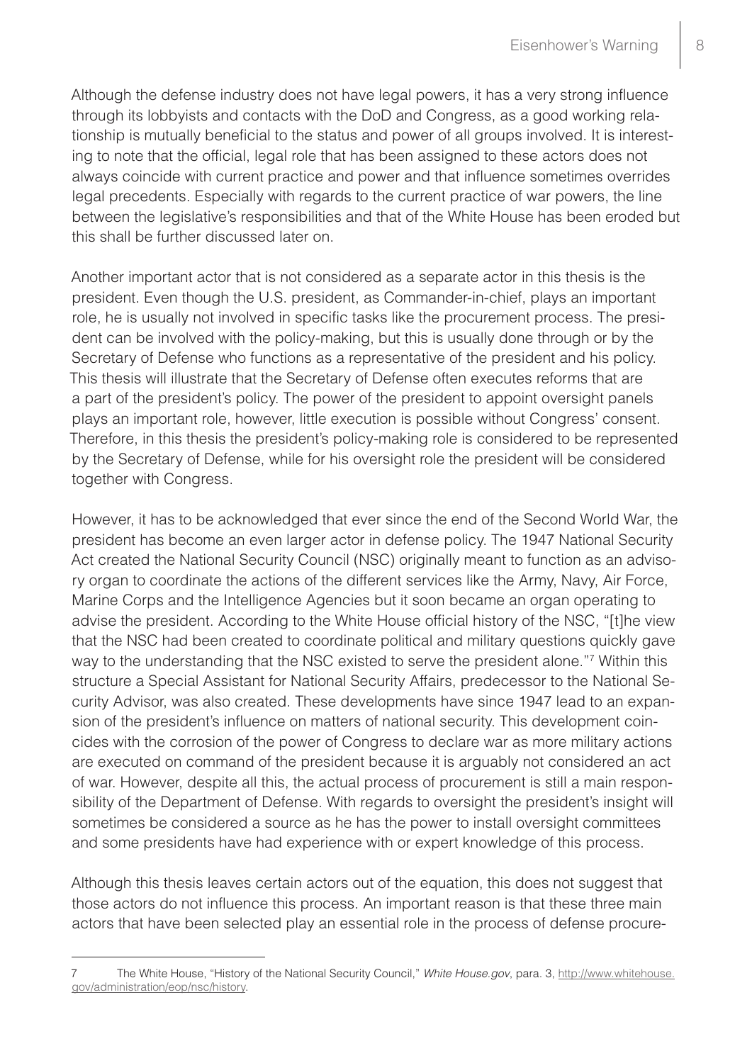Although the defense industry does not have legal powers, it has a very strong influence through its lobbyists and contacts with the DoD and Congress, as a good working relationship is mutually beneficial to the status and power of all groups involved. It is interesting to note that the official, legal role that has been assigned to these actors does not always coincide with current practice and power and that influence sometimes overrides legal precedents. Especially with regards to the current practice of war powers, the line between the legislative's responsibilities and that of the White House has been eroded but this shall be further discussed later on.

Another important actor that is not considered as a separate actor in this thesis is the president. Even though the U.S. president, as Commander-in-chief, plays an important role, he is usually not involved in specific tasks like the procurement process. The president can be involved with the policy-making, but this is usually done through or by the Secretary of Defense who functions as a representative of the president and his policy. This thesis will illustrate that the Secretary of Defense often executes reforms that are a part of the president's policy. The power of the president to appoint oversight panels plays an important role, however, little execution is possible without Congress' consent. Therefore, in this thesis the president's policy-making role is considered to be represented by the Secretary of Defense, while for his oversight role the president will be considered together with Congress.

However, it has to be acknowledged that ever since the end of the Second World War, the president has become an even larger actor in defense policy. The 1947 National Security Act created the National Security Council (NSC) originally meant to function as an advisory organ to coordinate the actions of the different services like the Army, Navy, Air Force, Marine Corps and the Intelligence Agencies but it soon became an organ operating to advise the president. According to the White House official history of the NSC, "[t]he view that the NSC had been created to coordinate political and military questions quickly gave way to the understanding that the NSC existed to serve the president alone."[7] Within this structure a Special Assistant for National Security Affairs, predecessor to the National Security Advisor, was also created. These developments have since 1947 lead to an expansion of the president's influence on matters of national security. This development coincides with the corrosion of the power of Congress to declare war as more military actions are executed on command of the president because it is arguably not considered an act of war. However, despite all this, the actual process of procurement is still a main responsibility of the Department of Defense. With regards to oversight the president's insight will sometimes be considered a source as he has the power to install oversight committees and some presidents have had experience with or expert knowledge of this process.

Although this thesis leaves certain actors out of the equation, this does not suggest that those actors do not influence this process. An important reason is that these three main actors that have been selected play an essential role in the process of defense procure-

---

7 The White House, "History of the National Security Council," *White House.gov*, para. 3, http://www.whitehouse.gov/administration/eop/nsc/history.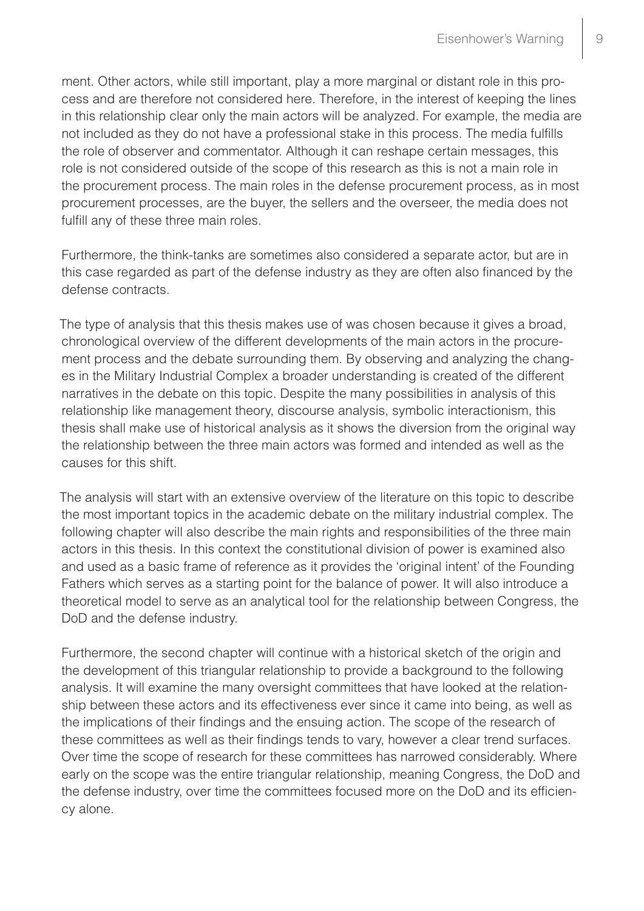ment. Other actors, while still important, play a more marginal or distant role in this process and are therefore not considered here. Therefore, in the interest of keeping the lines in this relationship clear only the main actors will be analyzed. For example, the media are not included as they do not have a professional stake in this process. The media fulfills the role of observer and commentator. Although it can reshape certain messages, this role is not considered outside of the scope of this research as this is not a main role in the procurement process. The main roles in the defense procurement process, as in most procurement processes, are the buyer, the sellers and the overseer, the media does not fulfill any of these three main roles.

Furthermore, the think-tanks are sometimes also considered a separate actor, but are in this case regarded as part of the defense industry as they are often also financed by the defense contracts.

The type of analysis that this thesis makes use of was chosen because it gives a broad, chronological overview of the different developments of the main actors in the procurement process and the debate surrounding them. By observing and analyzing the changes in the Military Industrial Complex a broader understanding is created of the different narratives in the debate on this topic. Despite the many possibilities in analysis of this relationship like management theory, discourse analysis, symbolic interactionism, this thesis shall make use of historical analysis as it shows the diversion from the original way the relationship between the three main actors was formed and intended as well as the causes for this shift.

The analysis will start with an extensive overview of the literature on this topic to describe the most important topics in the academic debate on the military industrial complex. The following chapter will also describe the main rights and responsibilities of the three main actors in this thesis. In this context the constitutional division of power is examined also and used as a basic frame of reference as it provides the 'original intent' of the Founding Fathers which serves as a starting point for the balance of power. It will also introduce a theoretical model to serve as an analytical tool for the relationship between Congress, the DoD and the defense industry.

Furthermore, the second chapter will continue with a historical sketch of the origin and the development of this triangular relationship to provide a background to the following analysis. It will examine the many oversight committees that have looked at the relationship between these actors and its effectiveness ever since it came into being, as well as the implications of their findings and the ensuing action. The scope of the research of these committees as well as their findings tends to vary, however a clear trend surfaces. Over time the scope of research for these committees has narrowed considerably. Where early on the scope was the entire triangular relationship, meaning Congress, the DoD and the defense industry, over time the committees focused more on the DoD and its efficiency alone.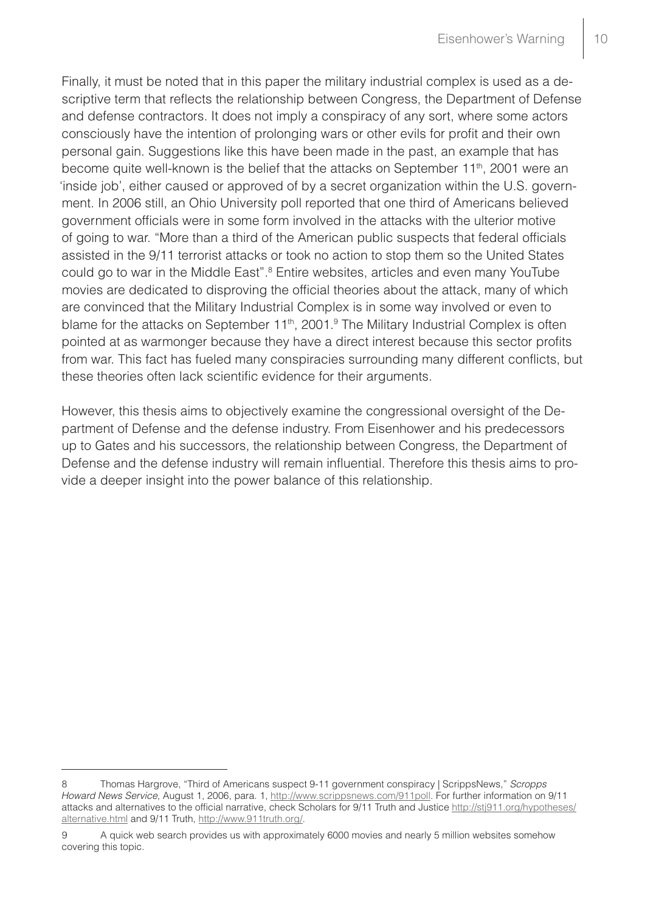Finally, it must be noted that in this paper the military industrial complex is used as a descriptive term that reflects the relationship between Congress, the Department of Defense and defense contractors. It does not imply a conspiracy of any sort, where some actors consciously have the intention of prolonging wars or other evils for profit and their own personal gain. Suggestions like this have been made in the past, an example that has become quite well-known is the belief that the attacks on September 11th, 2001 were an 'inside job', either caused or approved of by a secret organization within the U.S. government. In 2006 still, an Ohio University poll reported that one third of Americans believed government officials were in some form involved in the attacks with the ulterior motive of going to war. "More than a third of the American public suspects that federal officials assisted in the 9/11 terrorist attacks or took no action to stop them so the United States could go to war in the Middle East".[8] Entire websites, articles and even many YouTube movies are dedicated to disproving the official theories about the attack, many of which are convinced that the Military Industrial Complex is in some way involved or even to blame for the attacks on September 11th, 2001.[9] The Military Industrial Complex is often pointed at as warmonger because they have a direct interest because this sector profits from war. This fact has fueled many conspiracies surrounding many different conflicts, but these theories often lack scientific evidence for their arguments.

However, this thesis aims to objectively examine the congressional oversight of the Department of Defense and the defense industry. From Eisenhower and his predecessors up to Gates and his successors, the relationship between Congress, the Department of Defense and the defense industry will remain influential. Therefore this thesis aims to provide a deeper insight into the power balance of this relationship.

---

8 Thomas Hargrove, "Third of Americans suspect 9-11 government conspiracy | ScrippsNews," *Scropps Howard News Service*, August 1, 2006, para. 1, http://www.scrippsnews.com/911poll. For further information on 9/11 attacks and alternatives to the official narrative, check Scholars for 9/11 Truth and Justice http://stj911.org/hypotheses/alternative.html and 9/11 Truth, http://www.911truth.org/.

9 A quick web search provides us with approximately 6000 movies and nearly 5 million websites somehow covering this topic.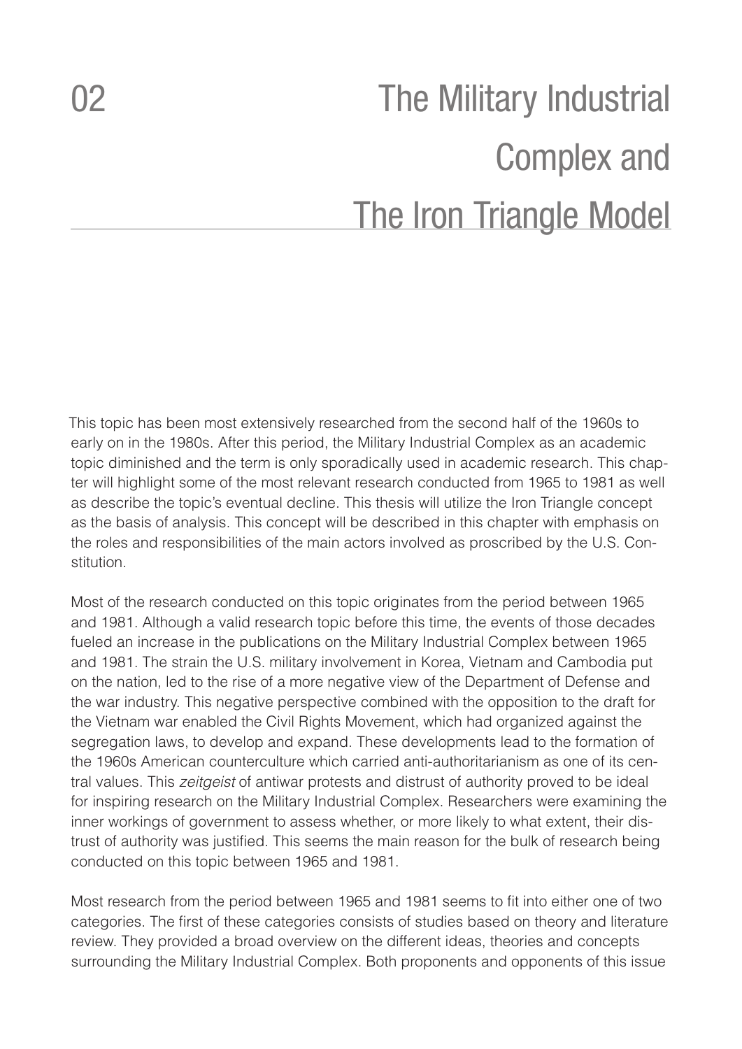# 02 The Military Industrial Complex and The Iron Triangle Model

This topic has been most extensively researched from the second half of the 1960s to early on in the 1980s. After this period, the Military Industrial Complex as an academic topic diminished and the term is only sporadically used in academic research. This chapter will highlight some of the most relevant research conducted from 1965 to 1981 as well as describe the topic's eventual decline. This thesis will utilize the Iron Triangle concept as the basis of analysis. This concept will be described in this chapter with emphasis on the roles and responsibilities of the main actors involved as proscribed by the U.S. Constitution.

Most of the research conducted on this topic originates from the period between 1965 and 1981. Although a valid research topic before this time, the events of those decades fueled an increase in the publications on the Military Industrial Complex between 1965 and 1981. The strain the U.S. military involvement in Korea, Vietnam and Cambodia put on the nation, led to the rise of a more negative view of the Department of Defense and the war industry. This negative perspective combined with the opposition to the draft for the Vietnam war enabled the Civil Rights Movement, which had organized against the segregation laws, to develop and expand. These developments lead to the formation of the 1960s American counterculture which carried anti-authoritarianism as one of its central values. This *zeitgeist* of antiwar protests and distrust of authority proved to be ideal for inspiring research on the Military Industrial Complex. Researchers were examining the inner workings of government to assess whether, or more likely to what extent, their distrust of authority was justified. This seems the main reason for the bulk of research being conducted on this topic between 1965 and 1981.

Most research from the period between 1965 and 1981 seems to fit into either one of two categories. The first of these categories consists of studies based on theory and literature review. They provided a broad overview on the different ideas, theories and concepts surrounding the Military Industrial Complex. Both proponents and opponents of this issue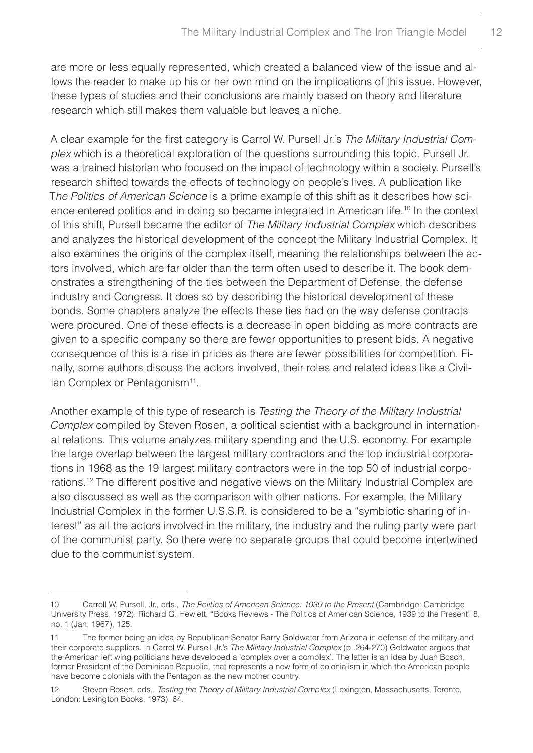are more or less equally represented, which created a balanced view of the issue and allows the reader to make up his or her own mind on the implications of this issue. However, these types of studies and their conclusions are mainly based on theory and literature research which still makes them valuable but leaves a niche.

A clear example for the first category is Carrol W. Pursell Jr.'s *The Military Industrial Complex* which is a theoretical exploration of the questions surrounding this topic. Pursell Jr. was a trained historian who focused on the impact of technology within a society. Pursell's research shifted towards the effects of technology on people's lives. A publication like T*he Politics of American Science* is a prime example of this shift as it describes how science entered politics and in doing so became integrated in American life.[10] In the context of this shift, Pursell became the editor of *The Military Industrial Complex* which describes and analyzes the historical development of the concept the Military Industrial Complex. It also examines the origins of the complex itself, meaning the relationships between the actors involved, which are far older than the term often used to describe it. The book demonstrates a strengthening of the ties between the Department of Defense, the defense industry and Congress. It does so by describing the historical development of these bonds. Some chapters analyze the effects these ties had on the way defense contracts were procured. One of these effects is a decrease in open bidding as more contracts are given to a specific company so there are fewer opportunities to present bids. A negative consequence of this is a rise in prices as there are fewer possibilities for competition. Finally, some authors discuss the actors involved, their roles and related ideas like a Civilian Complex or Pentagonism[11].

Another example of this type of research is *Testing the Theory of the Military Industrial Complex* compiled by Steven Rosen, a political scientist with a background in international relations. This volume analyzes military spending and the U.S. economy. For example the large overlap between the largest military contractors and the top industrial corporations in 1968 as the 19 largest military contractors were in the top 50 of industrial corporations.[12] The different positive and negative views on the Military Industrial Complex are also discussed as well as the comparison with other nations. For example, the Military Industrial Complex in the former U.S.S.R. is considered to be a "symbiotic sharing of interest" as all the actors involved in the military, the industry and the ruling party were part of the communist party. So there were no separate groups that could become intertwined due to the communist system.

---

10 Carroll W. Pursell, Jr., eds., *The Politics of American Science: 1939 to the Present* (Cambridge: Cambridge University Press, 1972). Richard G. Hewlett, "Books Reviews - The Politics of American Science, 1939 to the Present" 8, no. 1 (Jan, 1967), 125.

11 The former being an idea by Republican Senator Barry Goldwater from Arizona in defense of the military and their corporate suppliers. In Carrol W. Pursell Jr.'s *The Military Industrial Complex* (p. 264-270) Goldwater argues that the American left wing politicians have developed a 'complex over a complex'. The latter is an idea by Juan Bosch, former President of the Dominican Republic, that represents a new form of colonialism in which the American people have become colonials with the Pentagon as the new mother country.

12 Steven Rosen, eds., *Testing the Theory of Military Industrial Complex* (Lexington, Massachusetts, Toronto, London: Lexington Books, 1973), 64.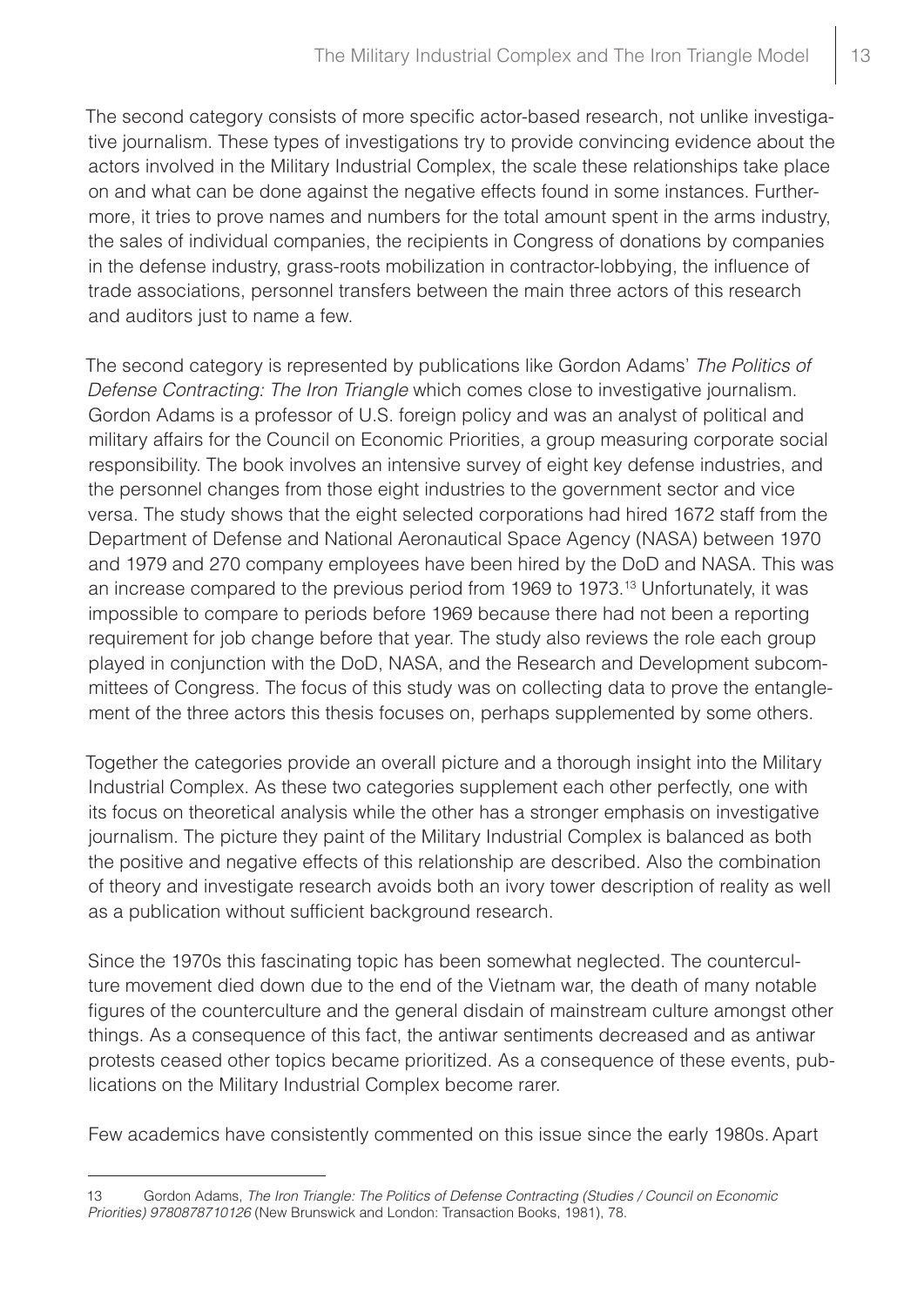The second category consists of more specific actor-based research, not unlike investigative journalism. These types of investigations try to provide convincing evidence about the actors involved in the Military Industrial Complex, the scale these relationships take place on and what can be done against the negative effects found in some instances. Furthermore, it tries to prove names and numbers for the total amount spent in the arms industry, the sales of individual companies, the recipients in Congress of donations by companies in the defense industry, grass-roots mobilization in contractor-lobbying, the influence of trade associations, personnel transfers between the main three actors of this research and auditors just to name a few.

The second category is represented by publications like Gordon Adams' *The Politics of Defense Contracting: The Iron Triangle* which comes close to investigative journalism. Gordon Adams is a professor of U.S. foreign policy and was an analyst of political and military affairs for the Council on Economic Priorities, a group measuring corporate social responsibility. The book involves an intensive survey of eight key defense industries, and the personnel changes from those eight industries to the government sector and vice versa. The study shows that the eight selected corporations had hired 1672 staff from the Department of Defense and National Aeronautical Space Agency (NASA) between 1970 and 1979 and 270 company employees have been hired by the DoD and NASA. This was an increase compared to the previous period from 1969 to 1973.[13] Unfortunately, it was impossible to compare to periods before 1969 because there had not been a reporting requirement for job change before that year. The study also reviews the role each group played in conjunction with the DoD, NASA, and the Research and Development subcommittees of Congress. The focus of this study was on collecting data to prove the entanglement of the three actors this thesis focuses on, perhaps supplemented by some others.

Together the categories provide an overall picture and a thorough insight into the Military Industrial Complex. As these two categories supplement each other perfectly, one with its focus on theoretical analysis while the other has a stronger emphasis on investigative journalism. The picture they paint of the Military Industrial Complex is balanced as both the positive and negative effects of this relationship are described. Also the combination of theory and investigate research avoids both an ivory tower description of reality as well as a publication without sufficient background research.

Since the 1970s this fascinating topic has been somewhat neglected. The counterculture movement died down due to the end of the Vietnam war, the death of many notable figures of the counterculture and the general disdain of mainstream culture amongst other things. As a consequence of this fact, the antiwar sentiments decreased and as antiwar protests ceased other topics became prioritized. As a consequence of these events, publications on the Military Industrial Complex become rarer.

Few academics have consistently commented on this issue since the early 1980s. Apart

---

13 Gordon Adams, *The Iron Triangle: The Politics of Defense Contracting (Studies / Council on Economic Priorities) 9780878710126* (New Brunswick and London: Transaction Books, 1981), 78.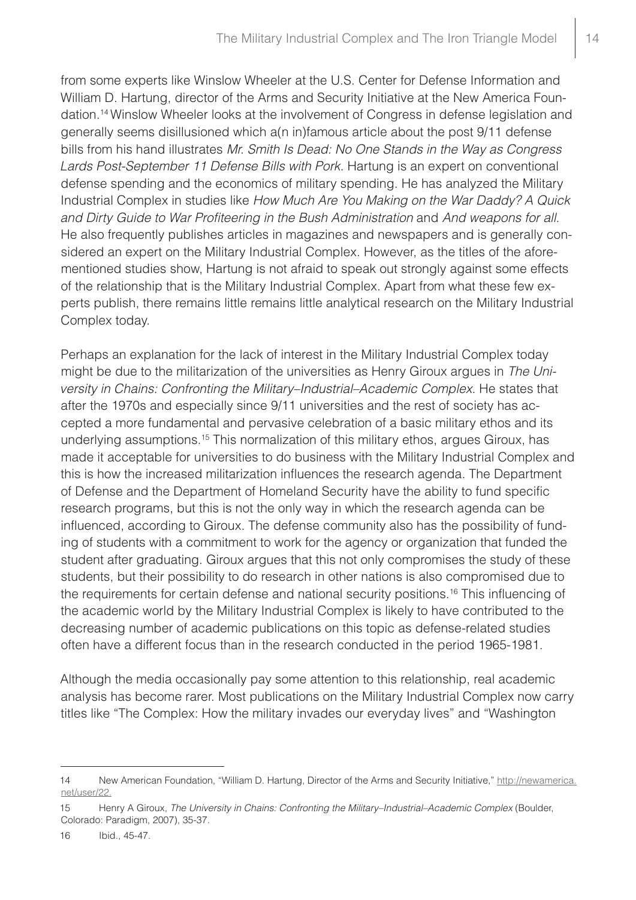from some experts like Winslow Wheeler at the U.S. Center for Defense Information and William D. Hartung, director of the Arms and Security Initiative at the New America Foundation.[14] Winslow Wheeler looks at the involvement of Congress in defense legislation and generally seems disillusioned which a(n in)famous article about the post 9/11 defense bills from his hand illustrates *Mr. Smith Is Dead: No One Stands in the Way as Congress Lards Post-September 11 Defense Bills with Pork*. Hartung is an expert on conventional defense spending and the economics of military spending. He has analyzed the Military Industrial Complex in studies like *How Much Are You Making on the War Daddy? A Quick and Dirty Guide to War Profiteering in the Bush Administration* and *And weapons for all*. He also frequently publishes articles in magazines and newspapers and is generally considered an expert on the Military Industrial Complex. However, as the titles of the aforementioned studies show, Hartung is not afraid to speak out strongly against some effects of the relationship that is the Military Industrial Complex. Apart from what these few experts publish, there remains little remains little analytical research on the Military Industrial Complex today.

Perhaps an explanation for the lack of interest in the Military Industrial Complex today might be due to the militarization of the universities as Henry Giroux argues in *The University in Chains: Confronting the Military–Industrial–Academic Complex*. He states that after the 1970s and especially since 9/11 universities and the rest of society has accepted a more fundamental and pervasive celebration of a basic military ethos and its underlying assumptions.[15] This normalization of this military ethos, argues Giroux, has made it acceptable for universities to do business with the Military Industrial Complex and this is how the increased militarization influences the research agenda. The Department of Defense and the Department of Homeland Security have the ability to fund specific research programs, but this is not the only way in which the research agenda can be influenced, according to Giroux. The defense community also has the possibility of funding of students with a commitment to work for the agency or organization that funded the student after graduating. Giroux argues that this not only compromises the study of these students, but their possibility to do research in other nations is also compromised due to the requirements for certain defense and national security positions.[16] This influencing of the academic world by the Military Industrial Complex is likely to have contributed to the decreasing number of academic publications on this topic as defense-related studies often have a different focus than in the research conducted in the period 1965-1981.

Although the media occasionally pay some attention to this relationship, real academic analysis has become rarer. Most publications on the Military Industrial Complex now carry titles like "The Complex: How the military invades our everyday lives" and "Washington

---

14 New American Foundation, "William D. Hartung, Director of the Arms and Security Initiative," http://newamerica.net/user/22.

15 Henry A Giroux, *The University in Chains: Confronting the Military–Industrial–Academic Complex* (Boulder, Colorado: Paradigm, 2007), 35-37.

16 Ibid., 45-47.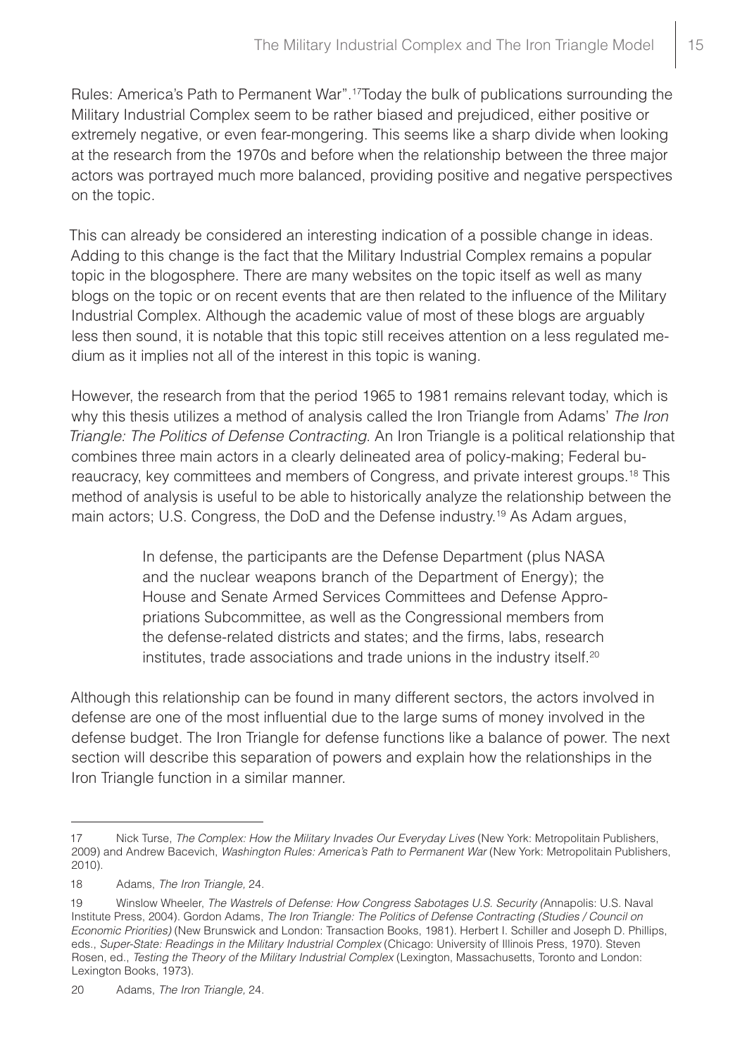Rules: America's Path to Permanent War".[17]Today the bulk of publications surrounding the Military Industrial Complex seem to be rather biased and prejudiced, either positive or extremely negative, or even fear-mongering. This seems like a sharp divide when looking at the research from the 1970s and before when the relationship between the three major actors was portrayed much more balanced, providing positive and negative perspectives on the topic.

This can already be considered an interesting indication of a possible change in ideas. Adding to this change is the fact that the Military Industrial Complex remains a popular topic in the blogosphere. There are many websites on the topic itself as well as many blogs on the topic or on recent events that are then related to the influence of the Military Industrial Complex. Although the academic value of most of these blogs are arguably less then sound, it is notable that this topic still receives attention on a less regulated medium as it implies not all of the interest in this topic is waning.

However, the research from that the period 1965 to 1981 remains relevant today, which is why this thesis utilizes a method of analysis called the Iron Triangle from Adams' *The Iron Triangle: The Politics of Defense Contracting*. An Iron Triangle is a political relationship that combines three main actors in a clearly delineated area of policy-making; Federal bureaucracy, key committees and members of Congress, and private interest groups.[18] This method of analysis is useful to be able to historically analyze the relationship between the main actors; U.S. Congress, the DoD and the Defense industry.[19] As Adam argues,

> In defense, the participants are the Defense Department (plus NASA and the nuclear weapons branch of the Department of Energy); the House and Senate Armed Services Committees and Defense Appropriations Subcommittee, as well as the Congressional members from the defense-related districts and states; and the firms, labs, research institutes, trade associations and trade unions in the industry itself.[20]

Although this relationship can be found in many different sectors, the actors involved in defense are one of the most influential due to the large sums of money involved in the defense budget. The Iron Triangle for defense functions like a balance of power. The next section will describe this separation of powers and explain how the relationships in the Iron Triangle function in a similar manner.

---

17 Nick Turse, *The Complex: How the Military Invades Our Everyday Lives* (New York: Metropolitain Publishers, 2009) and Andrew Bacevich, *Washington Rules: America's Path to Permanent War* (New York: Metropolitain Publishers, 2010).

18 Adams, *The Iron Triangle,* 24.

19 Winslow Wheeler, *The Wastrels of Defense: How Congress Sabotages U.S. Security (*Annapolis: U.S. Naval Institute Press, 2004). Gordon Adams, *The Iron Triangle: The Politics of Defense Contracting (Studies / Council on Economic Priorities)* (New Brunswick and London: Transaction Books, 1981). Herbert I. Schiller and Joseph D. Phillips, eds., *Super-State: Readings in the Military Industrial Complex* (Chicago: University of Illinois Press, 1970). Steven Rosen, ed., *Testing the Theory of the Military Industrial Complex* (Lexington, Massachusetts, Toronto and London: Lexington Books, 1973).

20 Adams, *The Iron Triangle,* 24.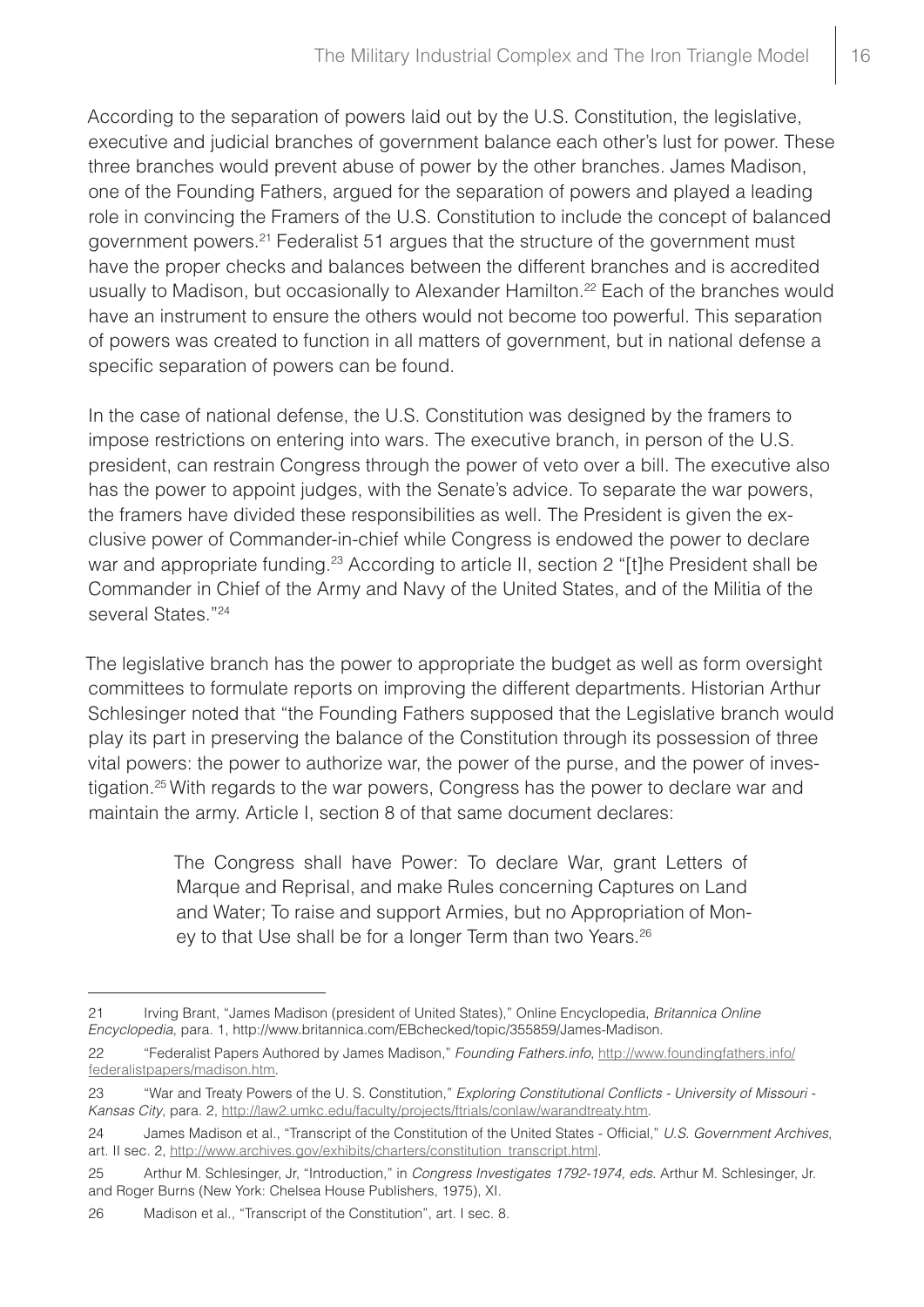According to the separation of powers laid out by the U.S. Constitution, the legislative, executive and judicial branches of government balance each other's lust for power. These three branches would prevent abuse of power by the other branches. James Madison, one of the Founding Fathers, argued for the separation of powers and played a leading role in convincing the Framers of the U.S. Constitution to include the concept of balanced government powers.[21] Federalist 51 argues that the structure of the government must have the proper checks and balances between the different branches and is accredited usually to Madison, but occasionally to Alexander Hamilton.[22] Each of the branches would have an instrument to ensure the others would not become too powerful. This separation of powers was created to function in all matters of government, but in national defense a specific separation of powers can be found.

In the case of national defense, the U.S. Constitution was designed by the framers to impose restrictions on entering into wars. The executive branch, in person of the U.S. president, can restrain Congress through the power of veto over a bill. The executive also has the power to appoint judges, with the Senate's advice. To separate the war powers, the framers have divided these responsibilities as well. The President is given the exclusive power of Commander-in-chief while Congress is endowed the power to declare war and appropriate funding.[23] According to article II, section 2 "[t]he President shall be Commander in Chief of the Army and Navy of the United States, and of the Militia of the several States."[24]

The legislative branch has the power to appropriate the budget as well as form oversight committees to formulate reports on improving the different departments. Historian Arthur Schlesinger noted that "the Founding Fathers supposed that the Legislative branch would play its part in preserving the balance of the Constitution through its possession of three vital powers: the power to authorize war, the power of the purse, and the power of investigation.[25] With regards to the war powers, Congress has the power to declare war and maintain the army. Article I, section 8 of that same document declares:

> The Congress shall have Power: To declare War, grant Letters of Marque and Reprisal, and make Rules concerning Captures on Land and Water; To raise and support Armies, but no Appropriation of Money to that Use shall be for a longer Term than two Years.[26]

---

21 Irving Brant, "James Madison (president of United States)," Online Encyclopedia, *Britannica Online Encyclopedia*, para. 1, http://www.britannica.com/EBchecked/topic/355859/James-Madison.

22 "Federalist Papers Authored by James Madison," *Founding Fathers.info*, http://www.foundingfathers.info/federalistpapers/madison.htm.

23 "War and Treaty Powers of the U. S. Constitution," *Exploring Constitutional Conflicts - University of Missouri - Kansas City*, para. 2, http://law2.umkc.edu/faculty/projects/ftrials/conlaw/warandtreaty.htm.

24 James Madison et al., "Transcript of the Constitution of the United States - Official," *U.S. Government Archives*, art. II sec. 2, http://www.archives.gov/exhibits/charters/constitution_transcript.html.

25 Arthur M. Schlesinger, Jr, "Introduction," in *Congress Investigates 1792-1974, eds.* Arthur M. Schlesinger, Jr. and Roger Burns (New York: Chelsea House Publishers, 1975), XI.

26 Madison et al., "Transcript of the Constitution", art. I sec. 8.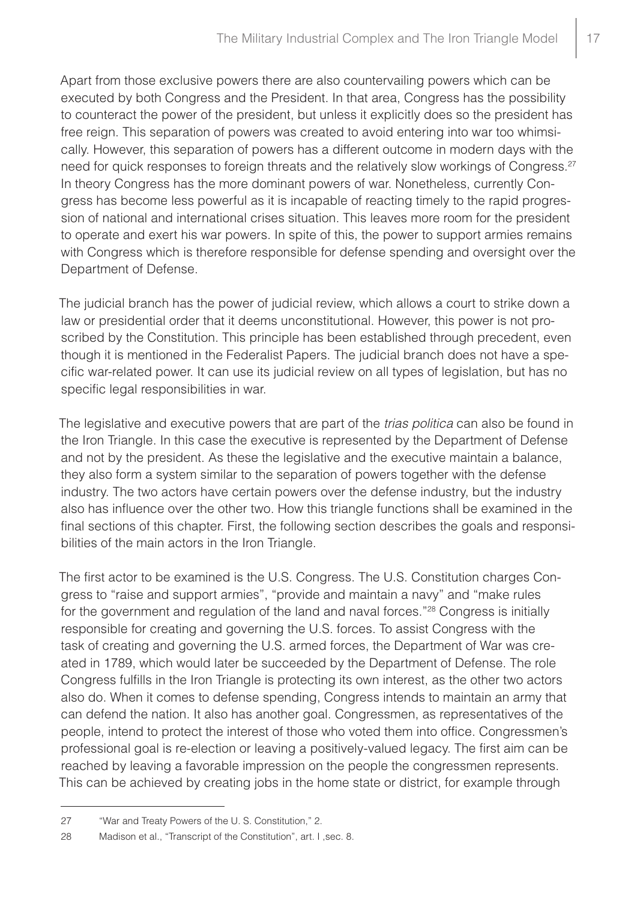Apart from those exclusive powers there are also countervailing powers which can be executed by both Congress and the President. In that area, Congress has the possibility to counteract the power of the president, but unless it explicitly does so the president has free reign. This separation of powers was created to avoid entering into war too whimsically. However, this separation of powers has a different outcome in modern days with the need for quick responses to foreign threats and the relatively slow workings of Congress.[27] In theory Congress has the more dominant powers of war. Nonetheless, currently Congress has become less powerful as it is incapable of reacting timely to the rapid progression of national and international crises situation. This leaves more room for the president to operate and exert his war powers. In spite of this, the power to support armies remains with Congress which is therefore responsible for defense spending and oversight over the Department of Defense.

The judicial branch has the power of judicial review, which allows a court to strike down a law or presidential order that it deems unconstitutional. However, this power is not proscribed by the Constitution. This principle has been established through precedent, even though it is mentioned in the Federalist Papers. The judicial branch does not have a specific war-related power. It can use its judicial review on all types of legislation, but has no specific legal responsibilities in war.

The legislative and executive powers that are part of the *trias politica* can also be found in the Iron Triangle. In this case the executive is represented by the Department of Defense and not by the president. As these the legislative and the executive maintain a balance, they also form a system similar to the separation of powers together with the defense industry. The two actors have certain powers over the defense industry, but the industry also has influence over the other two. How this triangle functions shall be examined in the final sections of this chapter. First, the following section describes the goals and responsibilities of the main actors in the Iron Triangle.

The first actor to be examined is the U.S. Congress. The U.S. Constitution charges Congress to "raise and support armies", "provide and maintain a navy" and "make rules for the government and regulation of the land and naval forces."[28] Congress is initially responsible for creating and governing the U.S. forces. To assist Congress with the task of creating and governing the U.S. armed forces, the Department of War was created in 1789, which would later be succeeded by the Department of Defense. The role Congress fulfills in the Iron Triangle is protecting its own interest, as the other two actors also do. When it comes to defense spending, Congress intends to maintain an army that can defend the nation. It also has another goal. Congressmen, as representatives of the people, intend to protect the interest of those who voted them into office. Congressmen's professional goal is re-election or leaving a positively-valued legacy. The first aim can be reached by leaving a favorable impression on the people the congressmen represents. This can be achieved by creating jobs in the home state or district, for example through

---

27 "War and Treaty Powers of the U. S. Constitution," 2.

28 Madison et al., "Transcript of the Constitution", art. I ,sec. 8.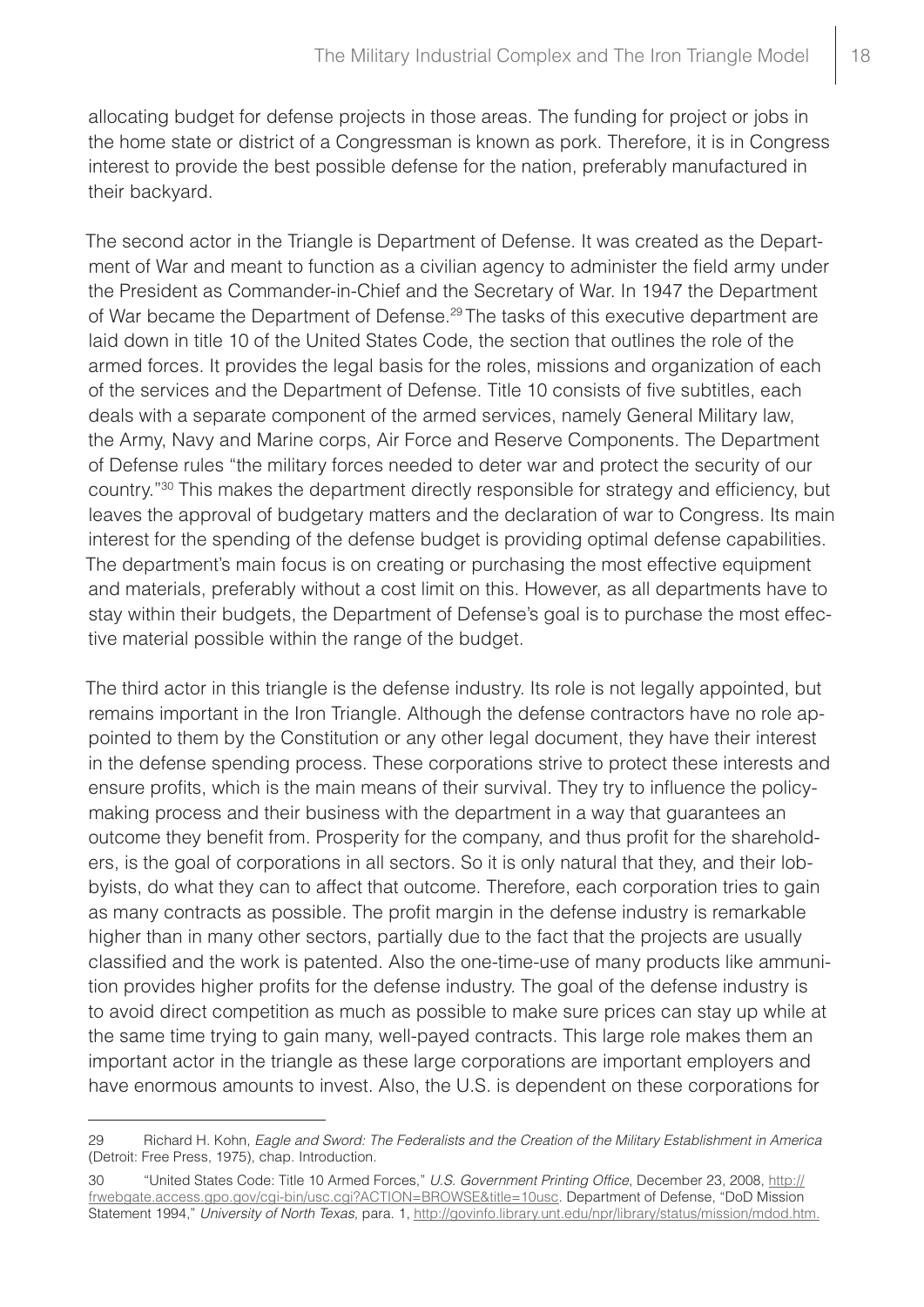allocating budget for defense projects in those areas. The funding for project or jobs in the home state or district of a Congressman is known as pork. Therefore, it is in Congress interest to provide the best possible defense for the nation, preferably manufactured in their backyard.

The second actor in the Triangle is Department of Defense. It was created as the Department of War and meant to function as a civilian agency to administer the field army under the President as Commander-in-Chief and the Secretary of War. In 1947 the Department of War became the Department of Defense.[29] The tasks of this executive department are laid down in title 10 of the United States Code, the section that outlines the role of the armed forces. It provides the legal basis for the roles, missions and organization of each of the services and the Department of Defense. Title 10 consists of five subtitles, each deals with a separate component of the armed services, namely General Military law, the Army, Navy and Marine corps, Air Force and Reserve Components. The Department of Defense rules "the military forces needed to deter war and protect the security of our country."[30] This makes the department directly responsible for strategy and efficiency, but leaves the approval of budgetary matters and the declaration of war to Congress. Its main interest for the spending of the defense budget is providing optimal defense capabilities. The department's main focus is on creating or purchasing the most effective equipment and materials, preferably without a cost limit on this. However, as all departments have to stay within their budgets, the Department of Defense's goal is to purchase the most effective material possible within the range of the budget.

The third actor in this triangle is the defense industry. Its role is not legally appointed, but remains important in the Iron Triangle. Although the defense contractors have no role appointed to them by the Constitution or any other legal document, they have their interest in the defense spending process. These corporations strive to protect these interests and ensure profits, which is the main means of their survival. They try to influence the policymaking process and their business with the department in a way that guarantees an outcome they benefit from. Prosperity for the company, and thus profit for the shareholders, is the goal of corporations in all sectors. So it is only natural that they, and their lobbyists, do what they can to affect that outcome. Therefore, each corporation tries to gain as many contracts as possible. The profit margin in the defense industry is remarkable higher than in many other sectors, partially due to the fact that the projects are usually classified and the work is patented. Also the one-time-use of many products like ammunition provides higher profits for the defense industry. The goal of the defense industry is to avoid direct competition as much as possible to make sure prices can stay up while at the same time trying to gain many, well-payed contracts. This large role makes them an important actor in the triangle as these large corporations are important employers and have enormous amounts to invest. Also, the U.S. is dependent on these corporations for

---

29 Richard H. Kohn, *Eagle and Sword: The Federalists and the Creation of the Military Establishment in America* (Detroit: Free Press, 1975), chap. Introduction.

30 "United States Code: Title 10 Armed Forces," *U.S. Government Printing Office*, December 23, 2008, http://frwebgate.access.gpo.gov/cgi-bin/usc.cgi?ACTION=BROWSE&title=10usc. Department of Defense, "DoD Mission Statement 1994," *University of North Texas*, para. 1, http://govinfo.library.unt.edu/npr/library/status/mission/mdod.htm.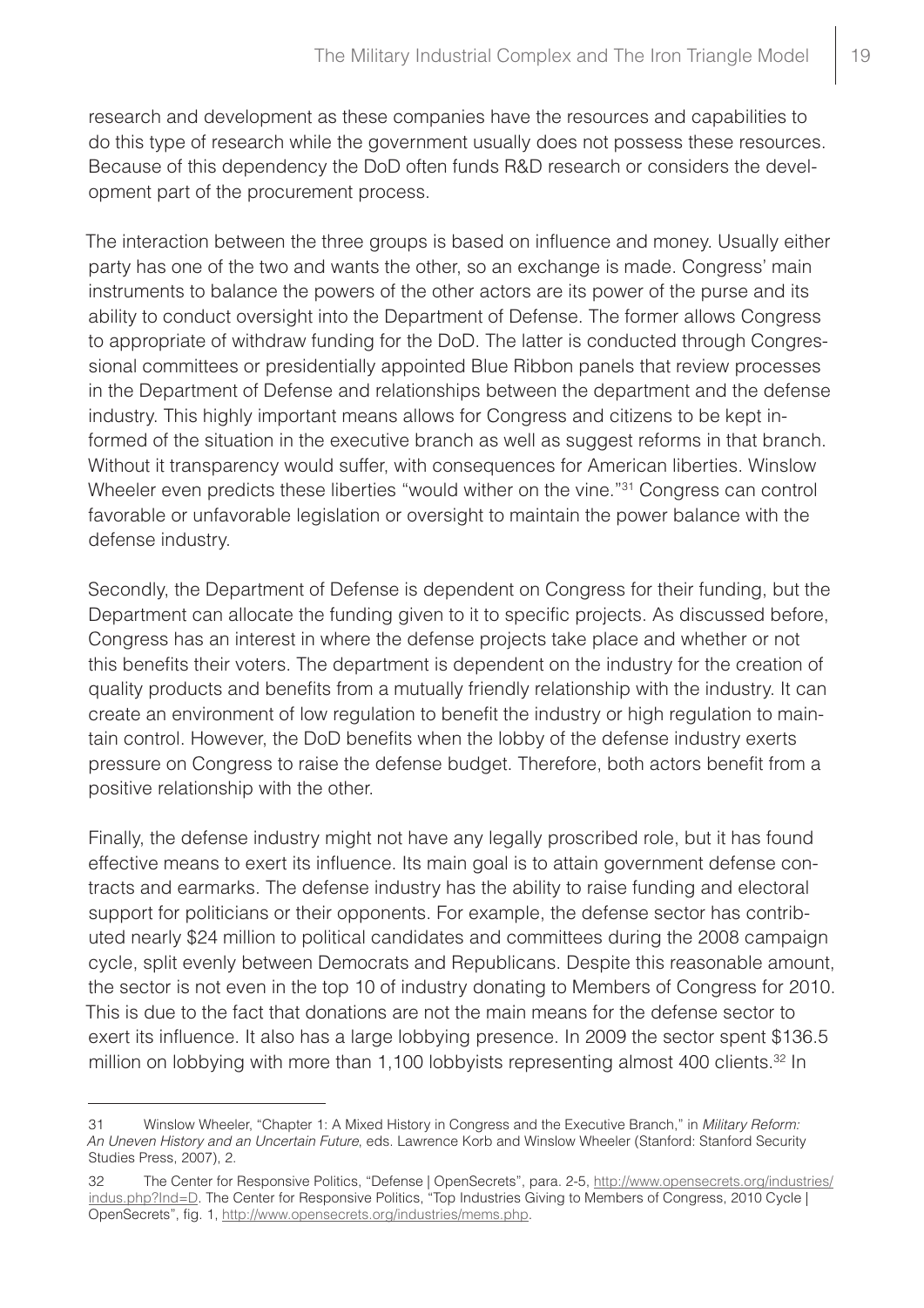research and development as these companies have the resources and capabilities to do this type of research while the government usually does not possess these resources. Because of this dependency the DoD often funds R&D research or considers the development part of the procurement process.

The interaction between the three groups is based on influence and money. Usually either party has one of the two and wants the other, so an exchange is made. Congress' main instruments to balance the powers of the other actors are its power of the purse and its ability to conduct oversight into the Department of Defense. The former allows Congress to appropriate of withdraw funding for the DoD. The latter is conducted through Congressional committees or presidentially appointed Blue Ribbon panels that review processes in the Department of Defense and relationships between the department and the defense industry. This highly important means allows for Congress and citizens to be kept informed of the situation in the executive branch as well as suggest reforms in that branch. Without it transparency would suffer, with consequences for American liberties. Winslow Wheeler even predicts these liberties "would wither on the vine."[31] Congress can control favorable or unfavorable legislation or oversight to maintain the power balance with the defense industry.

Secondly, the Department of Defense is dependent on Congress for their funding, but the Department can allocate the funding given to it to specific projects. As discussed before, Congress has an interest in where the defense projects take place and whether or not this benefits their voters. The department is dependent on the industry for the creation of quality products and benefits from a mutually friendly relationship with the industry. It can create an environment of low regulation to benefit the industry or high regulation to maintain control. However, the DoD benefits when the lobby of the defense industry exerts pressure on Congress to raise the defense budget. Therefore, both actors benefit from a positive relationship with the other.

Finally, the defense industry might not have any legally proscribed role, but it has found effective means to exert its influence. Its main goal is to attain government defense contracts and earmarks. The defense industry has the ability to raise funding and electoral support for politicians or their opponents. For example, the defense sector has contributed nearly $24 million to political candidates and committees during the 2008 campaign cycle, split evenly between Democrats and Republicans. Despite this reasonable amount, the sector is not even in the top 10 of industry donating to Members of Congress for 2010. This is due to the fact that donations are not the main means for the defense sector to exert its influence. It also has a large lobbying presence. In 2009 the sector spent $136.5 million on lobbying with more than 1,100 lobbyists representing almost 400 clients.[32] In

---

31 Winslow Wheeler, "Chapter 1: A Mixed History in Congress and the Executive Branch," in *Military Reform: An Uneven History and an Uncertain Future*, eds. Lawrence Korb and Winslow Wheeler (Stanford: Stanford Security Studies Press, 2007), 2.

32 The Center for Responsive Politics, "Defense | OpenSecrets", para. 2-5, http://www.opensecrets.org/industries/indus.php?Ind=D. The Center for Responsive Politics, "Top Industries Giving to Members of Congress, 2010 Cycle | OpenSecrets", fig. 1, http://www.opensecrets.org/industries/mems.php.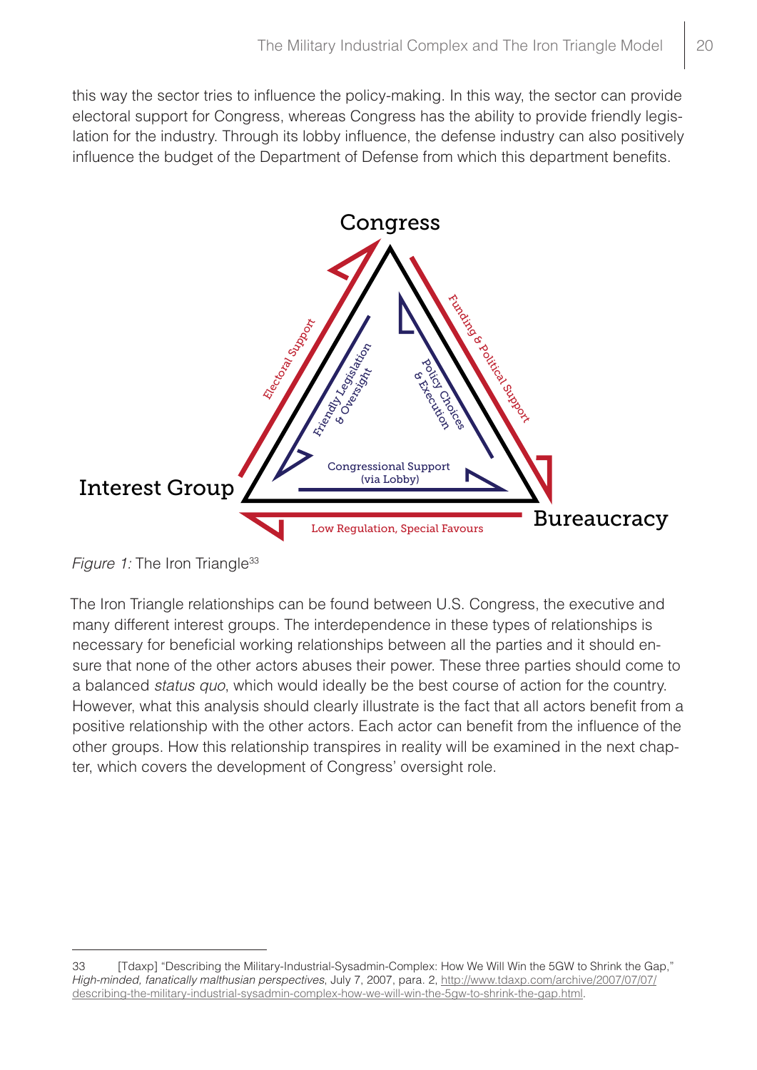this way the sector tries to influence the policy-making. In this way, the sector can provide electoral support for Congress, whereas Congress has the ability to provide friendly legislation for the industry. Through its lobby influence, the defense industry can also positively influence the budget of the Department of Defense from which this department benefits.

Congress

Electoral Support

Friendly Legislation & Oversight

Policy Choices & Execution

Funding & Political Support

Congressional Support (via Lobby)

Interest Group

Bureaucracy

Low Regulation, Special Favours

*Figure 1:* The Iron Triangle[33]

The Iron Triangle relationships can be found between U.S. Congress, the executive and many different interest groups. The interdependence in these types of relationships is necessary for beneficial working relationships between all the parties and it should ensure that none of the other actors abuses their power. These three parties should come to a balanced *status quo*, which would ideally be the best course of action for the country. However, what this analysis should clearly illustrate is the fact that all actors benefit from a positive relationship with the other actors. Each actor can benefit from the influence of the other groups. How this relationship transpires in reality will be examined in the next chapter, which covers the development of Congress' oversight role.

---

33 [Tdaxp] "Describing the Military-Industrial-Sysadmin-Complex: How We Will Win the 5GW to Shrink the Gap," *High-minded, fanatically malthusian perspectives*, July 7, 2007, para. 2, http://www.tdaxp.com/archive/2007/07/07/describing-the-military-industrial-sysadmin-complex-how-we-will-win-the-5gw-to-shrink-the-gap.html.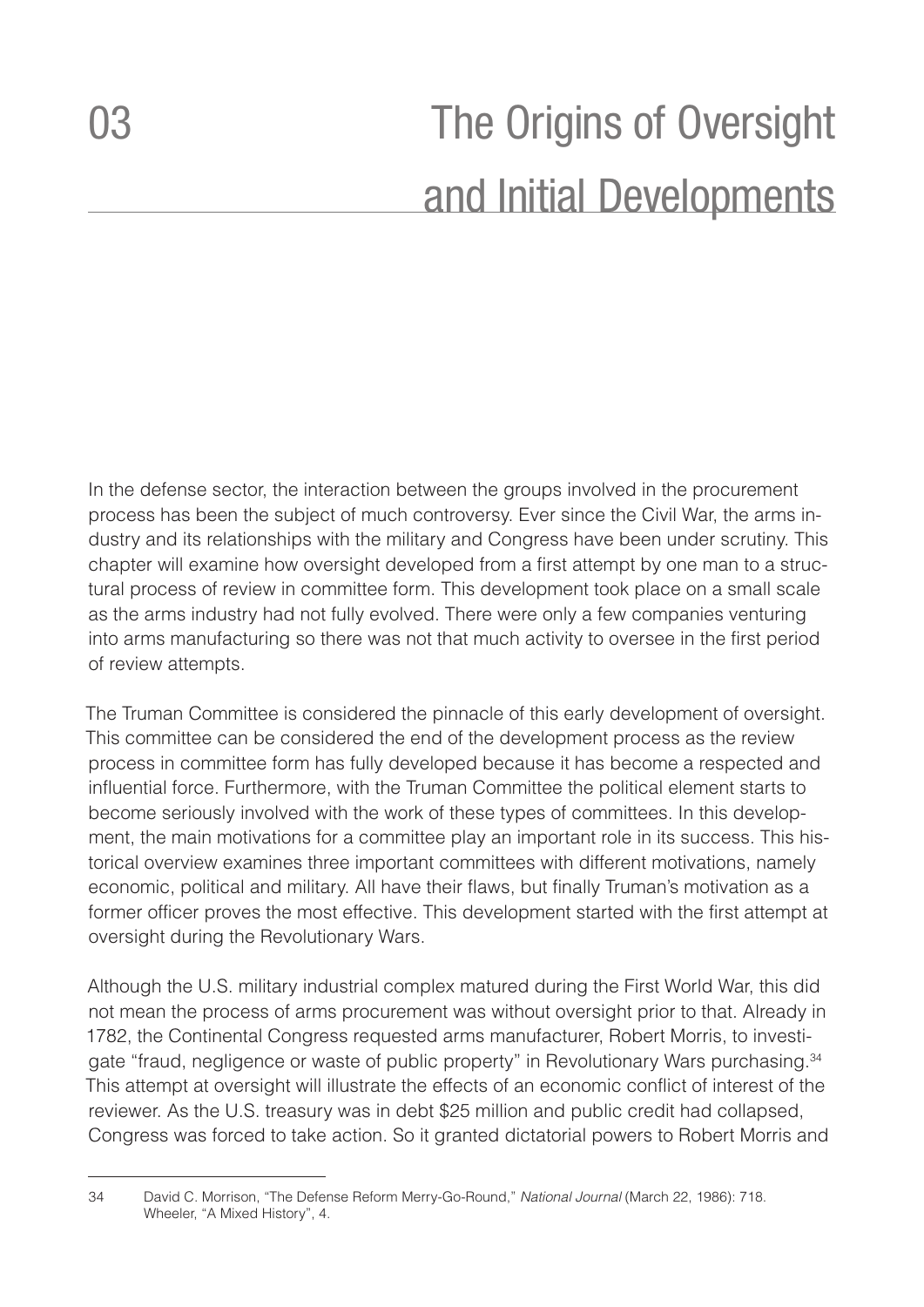# 03 The Origins of Oversight and Initial Developments

In the defense sector, the interaction between the groups involved in the procurement process has been the subject of much controversy. Ever since the Civil War, the arms industry and its relationships with the military and Congress have been under scrutiny. This chapter will examine how oversight developed from a first attempt by one man to a structural process of review in committee form. This development took place on a small scale as the arms industry had not fully evolved. There were only a few companies venturing into arms manufacturing so there was not that much activity to oversee in the first period of review attempts.

The Truman Committee is considered the pinnacle of this early development of oversight. This committee can be considered the end of the development process as the review process in committee form has fully developed because it has become a respected and influential force. Furthermore, with the Truman Committee the political element starts to become seriously involved with the work of these types of committees. In this development, the main motivations for a committee play an important role in its success. This historical overview examines three important committees with different motivations, namely economic, political and military. All have their flaws, but finally Truman's motivation as a former officer proves the most effective. This development started with the first attempt at oversight during the Revolutionary Wars.

Although the U.S. military industrial complex matured during the First World War, this did not mean the process of arms procurement was without oversight prior to that. Already in 1782, the Continental Congress requested arms manufacturer, Robert Morris, to investigate "fraud, negligence or waste of public property" in Revolutionary Wars purchasing.[34] This attempt at oversight will illustrate the effects of an economic conflict of interest of the reviewer. As the U.S. treasury was in debt $25 million and public credit had collapsed, Congress was forced to take action. So it granted dictatorial powers to Robert Morris and

---

34 David C. Morrison, "The Defense Reform Merry-Go-Round," *National Journal* (March 22, 1986): 718. Wheeler, "A Mixed History", 4.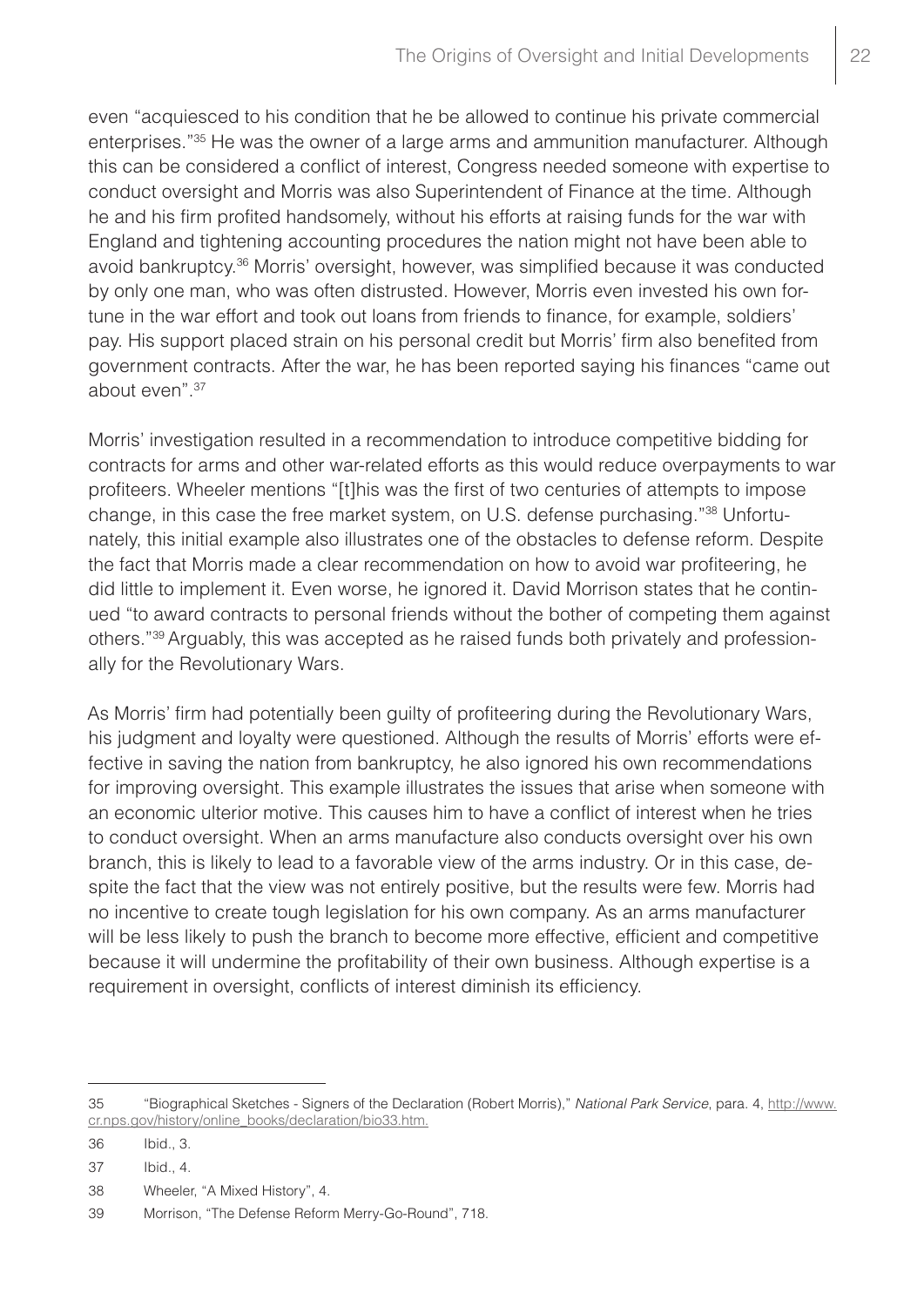even "acquiesced to his condition that he be allowed to continue his private commercial enterprises."[35] He was the owner of a large arms and ammunition manufacturer. Although this can be considered a conflict of interest, Congress needed someone with expertise to conduct oversight and Morris was also Superintendent of Finance at the time. Although he and his firm profited handsomely, without his efforts at raising funds for the war with England and tightening accounting procedures the nation might not have been able to avoid bankruptcy.[36] Morris' oversight, however, was simplified because it was conducted by only one man, who was often distrusted. However, Morris even invested his own fortune in the war effort and took out loans from friends to finance, for example, soldiers' pay. His support placed strain on his personal credit but Morris' firm also benefited from government contracts. After the war, he has been reported saying his finances "came out about even".[37]

Morris' investigation resulted in a recommendation to introduce competitive bidding for contracts for arms and other war-related efforts as this would reduce overpayments to war profiteers. Wheeler mentions "[t]his was the first of two centuries of attempts to impose change, in this case the free market system, on U.S. defense purchasing."[38] Unfortunately, this initial example also illustrates one of the obstacles to defense reform. Despite the fact that Morris made a clear recommendation on how to avoid war profiteering, he did little to implement it. Even worse, he ignored it. David Morrison states that he continued "to award contracts to personal friends without the bother of competing them against others."[39] Arguably, this was accepted as he raised funds both privately and professionally for the Revolutionary Wars.

As Morris' firm had potentially been guilty of profiteering during the Revolutionary Wars, his judgment and loyalty were questioned. Although the results of Morris' efforts were effective in saving the nation from bankruptcy, he also ignored his own recommendations for improving oversight. This example illustrates the issues that arise when someone with an economic ulterior motive. This causes him to have a conflict of interest when he tries to conduct oversight. When an arms manufacture also conducts oversight over his own branch, this is likely to lead to a favorable view of the arms industry. Or in this case, despite the fact that the view was not entirely positive, but the results were few. Morris had no incentive to create tough legislation for his own company. As an arms manufacturer will be less likely to push the branch to become more effective, efficient and competitive because it will undermine the profitability of their own business. Although expertise is a requirement in oversight, conflicts of interest diminish its efficiency.

---

35 "Biographical Sketches - Signers of the Declaration (Robert Morris)," *National Park Service*, para. 4, http://www.cr.nps.gov/history/online_books/declaration/bio33.htm.

36 Ibid., 3.

37 Ibid., 4.

38 Wheeler, "A Mixed History", 4.

39 Morrison, "The Defense Reform Merry-Go-Round", 718.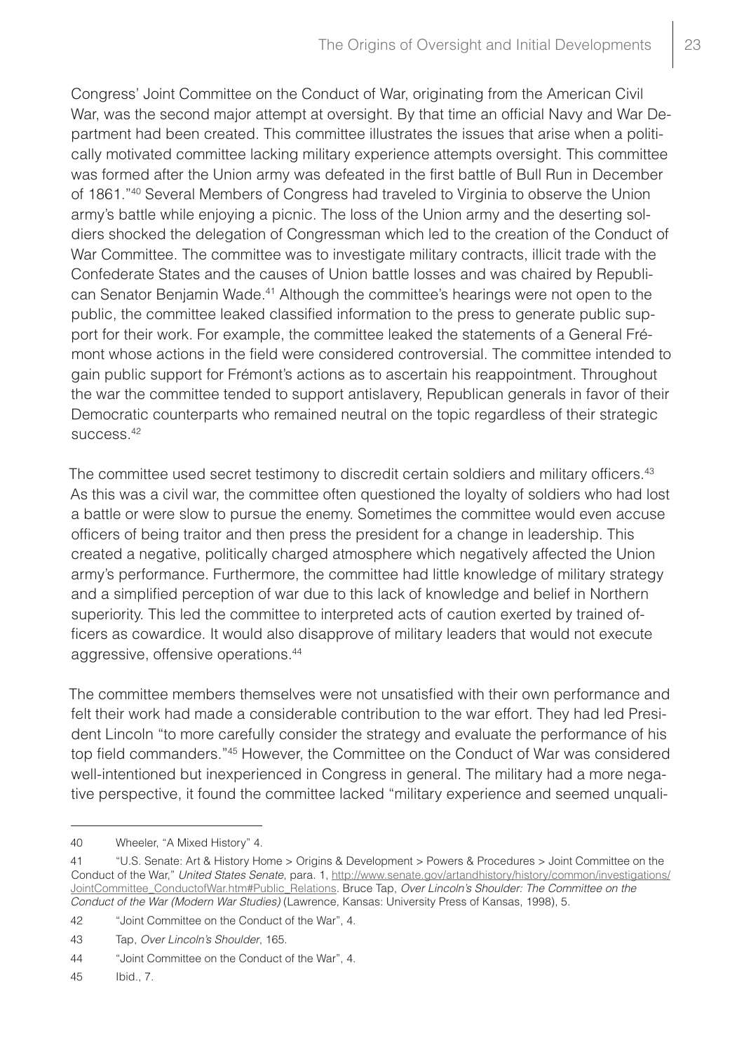Congress' Joint Committee on the Conduct of War, originating from the American Civil War, was the second major attempt at oversight. By that time an official Navy and War Department had been created. This committee illustrates the issues that arise when a politically motivated committee lacking military experience attempts oversight. This committee was formed after the Union army was defeated in the first battle of Bull Run in December of 1861."[40] Several Members of Congress had traveled to Virginia to observe the Union army's battle while enjoying a picnic. The loss of the Union army and the deserting soldiers shocked the delegation of Congressman which led to the creation of the Conduct of War Committee. The committee was to investigate military contracts, illicit trade with the Confederate States and the causes of Union battle losses and was chaired by Republican Senator Benjamin Wade.[41] Although the committee's hearings were not open to the public, the committee leaked classified information to the press to generate public support for their work. For example, the committee leaked the statements of a General Frémont whose actions in the field were considered controversial. The committee intended to gain public support for Frémont's actions as to ascertain his reappointment. Throughout the war the committee tended to support antislavery, Republican generals in favor of their Democratic counterparts who remained neutral on the topic regardless of their strategic success.[42]

The committee used secret testimony to discredit certain soldiers and military officers.[43] As this was a civil war, the committee often questioned the loyalty of soldiers who had lost a battle or were slow to pursue the enemy. Sometimes the committee would even accuse officers of being traitor and then press the president for a change in leadership. This created a negative, politically charged atmosphere which negatively affected the Union army's performance. Furthermore, the committee had little knowledge of military strategy and a simplified perception of war due to this lack of knowledge and belief in Northern superiority. This led the committee to interpreted acts of caution exerted by trained officers as cowardice. It would also disapprove of military leaders that would not execute aggressive, offensive operations.[44]

The committee members themselves were not unsatisfied with their own performance and felt their work had made a considerable contribution to the war effort. They had led President Lincoln "to more carefully consider the strategy and evaluate the performance of his top field commanders."[45] However, the Committee on the Conduct of War was considered well-intentioned but inexperienced in Congress in general. The military had a more negative perspective, it found the committee lacked "military experience and seemed unquali-

---

40 Wheeler, "A Mixed History" 4.

41 "U.S. Senate: Art & History Home > Origins & Development > Powers & Procedures > Joint Committee on the Conduct of the War," *United States Senate*, para. 1, http://www.senate.gov/artandhistory/history/common/investigations/JointCommittee_ConductofWar.htm#Public_Relations. Bruce Tap, *Over Lincoln's Shoulder: The Committee on the Conduct of the War (Modern War Studies)* (Lawrence, Kansas: University Press of Kansas, 1998), 5.

42 "Joint Committee on the Conduct of the War", 4.

43 Tap, *Over Lincoln's Shoulder*, 165.

44 "Joint Committee on the Conduct of the War", 4.

45 Ibid., 7.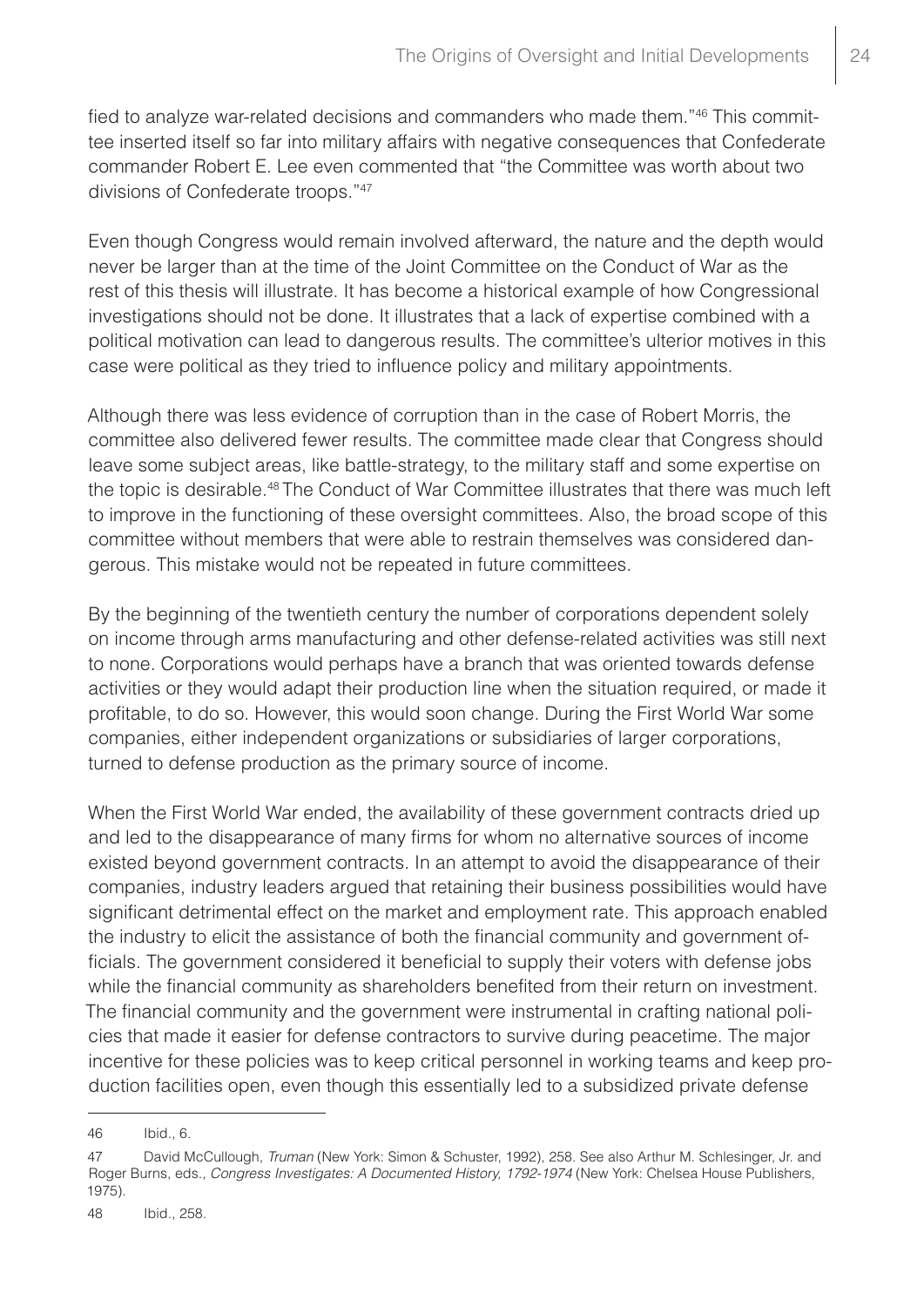fied to analyze war-related decisions and commanders who made them."[46] This committee inserted itself so far into military affairs with negative consequences that Confederate commander Robert E. Lee even commented that "the Committee was worth about two divisions of Confederate troops."[47]

Even though Congress would remain involved afterward, the nature and the depth would never be larger than at the time of the Joint Committee on the Conduct of War as the rest of this thesis will illustrate. It has become a historical example of how Congressional investigations should not be done. It illustrates that a lack of expertise combined with a political motivation can lead to dangerous results. The committee's ulterior motives in this case were political as they tried to influence policy and military appointments.

Although there was less evidence of corruption than in the case of Robert Morris, the committee also delivered fewer results. The committee made clear that Congress should leave some subject areas, like battle-strategy, to the military staff and some expertise on the topic is desirable.[48] The Conduct of War Committee illustrates that there was much left to improve in the functioning of these oversight committees. Also, the broad scope of this committee without members that were able to restrain themselves was considered dangerous. This mistake would not be repeated in future committees.

By the beginning of the twentieth century the number of corporations dependent solely on income through arms manufacturing and other defense-related activities was still next to none. Corporations would perhaps have a branch that was oriented towards defense activities or they would adapt their production line when the situation required, or made it profitable, to do so. However, this would soon change. During the First World War some companies, either independent organizations or subsidiaries of larger corporations, turned to defense production as the primary source of income.

When the First World War ended, the availability of these government contracts dried up and led to the disappearance of many firms for whom no alternative sources of income existed beyond government contracts. In an attempt to avoid the disappearance of their companies, industry leaders argued that retaining their business possibilities would have significant detrimental effect on the market and employment rate. This approach enabled the industry to elicit the assistance of both the financial community and government officials. The government considered it beneficial to supply their voters with defense jobs while the financial community as shareholders benefited from their return on investment. The financial community and the government were instrumental in crafting national policies that made it easier for defense contractors to survive during peacetime. The major incentive for these policies was to keep critical personnel in working teams and keep production facilities open, even though this essentially led to a subsidized private defense

---

46 Ibid., 6.

47 David McCullough, *Truman* (New York: Simon & Schuster, 1992), 258. See also Arthur M. Schlesinger, Jr. and Roger Burns, eds., *Congress Investigates: A Documented History, 1792-1974* (New York: Chelsea House Publishers, 1975).

48 Ibid., 258.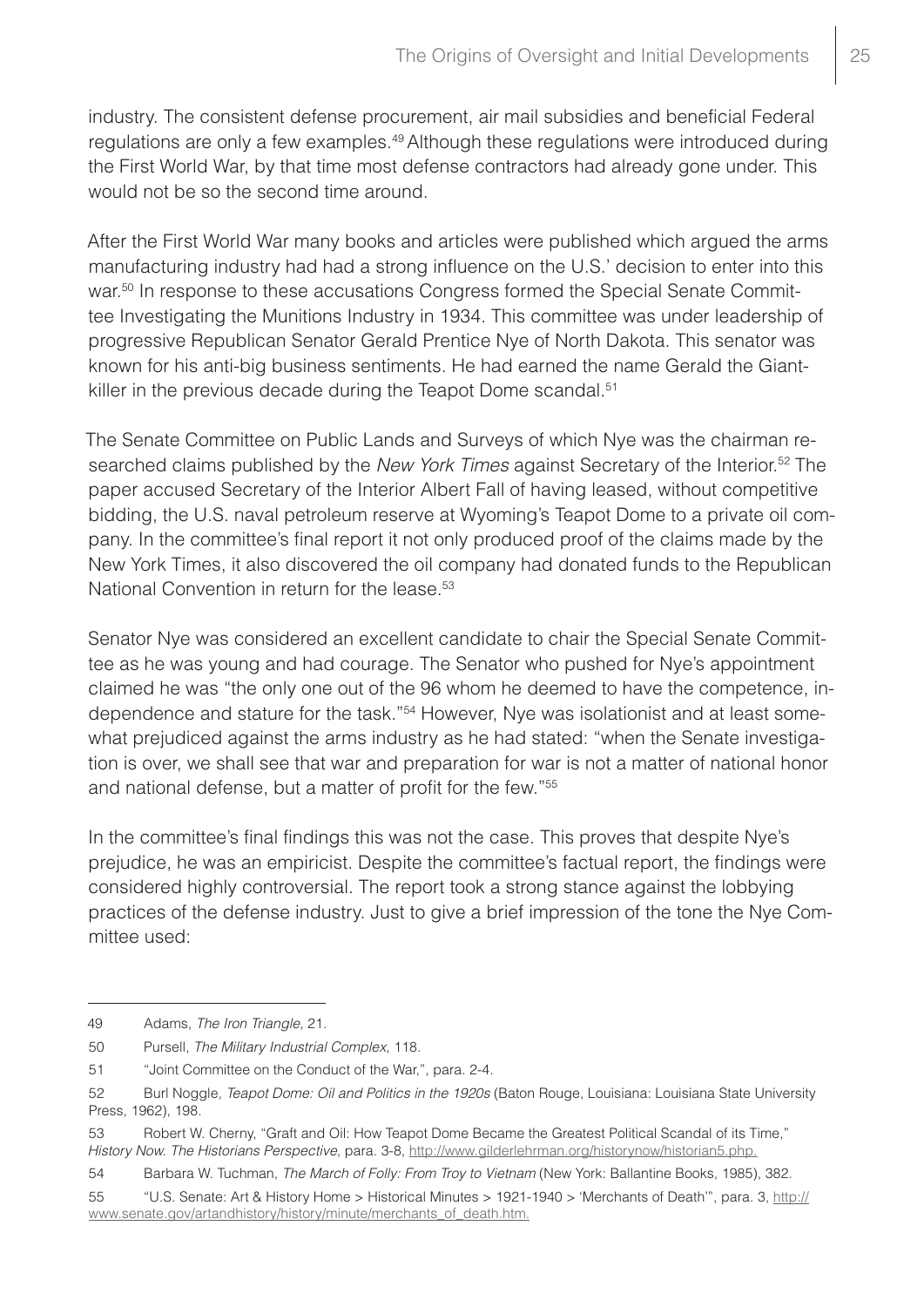industry. The consistent defense procurement, air mail subsidies and beneficial Federal regulations are only a few examples.[49] Although these regulations were introduced during the First World War, by that time most defense contractors had already gone under. This would not be so the second time around.

After the First World War many books and articles were published which argued the arms manufacturing industry had had a strong influence on the U.S.' decision to enter into this war.[50] In response to these accusations Congress formed the Special Senate Committee Investigating the Munitions Industry in 1934. This committee was under leadership of progressive Republican Senator Gerald Prentice Nye of North Dakota. This senator was known for his anti-big business sentiments. He had earned the name Gerald the Giant-killer in the previous decade during the Teapot Dome scandal.[51]

The Senate Committee on Public Lands and Surveys of which Nye was the chairman researched claims published by the *New York Times* against Secretary of the Interior.[52] The paper accused Secretary of the Interior Albert Fall of having leased, without competitive bidding, the U.S. naval petroleum reserve at Wyoming's Teapot Dome to a private oil company. In the committee's final report it not only produced proof of the claims made by the New York Times, it also discovered the oil company had donated funds to the Republican National Convention in return for the lease.[53]

Senator Nye was considered an excellent candidate to chair the Special Senate Committee as he was young and had courage. The Senator who pushed for Nye's appointment claimed he was "the only one out of the 96 whom he deemed to have the competence, independence and stature for the task."[54] However, Nye was isolationist and at least somewhat prejudiced against the arms industry as he had stated: "when the Senate investigation is over, we shall see that war and preparation for war is not a matter of national honor and national defense, but a matter of profit for the few."[55]

In the committee's final findings this was not the case. This proves that despite Nye's prejudice, he was an empiricist. Despite the committee's factual report, the findings were considered highly controversial. The report took a strong stance against the lobbying practices of the defense industry. Just to give a brief impression of the tone the Nye Committee used:

---

49 Adams, *The Iron Triangle,* 21.

50 Pursell, *The Military Industrial Complex*, 118.

51 "Joint Committee on the Conduct of the War,", para. 2-4.

52 Burl Noggle, *Teapot Dome: Oil and Politics in the 1920s* (Baton Rouge, Louisiana: Louisiana State University Press, 1962), 198.

53 Robert W. Cherny, "Graft and Oil: How Teapot Dome Became the Greatest Political Scandal of its Time," *History Now. The Historians Perspective*, para. 3-8, http://www.gilderlehrman.org/historynow/historian5.php.

54 Barbara W. Tuchman, *The March of Folly: From Troy to Vietnam* (New York: Ballantine Books, 1985), 382.

55 "U.S. Senate: Art & History Home > Historical Minutes > 1921-1940 > 'Merchants of Death'", para. 3, http://www.senate.gov/artandhistory/history/minute/merchants_of_death.htm.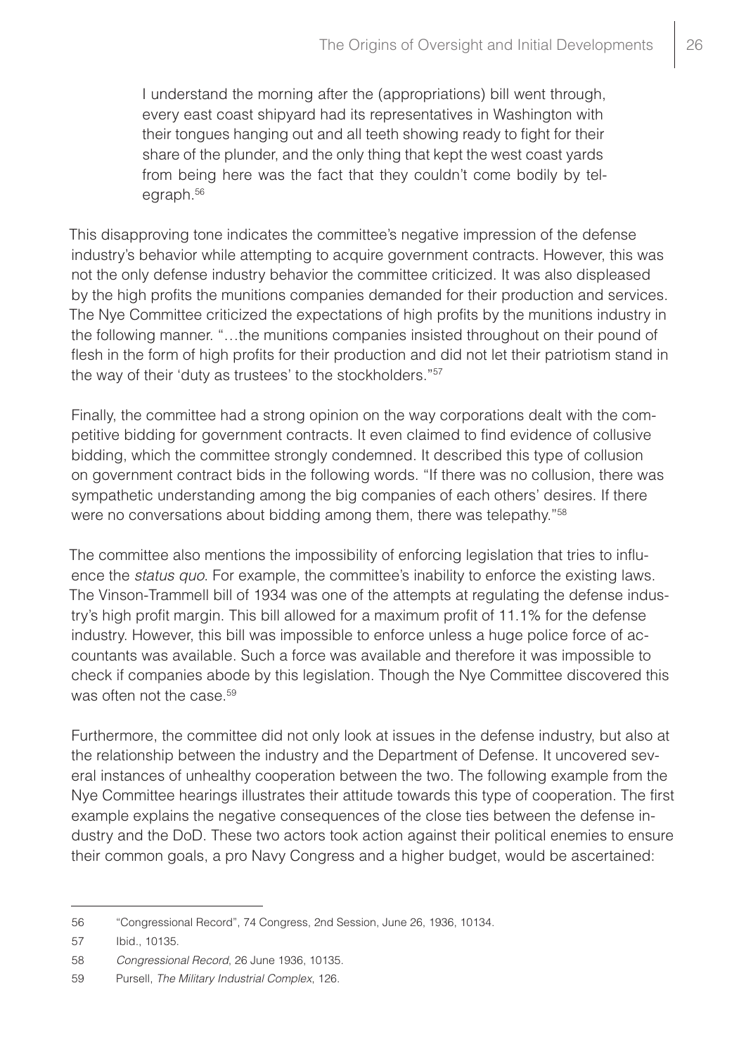> I understand the morning after the (appropriations) bill went through, every east coast shipyard had its representatives in Washington with their tongues hanging out and all teeth showing ready to fight for their share of the plunder, and the only thing that kept the west coast yards from being here was the fact that they couldn't come bodily by telegraph.[56]

This disapproving tone indicates the committee's negative impression of the defense industry's behavior while attempting to acquire government contracts. However, this was not the only defense industry behavior the committee criticized. It was also displeased by the high profits the munitions companies demanded for their production and services. The Nye Committee criticized the expectations of high profits by the munitions industry in the following manner. "…the munitions companies insisted throughout on their pound of flesh in the form of high profits for their production and did not let their patriotism stand in the way of their 'duty as trustees' to the stockholders."[57]

Finally, the committee had a strong opinion on the way corporations dealt with the competitive bidding for government contracts. It even claimed to find evidence of collusive bidding, which the committee strongly condemned. It described this type of collusion on government contract bids in the following words. "If there was no collusion, there was sympathetic understanding among the big companies of each others' desires. If there were no conversations about bidding among them, there was telepathy."[58]

The committee also mentions the impossibility of enforcing legislation that tries to influence the *status quo*. For example, the committee's inability to enforce the existing laws. The Vinson-Trammell bill of 1934 was one of the attempts at regulating the defense industry's high profit margin. This bill allowed for a maximum profit of 11.1% for the defense industry. However, this bill was impossible to enforce unless a huge police force of accountants was available. Such a force was available and therefore it was impossible to check if companies abode by this legislation. Though the Nye Committee discovered this was often not the case.[59]

Furthermore, the committee did not only look at issues in the defense industry, but also at the relationship between the industry and the Department of Defense. It uncovered several instances of unhealthy cooperation between the two. The following example from the Nye Committee hearings illustrates their attitude towards this type of cooperation. The first example explains the negative consequences of the close ties between the defense industry and the DoD. These two actors took action against their political enemies to ensure their common goals, a pro Navy Congress and a higher budget, would be ascertained:

---

56 "Congressional Record", 74 Congress, 2nd Session, June 26, 1936, 10134.

57 Ibid., 10135.

58 *Congressional Record*, 26 June 1936, 10135.

59 Pursell, *The Military Industrial Complex*, 126.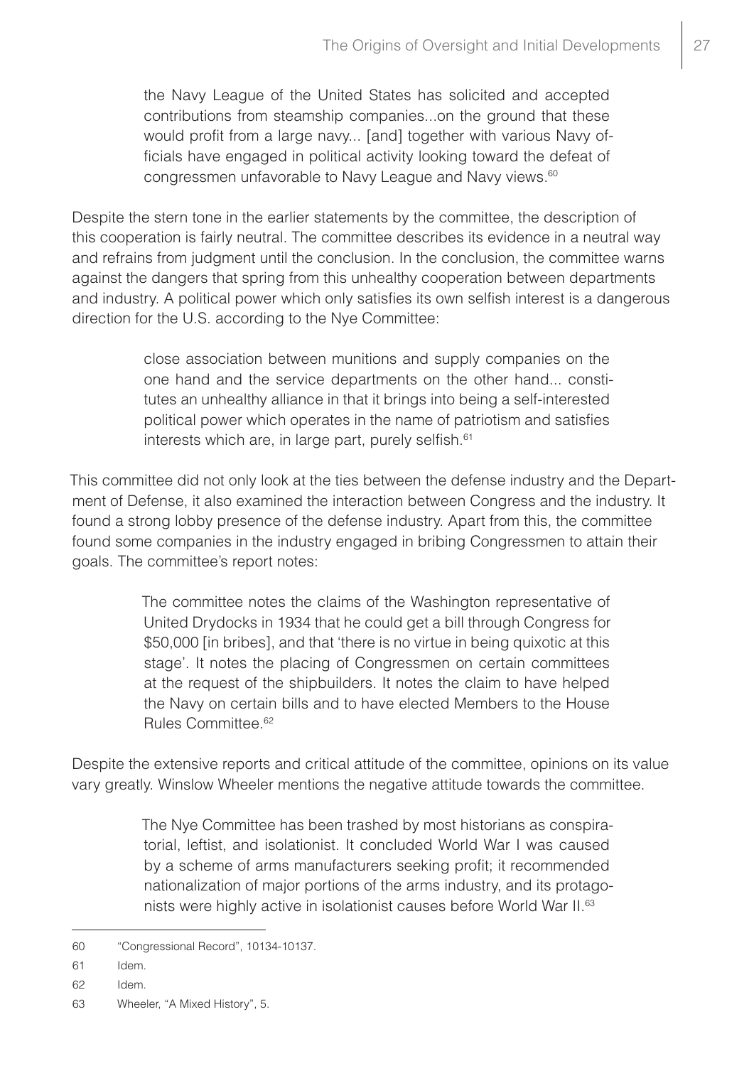> the Navy League of the United States has solicited and accepted contributions from steamship companies...on the ground that these would profit from a large navy... [and] together with various Navy officials have engaged in political activity looking toward the defeat of congressmen unfavorable to Navy League and Navy views.[60]

Despite the stern tone in the earlier statements by the committee, the description of this cooperation is fairly neutral. The committee describes its evidence in a neutral way and refrains from judgment until the conclusion. In the conclusion, the committee warns against the dangers that spring from this unhealthy cooperation between departments and industry. A political power which only satisfies its own selfish interest is a dangerous direction for the U.S. according to the Nye Committee:

> close association between munitions and supply companies on the one hand and the service departments on the other hand... constitutes an unhealthy alliance in that it brings into being a self-interested political power which operates in the name of patriotism and satisfies interests which are, in large part, purely selfish.[61]

This committee did not only look at the ties between the defense industry and the Department of Defense, it also examined the interaction between Congress and the industry. It found a strong lobby presence of the defense industry. Apart from this, the committee found some companies in the industry engaged in bribing Congressmen to attain their goals. The committee's report notes:

> The committee notes the claims of the Washington representative of United Drydocks in 1934 that he could get a bill through Congress for $50,000 [in bribes], and that 'there is no virtue in being quixotic at this stage'. It notes the placing of Congressmen on certain committees at the request of the shipbuilders. It notes the claim to have helped the Navy on certain bills and to have elected Members to the House Rules Committee.[62]

Despite the extensive reports and critical attitude of the committee, opinions on its value vary greatly. Winslow Wheeler mentions the negative attitude towards the committee.

> The Nye Committee has been trashed by most historians as conspiratorial, leftist, and isolationist. It concluded World War I was caused by a scheme of arms manufacturers seeking profit; it recommended nationalization of major portions of the arms industry, and its protagonists were highly active in isolationist causes before World War II.[63]

---

60 "Congressional Record", 10134-10137.

61 Idem.

62 Idem.

63 Wheeler, "A Mixed History", 5.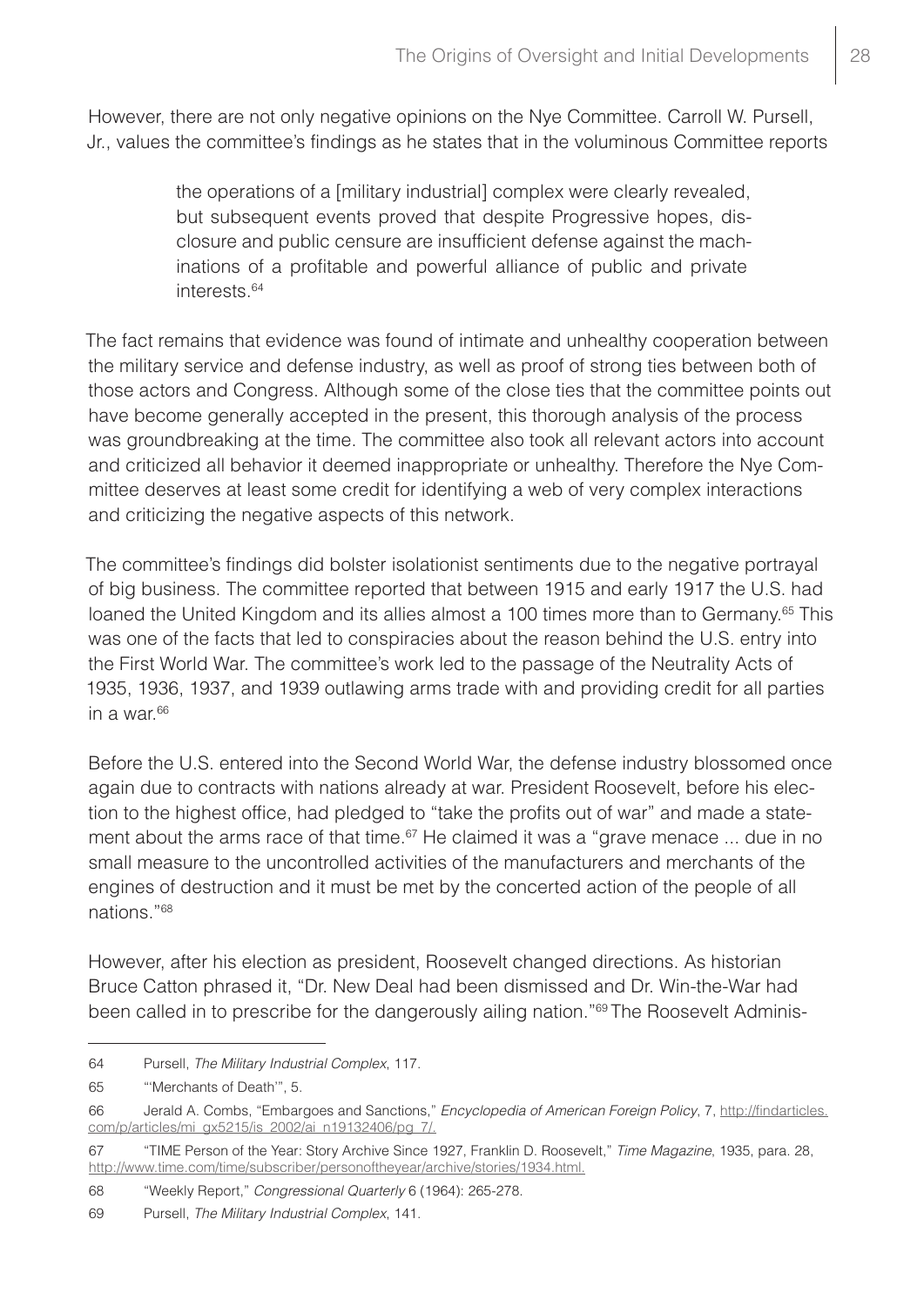However, there are not only negative opinions on the Nye Committee. Carroll W. Pursell, Jr., values the committee's findings as he states that in the voluminous Committee reports

> the operations of a [military industrial] complex were clearly revealed, but subsequent events proved that despite Progressive hopes, disclosure and public censure are insufficient defense against the machinations of a profitable and powerful alliance of public and private interests.[64]

The fact remains that evidence was found of intimate and unhealthy cooperation between the military service and defense industry, as well as proof of strong ties between both of those actors and Congress. Although some of the close ties that the committee points out have become generally accepted in the present, this thorough analysis of the process was groundbreaking at the time. The committee also took all relevant actors into account and criticized all behavior it deemed inappropriate or unhealthy. Therefore the Nye Committee deserves at least some credit for identifying a web of very complex interactions and criticizing the negative aspects of this network.

The committee's findings did bolster isolationist sentiments due to the negative portrayal of big business. The committee reported that between 1915 and early 1917 the U.S. had loaned the United Kingdom and its allies almost a 100 times more than to Germany.[65] This was one of the facts that led to conspiracies about the reason behind the U.S. entry into the First World War. The committee's work led to the passage of the Neutrality Acts of 1935, 1936, 1937, and 1939 outlawing arms trade with and providing credit for all parties in a war.[66]

Before the U.S. entered into the Second World War, the defense industry blossomed once again due to contracts with nations already at war. President Roosevelt, before his election to the highest office, had pledged to "take the profits out of war" and made a statement about the arms race of that time.[67] He claimed it was a "grave menace ... due in no small measure to the uncontrolled activities of the manufacturers and merchants of the engines of destruction and it must be met by the concerted action of the people of all nations."[68]

However, after his election as president, Roosevelt changed directions. As historian Bruce Catton phrased it, "Dr. New Deal had been dismissed and Dr. Win-the-War had been called in to prescribe for the dangerously ailing nation."[69] The Roosevelt Adminis-

---

64 Pursell, *The Military Industrial Complex*, 117.

65 "'Merchants of Death'", 5.

66 Jerald A. Combs, "Embargoes and Sanctions," *Encyclopedia of American Foreign Policy*, 7, http://findarticles.com/p/articles/mi_gx5215/is_2002/ai_n19132406/pg_7/.

67 "TIME Person of the Year: Story Archive Since 1927, Franklin D. Roosevelt," *Time Magazine*, 1935, para. 28, http://www.time.com/time/subscriber/personoftheyear/archive/stories/1934.html.

68 "Weekly Report," *Congressional Quarterly* 6 (1964): 265-278.

69 Pursell, *The Military Industrial Complex*, 141.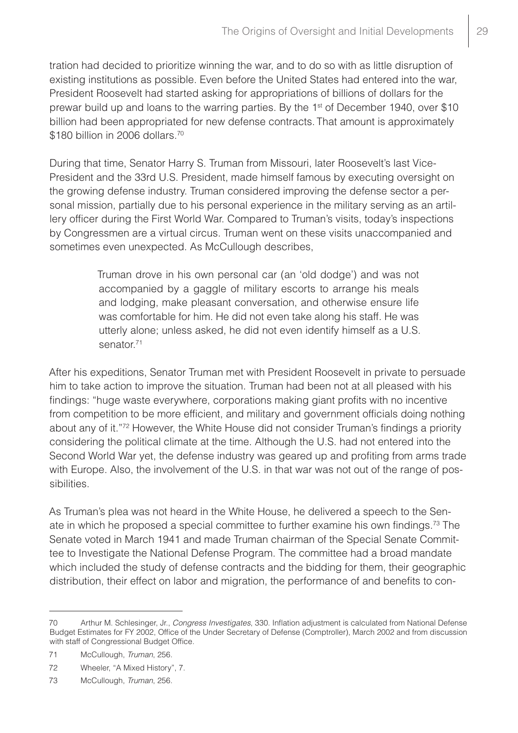tration had decided to prioritize winning the war, and to do so with as little disruption of existing institutions as possible. Even before the United States had entered into the war, President Roosevelt had started asking for appropriations of billions of dollars for the prewar build up and loans to the warring parties. By the 1st of December 1940, over $10 billion had been appropriated for new defense contracts. That amount is approximately $180 billion in 2006 dollars.[70]

During that time, Senator Harry S. Truman from Missouri, later Roosevelt's last Vice-President and the 33rd U.S. President, made himself famous by executing oversight on the growing defense industry. Truman considered improving the defense sector a personal mission, partially due to his personal experience in the military serving as an artillery officer during the First World War. Compared to Truman's visits, today's inspections by Congressmen are a virtual circus. Truman went on these visits unaccompanied and sometimes even unexpected. As McCullough describes,

> Truman drove in his own personal car (an 'old dodge') and was not accompanied by a gaggle of military escorts to arrange his meals and lodging, make pleasant conversation, and otherwise ensure life was comfortable for him. He did not even take along his staff. He was utterly alone; unless asked, he did not even identify himself as a U.S. senator.[71]

After his expeditions, Senator Truman met with President Roosevelt in private to persuade him to take action to improve the situation. Truman had been not at all pleased with his findings: "huge waste everywhere, corporations making giant profits with no incentive from competition to be more efficient, and military and government officials doing nothing about any of it."[72] However, the White House did not consider Truman's findings a priority considering the political climate at the time. Although the U.S. had not entered into the Second World War yet, the defense industry was geared up and profiting from arms trade with Europe. Also, the involvement of the U.S. in that war was not out of the range of possibilities.

As Truman's plea was not heard in the White House, he delivered a speech to the Senate in which he proposed a special committee to further examine his own findings.[73] The Senate voted in March 1941 and made Truman chairman of the Special Senate Committee to Investigate the National Defense Program. The committee had a broad mandate which included the study of defense contracts and the bidding for them, their geographic distribution, their effect on labor and migration, the performance of and benefits to con-

---

70 Arthur M. Schlesinger, Jr., *Congress Investigates*, 330. Inflation adjustment is calculated from National Defense Budget Estimates for FY 2002, Office of the Under Secretary of Defense (Comptroller), March 2002 and from discussion with staff of Congressional Budget Office.

71 McCullough, *Truman*, 256.

72 Wheeler, "A Mixed History", 7.

73 McCullough, *Truman*, 256.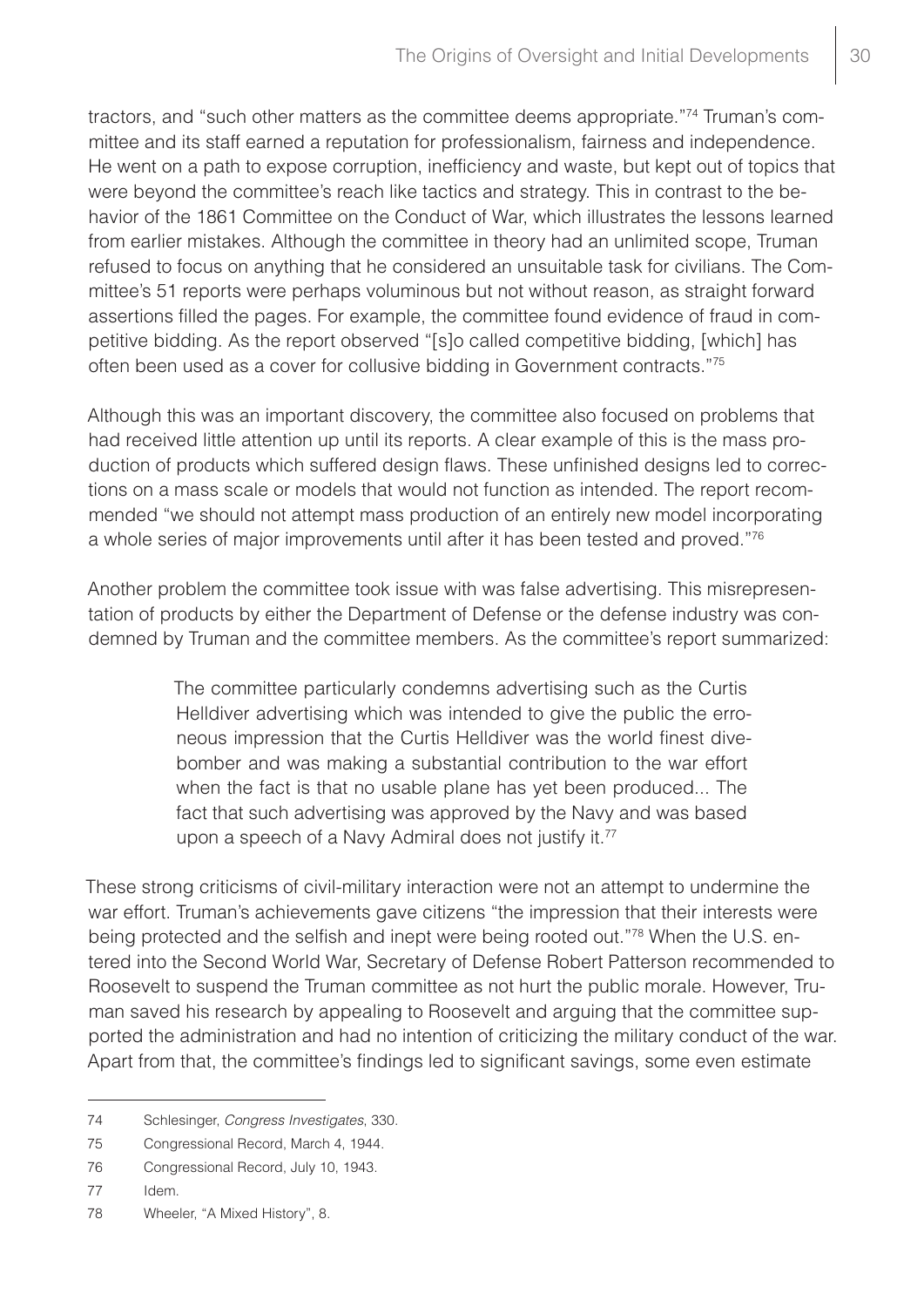tractors, and "such other matters as the committee deems appropriate."[74] Truman's committee and its staff earned a reputation for professionalism, fairness and independence. He went on a path to expose corruption, inefficiency and waste, but kept out of topics that were beyond the committee's reach like tactics and strategy. This in contrast to the behavior of the 1861 Committee on the Conduct of War, which illustrates the lessons learned from earlier mistakes. Although the committee in theory had an unlimited scope, Truman refused to focus on anything that he considered an unsuitable task for civilians. The Committee's 51 reports were perhaps voluminous but not without reason, as straight forward assertions filled the pages. For example, the committee found evidence of fraud in competitive bidding. As the report observed "[s]o called competitive bidding, [which] has often been used as a cover for collusive bidding in Government contracts."[75]

Although this was an important discovery, the committee also focused on problems that had received little attention up until its reports. A clear example of this is the mass production of products which suffered design flaws. These unfinished designs led to corrections on a mass scale or models that would not function as intended. The report recommended "we should not attempt mass production of an entirely new model incorporating a whole series of major improvements until after it has been tested and proved."[76]

Another problem the committee took issue with was false advertising. This misrepresentation of products by either the Department of Defense or the defense industry was condemned by Truman and the committee members. As the committee's report summarized:

> The committee particularly condemns advertising such as the Curtis Helldiver advertising which was intended to give the public the erroneous impression that the Curtis Helldiver was the world finest dive-bomber and was making a substantial contribution to the war effort when the fact is that no usable plane has yet been produced... The fact that such advertising was approved by the Navy and was based upon a speech of a Navy Admiral does not justify it.[77]

These strong criticisms of civil-military interaction were not an attempt to undermine the war effort. Truman's achievements gave citizens "the impression that their interests were being protected and the selfish and inept were being rooted out."[78] When the U.S. entered into the Second World War, Secretary of Defense Robert Patterson recommended to Roosevelt to suspend the Truman committee as not hurt the public morale. However, Truman saved his research by appealing to Roosevelt and arguing that the committee supported the administration and had no intention of criticizing the military conduct of the war. Apart from that, the committee's findings led to significant savings, some even estimate

---

74 Schlesinger, *Congress Investigates*, 330.

75 Congressional Record, March 4, 1944.

76 Congressional Record, July 10, 1943.

77 Idem.

78 Wheeler, "A Mixed History", 8.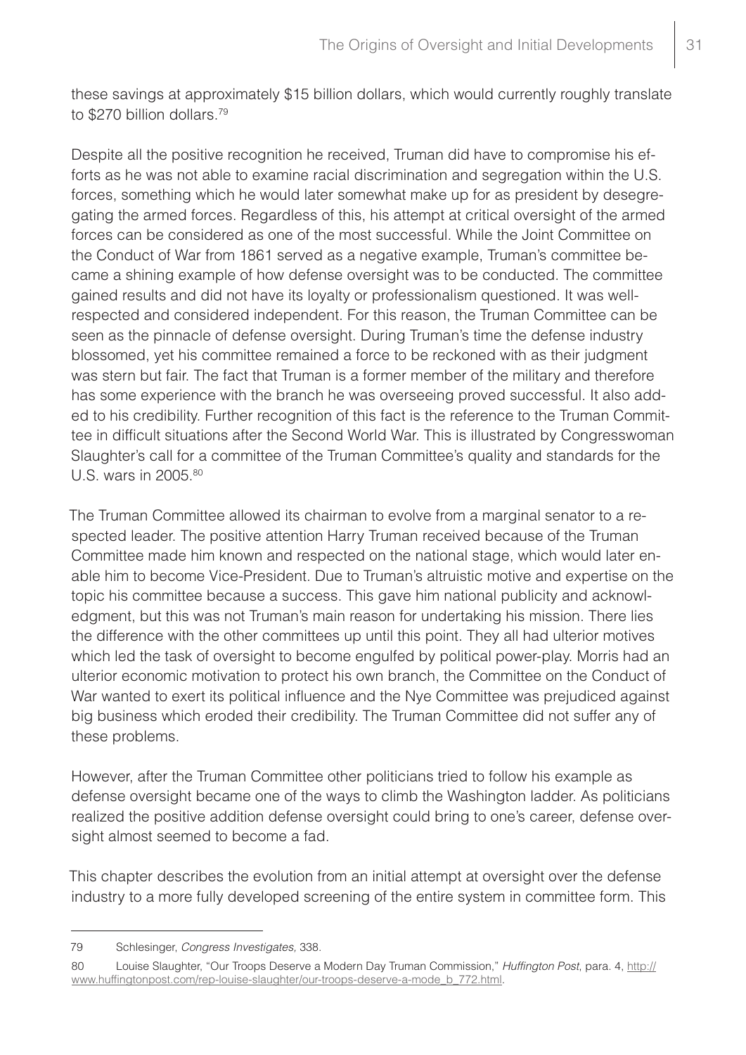these savings at approximately $15 billion dollars, which would currently roughly translate to $270 billion dollars.[79]

Despite all the positive recognition he received, Truman did have to compromise his efforts as he was not able to examine racial discrimination and segregation within the U.S. forces, something which he would later somewhat make up for as president by desegregating the armed forces. Regardless of this, his attempt at critical oversight of the armed forces can be considered as one of the most successful. While the Joint Committee on the Conduct of War from 1861 served as a negative example, Truman's committee became a shining example of how defense oversight was to be conducted. The committee gained results and did not have its loyalty or professionalism questioned. It was well-respected and considered independent. For this reason, the Truman Committee can be seen as the pinnacle of defense oversight. During Truman's time the defense industry blossomed, yet his committee remained a force to be reckoned with as their judgment was stern but fair. The fact that Truman is a former member of the military and therefore has some experience with the branch he was overseeing proved successful. It also added to his credibility. Further recognition of this fact is the reference to the Truman Committee in difficult situations after the Second World War. This is illustrated by Congresswoman Slaughter's call for a committee of the Truman Committee's quality and standards for the U.S. wars in 2005.[80]

The Truman Committee allowed its chairman to evolve from a marginal senator to a respected leader. The positive attention Harry Truman received because of the Truman Committee made him known and respected on the national stage, which would later enable him to become Vice-President. Due to Truman's altruistic motive and expertise on the topic his committee because a success. This gave him national publicity and acknowledgment, but this was not Truman's main reason for undertaking his mission. There lies the difference with the other committees up until this point. They all had ulterior motives which led the task of oversight to become engulfed by political power-play. Morris had an ulterior economic motivation to protect his own branch, the Committee on the Conduct of War wanted to exert its political influence and the Nye Committee was prejudiced against big business which eroded their credibility. The Truman Committee did not suffer any of these problems.

However, after the Truman Committee other politicians tried to follow his example as defense oversight became one of the ways to climb the Washington ladder. As politicians realized the positive addition defense oversight could bring to one's career, defense oversight almost seemed to become a fad.

This chapter describes the evolution from an initial attempt at oversight over the defense industry to a more fully developed screening of the entire system in committee form. This

---

79 Schlesinger, *Congress Investigates,* 338.

80 Louise Slaughter, "Our Troops Deserve a Modern Day Truman Commission," *Huffington Post*, para. 4, http://www.huffingtonpost.com/rep-louise-slaughter/our-troops-deserve-a-mode_b_772.html.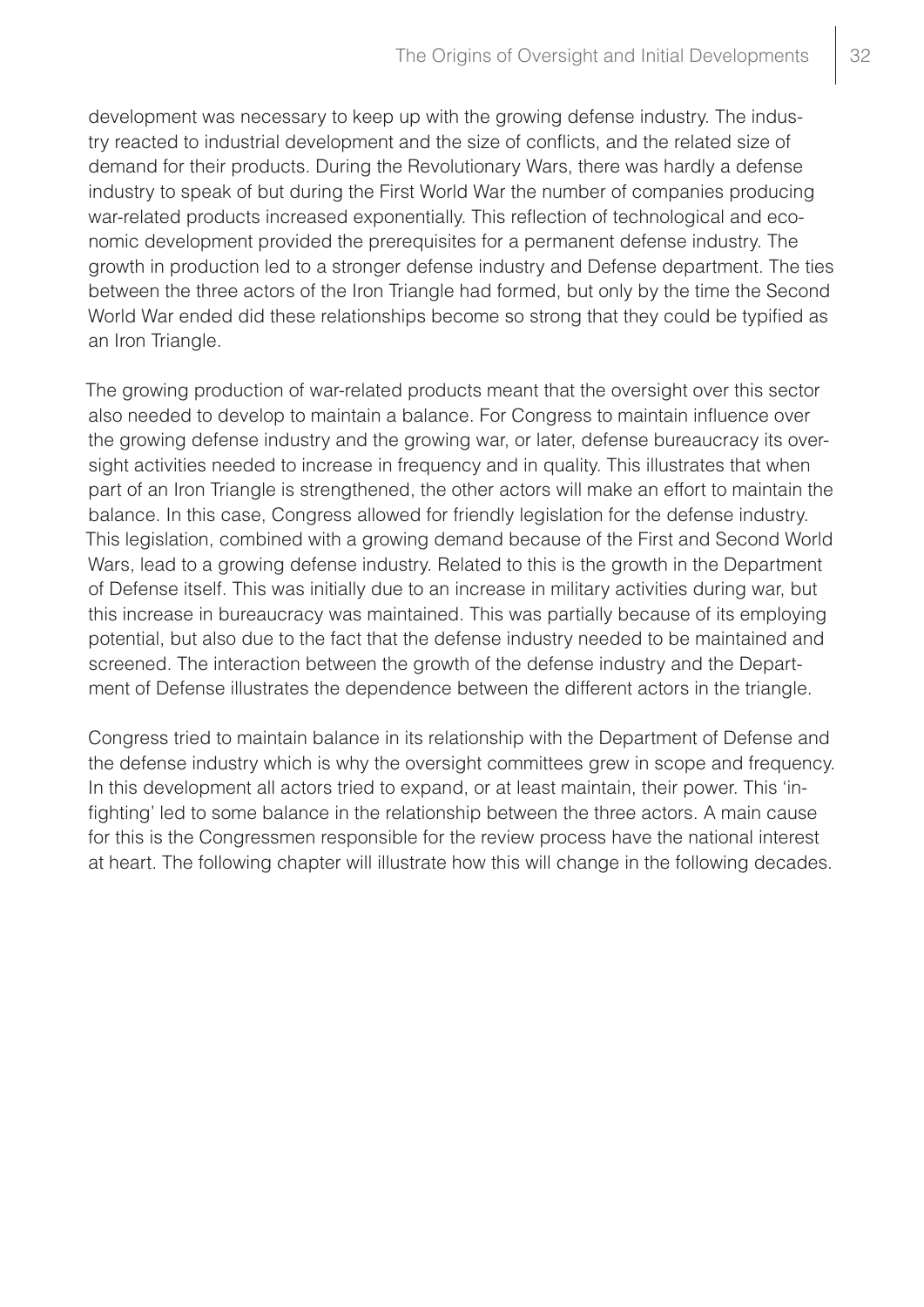development was necessary to keep up with the growing defense industry. The industry reacted to industrial development and the size of conflicts, and the related size of demand for their products. During the Revolutionary Wars, there was hardly a defense industry to speak of but during the First World War the number of companies producing war-related products increased exponentially. This reflection of technological and economic development provided the prerequisites for a permanent defense industry. The growth in production led to a stronger defense industry and Defense department. The ties between the three actors of the Iron Triangle had formed, but only by the time the Second World War ended did these relationships become so strong that they could be typified as an Iron Triangle.

The growing production of war-related products meant that the oversight over this sector also needed to develop to maintain a balance. For Congress to maintain influence over the growing defense industry and the growing war, or later, defense bureaucracy its oversight activities needed to increase in frequency and in quality. This illustrates that when part of an Iron Triangle is strengthened, the other actors will make an effort to maintain the balance. In this case, Congress allowed for friendly legislation for the defense industry. This legislation, combined with a growing demand because of the First and Second World Wars, lead to a growing defense industry. Related to this is the growth in the Department of Defense itself. This was initially due to an increase in military activities during war, but this increase in bureaucracy was maintained. This was partially because of its employing potential, but also due to the fact that the defense industry needed to be maintained and screened. The interaction between the growth of the defense industry and the Department of Defense illustrates the dependence between the different actors in the triangle.

Congress tried to maintain balance in its relationship with the Department of Defense and the defense industry which is why the oversight committees grew in scope and frequency. In this development all actors tried to expand, or at least maintain, their power. This 'infighting' led to some balance in the relationship between the three actors. A main cause for this is the Congressmen responsible for the review process have the national interest at heart. The following chapter will illustrate how this will change in the following decades.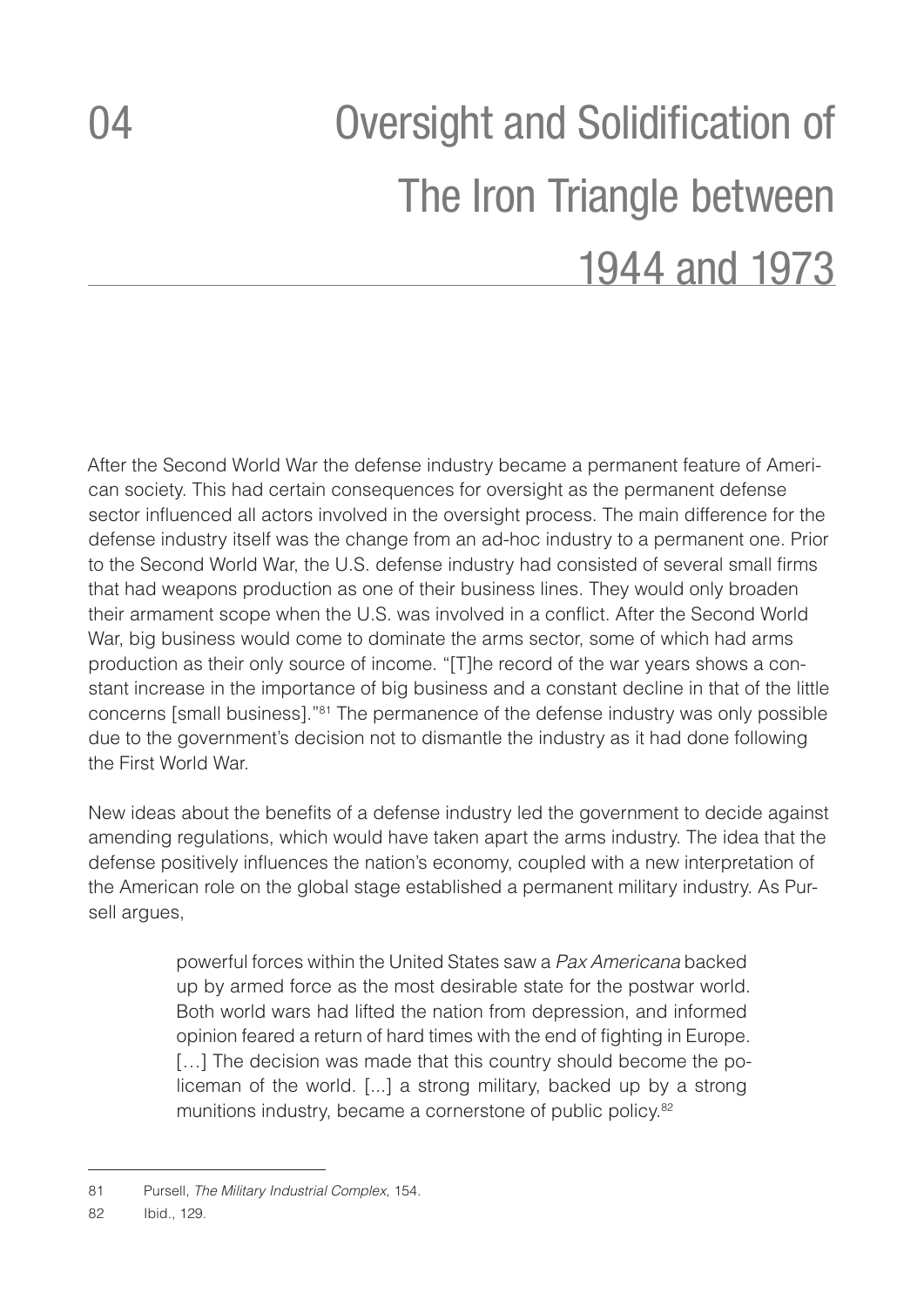# 04 Oversight and Solidification of The Iron Triangle between 1944 and 1973

After the Second World War the defense industry became a permanent feature of American society. This had certain consequences for oversight as the permanent defense sector influenced all actors involved in the oversight process. The main difference for the defense industry itself was the change from an ad-hoc industry to a permanent one. Prior to the Second World War, the U.S. defense industry had consisted of several small firms that had weapons production as one of their business lines. They would only broaden their armament scope when the U.S. was involved in a conflict. After the Second World War, big business would come to dominate the arms sector, some of which had arms production as their only source of income. "[T]he record of the war years shows a constant increase in the importance of big business and a constant decline in that of the little concerns [small business]."[81] The permanence of the defense industry was only possible due to the government's decision not to dismantle the industry as it had done following the First World War.

New ideas about the benefits of a defense industry led the government to decide against amending regulations, which would have taken apart the arms industry. The idea that the defense positively influences the nation's economy, coupled with a new interpretation of the American role on the global stage established a permanent military industry. As Pursell argues,

> powerful forces within the United States saw a *Pax Americana* backed up by armed force as the most desirable state for the postwar world. Both world wars had lifted the nation from depression, and informed opinion feared a return of hard times with the end of fighting in Europe. […] The decision was made that this country should become the policeman of the world. [...] a strong military, backed up by a strong munitions industry, became a cornerstone of public policy.[82]

---

81 Pursell, *The Military Industrial Complex*, 154.

82 Ibid., 129.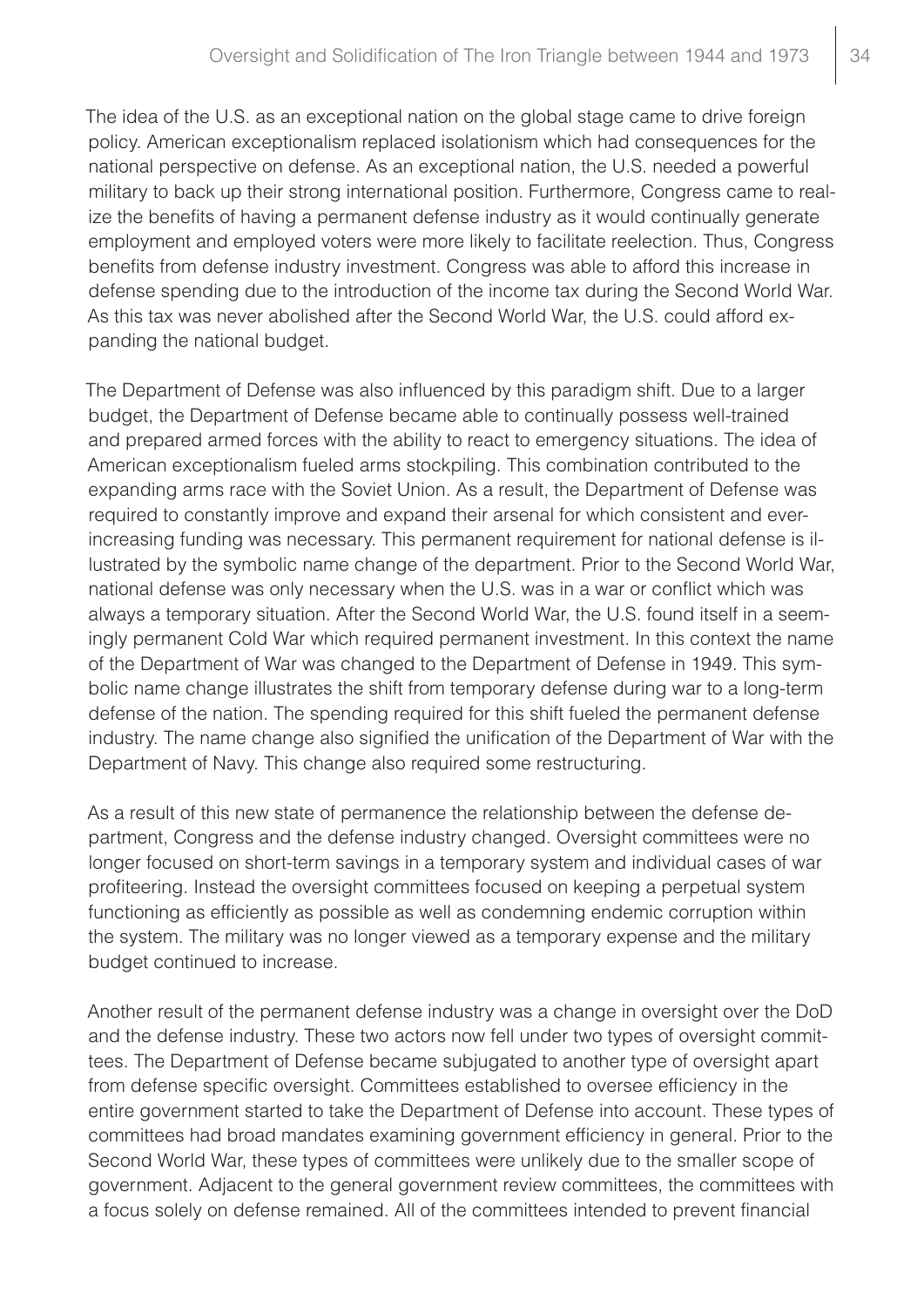The idea of the U.S. as an exceptional nation on the global stage came to drive foreign policy. American exceptionalism replaced isolationism which had consequences for the national perspective on defense. As an exceptional nation, the U.S. needed a powerful military to back up their strong international position. Furthermore, Congress came to realize the benefits of having a permanent defense industry as it would continually generate employment and employed voters were more likely to facilitate reelection. Thus, Congress benefits from defense industry investment. Congress was able to afford this increase in defense spending due to the introduction of the income tax during the Second World War. As this tax was never abolished after the Second World War, the U.S. could afford expanding the national budget.

The Department of Defense was also influenced by this paradigm shift. Due to a larger budget, the Department of Defense became able to continually possess well-trained and prepared armed forces with the ability to react to emergency situations. The idea of American exceptionalism fueled arms stockpiling. This combination contributed to the expanding arms race with the Soviet Union. As a result, the Department of Defense was required to constantly improve and expand their arsenal for which consistent and ever-increasing funding was necessary. This permanent requirement for national defense is illustrated by the symbolic name change of the department. Prior to the Second World War, national defense was only necessary when the U.S. was in a war or conflict which was always a temporary situation. After the Second World War, the U.S. found itself in a seemingly permanent Cold War which required permanent investment. In this context the name of the Department of War was changed to the Department of Defense in 1949. This symbolic name change illustrates the shift from temporary defense during war to a long-term defense of the nation. The spending required for this shift fueled the permanent defense industry. The name change also signified the unification of the Department of War with the Department of Navy. This change also required some restructuring.

As a result of this new state of permanence the relationship between the defense department, Congress and the defense industry changed. Oversight committees were no longer focused on short-term savings in a temporary system and individual cases of war profiteering. Instead the oversight committees focused on keeping a perpetual system functioning as efficiently as possible as well as condemning endemic corruption within the system. The military was no longer viewed as a temporary expense and the military budget continued to increase.

Another result of the permanent defense industry was a change in oversight over the DoD and the defense industry. These two actors now fell under two types of oversight committees. The Department of Defense became subjugated to another type of oversight apart from defense specific oversight. Committees established to oversee efficiency in the entire government started to take the Department of Defense into account. These types of committees had broad mandates examining government efficiency in general. Prior to the Second World War, these types of committees were unlikely due to the smaller scope of government. Adjacent to the general government review committees, the committees with a focus solely on defense remained. All of the committees intended to prevent financial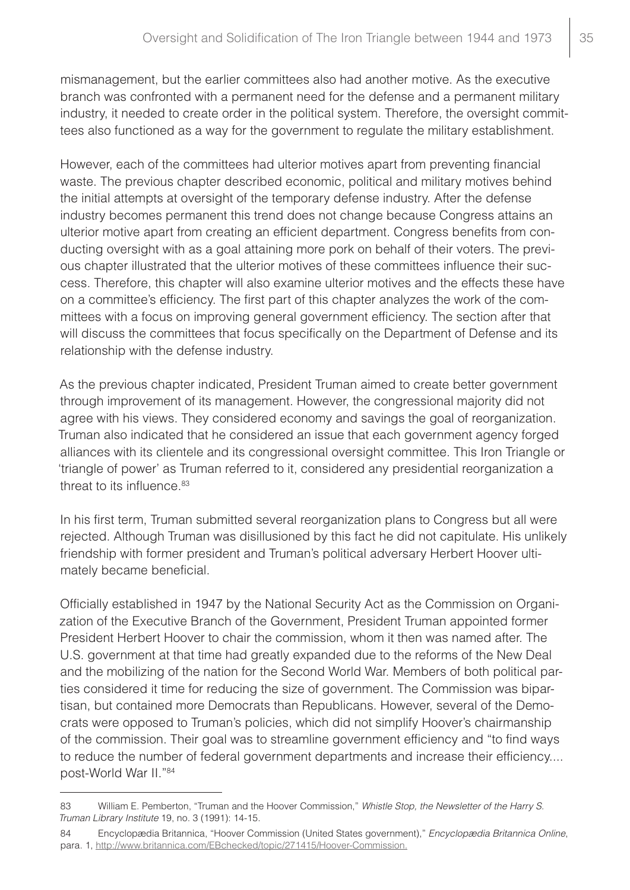mismanagement, but the earlier committees also had another motive. As the executive branch was confronted with a permanent need for the defense and a permanent military industry, it needed to create order in the political system. Therefore, the oversight committees also functioned as a way for the government to regulate the military establishment.

However, each of the committees had ulterior motives apart from preventing financial waste. The previous chapter described economic, political and military motives behind the initial attempts at oversight of the temporary defense industry. After the defense industry becomes permanent this trend does not change because Congress attains an ulterior motive apart from creating an efficient department. Congress benefits from conducting oversight with as a goal attaining more pork on behalf of their voters. The previous chapter illustrated that the ulterior motives of these committees influence their success. Therefore, this chapter will also examine ulterior motives and the effects these have on a committee's efficiency. The first part of this chapter analyzes the work of the committees with a focus on improving general government efficiency. The section after that will discuss the committees that focus specifically on the Department of Defense and its relationship with the defense industry.

As the previous chapter indicated, President Truman aimed to create better government through improvement of its management. However, the congressional majority did not agree with his views. They considered economy and savings the goal of reorganization. Truman also indicated that he considered an issue that each government agency forged alliances with its clientele and its congressional oversight committee. This Iron Triangle or 'triangle of power' as Truman referred to it, considered any presidential reorganization a threat to its influence.[83]

In his first term, Truman submitted several reorganization plans to Congress but all were rejected. Although Truman was disillusioned by this fact he did not capitulate. His unlikely friendship with former president and Truman's political adversary Herbert Hoover ultimately became beneficial.

Officially established in 1947 by the National Security Act as the Commission on Organization of the Executive Branch of the Government, President Truman appointed former President Herbert Hoover to chair the commission, whom it then was named after. The U.S. government at that time had greatly expanded due to the reforms of the New Deal and the mobilizing of the nation for the Second World War. Members of both political parties considered it time for reducing the size of government. The Commission was bipartisan, but contained more Democrats than Republicans. However, several of the Democrats were opposed to Truman's policies, which did not simplify Hoover's chairmanship of the commission. Their goal was to streamline government efficiency and "to find ways to reduce the number of federal government departments and increase their efficiency.... post-World War II."[84]

---

83 William E. Pemberton, "Truman and the Hoover Commission," *Whistle Stop, the Newsletter of the Harry S. Truman Library Institute* 19, no. 3 (1991): 14-15.

84 Encyclopædia Britannica, "Hoover Commission (United States government)," *Encyclopædia Britannica Online*, para. 1, http://www.britannica.com/EBchecked/topic/271415/Hoover-Commission.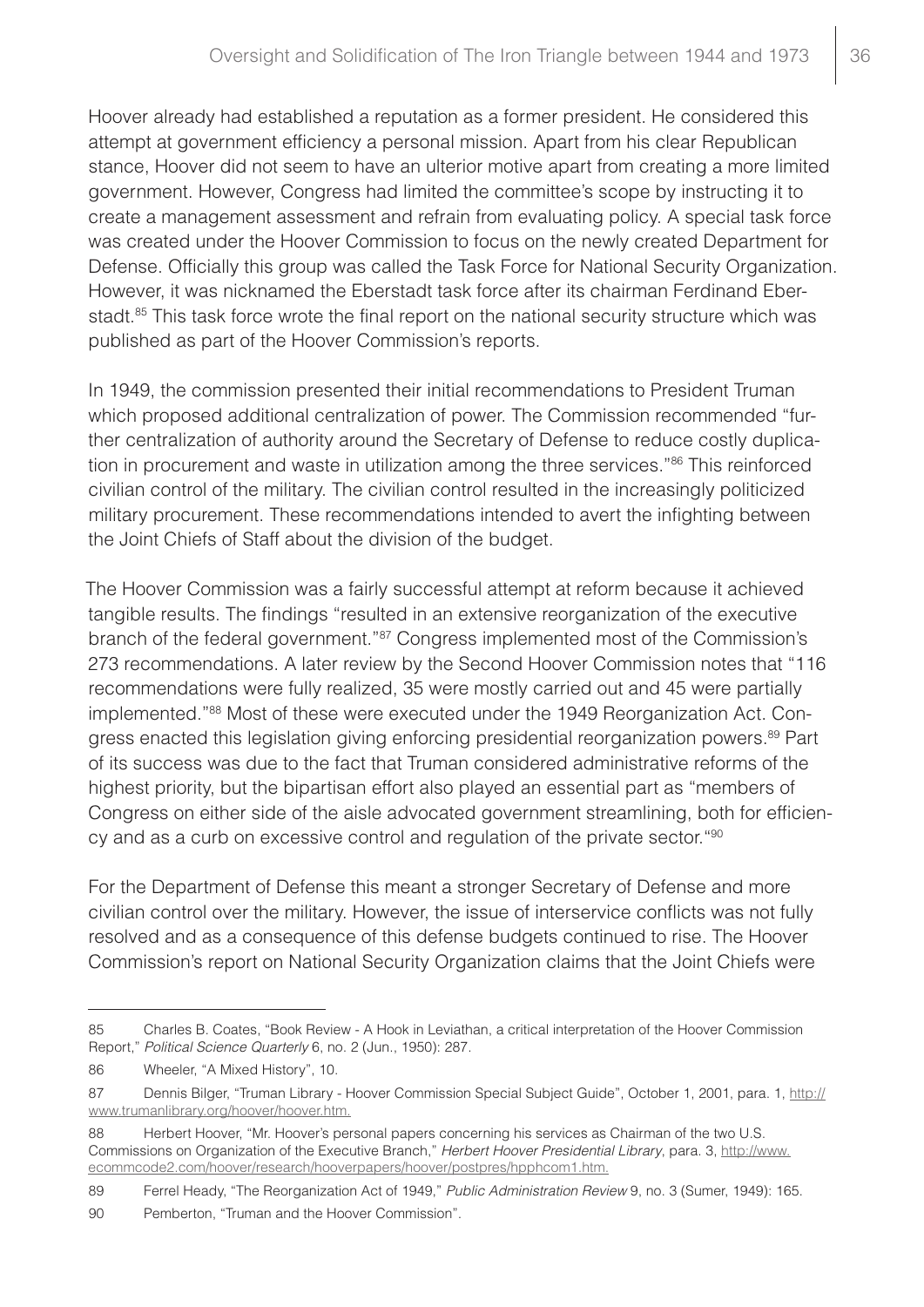Hoover already had established a reputation as a former president. He considered this attempt at government efficiency a personal mission. Apart from his clear Republican stance, Hoover did not seem to have an ulterior motive apart from creating a more limited government. However, Congress had limited the committee's scope by instructing it to create a management assessment and refrain from evaluating policy. A special task force was created under the Hoover Commission to focus on the newly created Department for Defense. Officially this group was called the Task Force for National Security Organization. However, it was nicknamed the Eberstadt task force after its chairman Ferdinand Eberstadt.[85] This task force wrote the final report on the national security structure which was published as part of the Hoover Commission's reports.

In 1949, the commission presented their initial recommendations to President Truman which proposed additional centralization of power. The Commission recommended "further centralization of authority around the Secretary of Defense to reduce costly duplication in procurement and waste in utilization among the three services."[86] This reinforced civilian control of the military. The civilian control resulted in the increasingly politicized military procurement. These recommendations intended to avert the infighting between the Joint Chiefs of Staff about the division of the budget.

The Hoover Commission was a fairly successful attempt at reform because it achieved tangible results. The findings "resulted in an extensive reorganization of the executive branch of the federal government."[87] Congress implemented most of the Commission's 273 recommendations. A later review by the Second Hoover Commission notes that "116 recommendations were fully realized, 35 were mostly carried out and 45 were partially implemented."[88] Most of these were executed under the 1949 Reorganization Act. Congress enacted this legislation giving enforcing presidential reorganization powers.[89] Part of its success was due to the fact that Truman considered administrative reforms of the highest priority, but the bipartisan effort also played an essential part as "members of Congress on either side of the aisle advocated government streamlining, both for efficiency and as a curb on excessive control and regulation of the private sector."[90]

For the Department of Defense this meant a stronger Secretary of Defense and more civilian control over the military. However, the issue of interservice conflicts was not fully resolved and as a consequence of this defense budgets continued to rise. The Hoover Commission's report on National Security Organization claims that the Joint Chiefs were

---

85 Charles B. Coates, "Book Review - A Hook in Leviathan, a critical interpretation of the Hoover Commission Report," *Political Science Quarterly* 6, no. 2 (Jun., 1950): 287.

86 Wheeler, "A Mixed History", 10.

87 Dennis Bilger, "Truman Library - Hoover Commission Special Subject Guide", October 1, 2001, para. 1, http://www.trumanlibrary.org/hoover/hoover.htm.

88 Herbert Hoover, "Mr. Hoover's personal papers concerning his services as Chairman of the two U.S. Commissions on Organization of the Executive Branch," *Herbert Hoover Presidential Library*, para. 3, http://www.ecommcode2.com/hoover/research/hooverpapers/hoover/postpres/hpphcom1.htm.

89 Ferrel Heady, "The Reorganization Act of 1949," *Public Administration Review* 9, no. 3 (Sumer, 1949): 165.

90 Pemberton, "Truman and the Hoover Commission".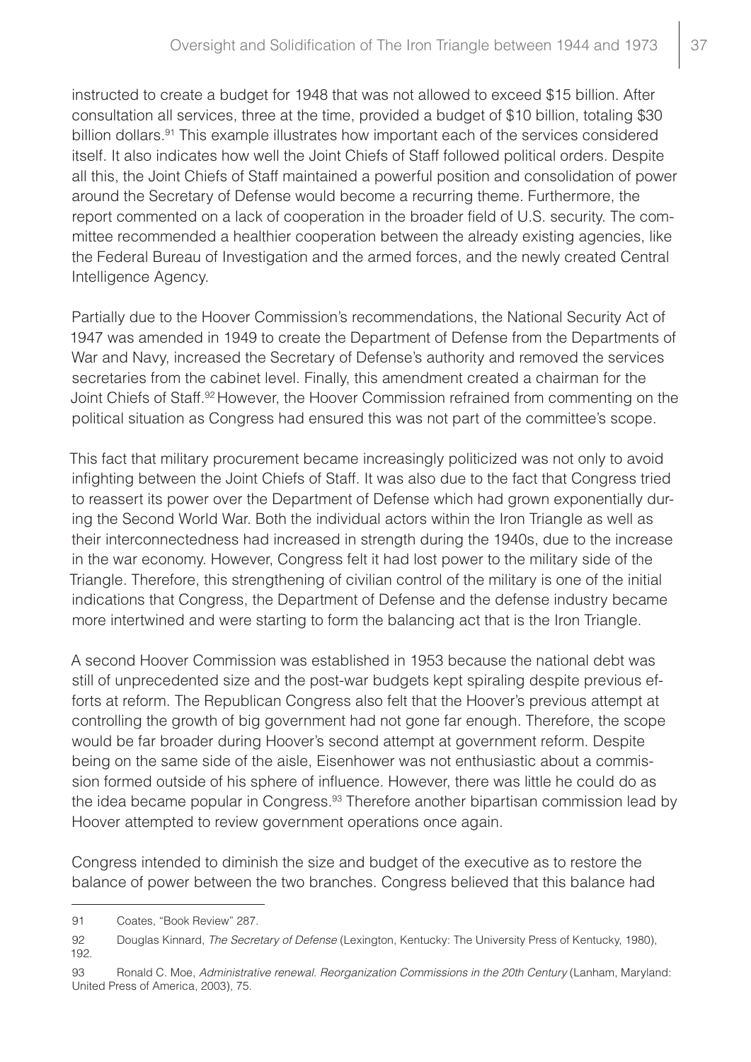instructed to create a budget for 1948 that was not allowed to exceed $15 billion. After consultation all services, three at the time, provided a budget of $10 billion, totaling $30 billion dollars.[91] This example illustrates how important each of the services considered itself. It also indicates how well the Joint Chiefs of Staff followed political orders. Despite all this, the Joint Chiefs of Staff maintained a powerful position and consolidation of power around the Secretary of Defense would become a recurring theme. Furthermore, the report commented on a lack of cooperation in the broader field of U.S. security. The committee recommended a healthier cooperation between the already existing agencies, like the Federal Bureau of Investigation and the armed forces, and the newly created Central Intelligence Agency.

Partially due to the Hoover Commission's recommendations, the National Security Act of 1947 was amended in 1949 to create the Department of Defense from the Departments of War and Navy, increased the Secretary of Defense's authority and removed the services secretaries from the cabinet level. Finally, this amendment created a chairman for the Joint Chiefs of Staff.[92] However, the Hoover Commission refrained from commenting on the political situation as Congress had ensured this was not part of the committee's scope.

This fact that military procurement became increasingly politicized was not only to avoid infighting between the Joint Chiefs of Staff. It was also due to the fact that Congress tried to reassert its power over the Department of Defense which had grown exponentially during the Second World War. Both the individual actors within the Iron Triangle as well as their interconnectedness had increased in strength during the 1940s, due to the increase in the war economy. However, Congress felt it had lost power to the military side of the Triangle. Therefore, this strengthening of civilian control of the military is one of the initial indications that Congress, the Department of Defense and the defense industry became more intertwined and were starting to form the balancing act that is the Iron Triangle.

A second Hoover Commission was established in 1953 because the national debt was still of unprecedented size and the post-war budgets kept spiraling despite previous efforts at reform. The Republican Congress also felt that the Hoover's previous attempt at controlling the growth of big government had not gone far enough. Therefore, the scope would be far broader during Hoover's second attempt at government reform. Despite being on the same side of the aisle, Eisenhower was not enthusiastic about a commission formed outside of his sphere of influence. However, there was little he could do as the idea became popular in Congress.[93] Therefore another bipartisan commission lead by Hoover attempted to review government operations once again.

Congress intended to diminish the size and budget of the executive as to restore the balance of power between the two branches. Congress believed that this balance had

---

91 Coates, "Book Review" 287.

92 Douglas Kinnard, *The Secretary of Defense* (Lexington, Kentucky: The University Press of Kentucky, 1980), 192.

93 Ronald C. Moe, *Administrative renewal. Reorganization Commissions in the 20th Century* (Lanham, Maryland: United Press of America, 2003), 75.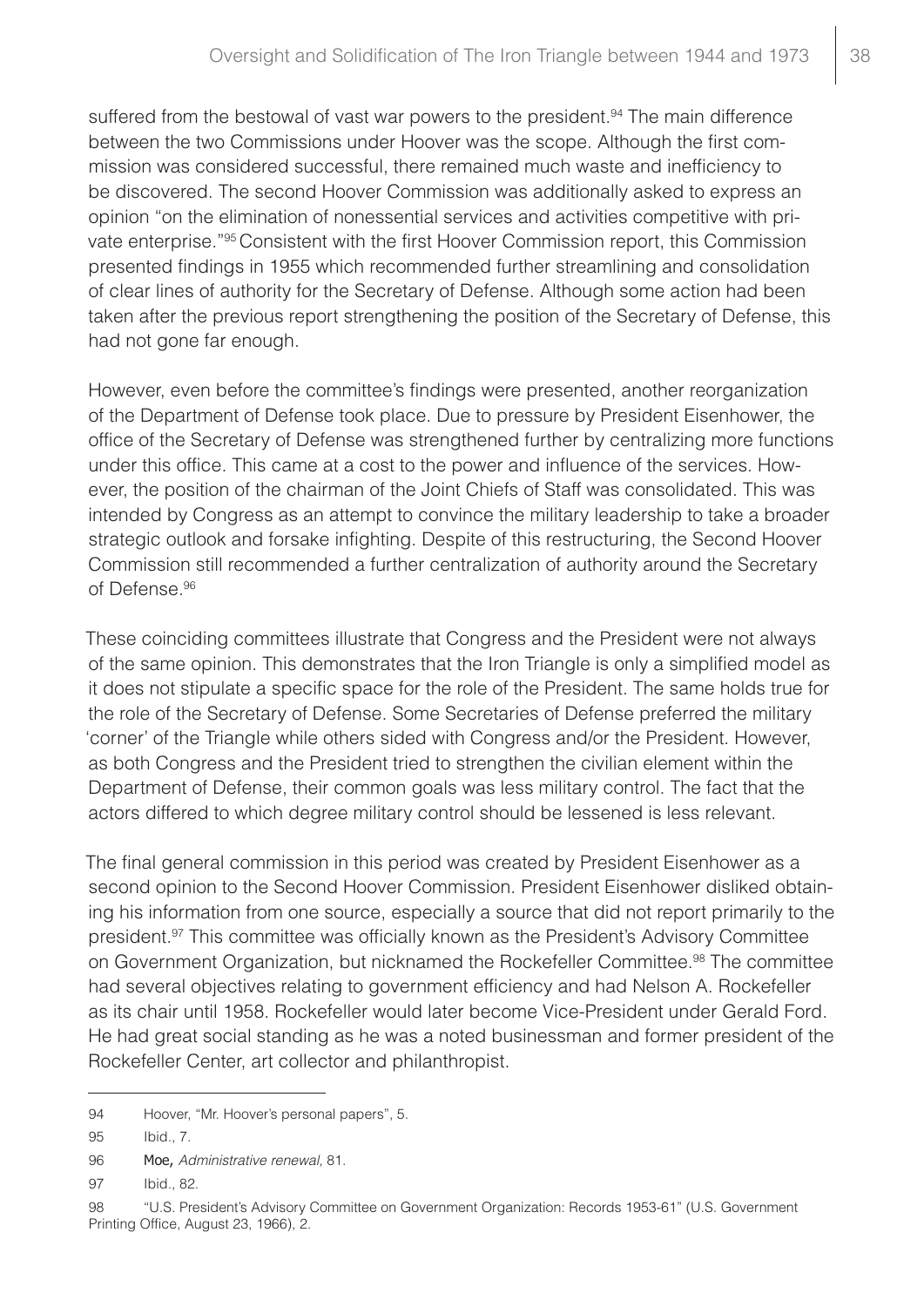suffered from the bestowal of vast war powers to the president.[94] The main difference between the two Commissions under Hoover was the scope. Although the first commission was considered successful, there remained much waste and inefficiency to be discovered. The second Hoover Commission was additionally asked to express an opinion "on the elimination of nonessential services and activities competitive with private enterprise."[95] Consistent with the first Hoover Commission report, this Commission presented findings in 1955 which recommended further streamlining and consolidation of clear lines of authority for the Secretary of Defense. Although some action had been taken after the previous report strengthening the position of the Secretary of Defense, this had not gone far enough.

However, even before the committee's findings were presented, another reorganization of the Department of Defense took place. Due to pressure by President Eisenhower, the office of the Secretary of Defense was strengthened further by centralizing more functions under this office. This came at a cost to the power and influence of the services. However, the position of the chairman of the Joint Chiefs of Staff was consolidated. This was intended by Congress as an attempt to convince the military leadership to take a broader strategic outlook and forsake infighting. Despite of this restructuring, the Second Hoover Commission still recommended a further centralization of authority around the Secretary of Defense.[96]

These coinciding committees illustrate that Congress and the President were not always of the same opinion. This demonstrates that the Iron Triangle is only a simplified model as it does not stipulate a specific space for the role of the President. The same holds true for the role of the Secretary of Defense. Some Secretaries of Defense preferred the military 'corner' of the Triangle while others sided with Congress and/or the President. However, as both Congress and the President tried to strengthen the civilian element within the Department of Defense, their common goals was less military control. The fact that the actors differed to which degree military control should be lessened is less relevant.

The final general commission in this period was created by President Eisenhower as a second opinion to the Second Hoover Commission. President Eisenhower disliked obtaining his information from one source, especially a source that did not report primarily to the president.[97] This committee was officially known as the President's Advisory Committee on Government Organization, but nicknamed the Rockefeller Committee.[98] The committee had several objectives relating to government efficiency and had Nelson A. Rockefeller as its chair until 1958. Rockefeller would later become Vice-President under Gerald Ford. He had great social standing as he was a noted businessman and former president of the Rockefeller Center, art collector and philanthropist.

---

94 Hoover, "Mr. Hoover's personal papers", 5.

95 Ibid., 7.

96 **Moe,** *Administrative renewal,* 81.

97 Ibid., 82.

98 "U.S. President's Advisory Committee on Government Organization: Records 1953-61" (U.S. Government Printing Office, August 23, 1966), 2.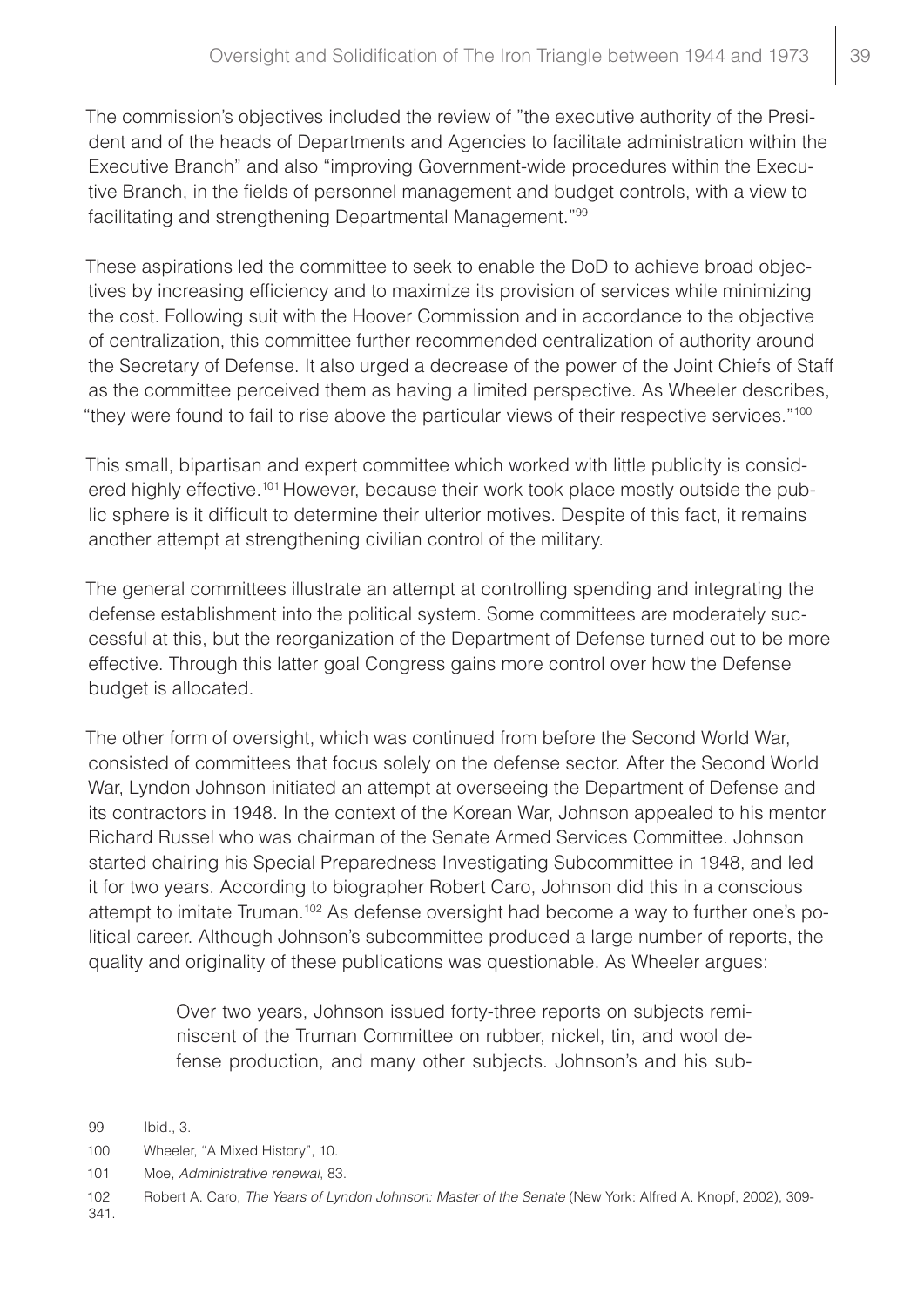The commission's objectives included the review of "the executive authority of the President and of the heads of Departments and Agencies to facilitate administration within the Executive Branch" and also "improving Government-wide procedures within the Executive Branch, in the fields of personnel management and budget controls, with a view to facilitating and strengthening Departmental Management."[99]

These aspirations led the committee to seek to enable the DoD to achieve broad objectives by increasing efficiency and to maximize its provision of services while minimizing the cost. Following suit with the Hoover Commission and in accordance to the objective of centralization, this committee further recommended centralization of authority around the Secretary of Defense. It also urged a decrease of the power of the Joint Chiefs of Staff as the committee perceived them as having a limited perspective. As Wheeler describes, "they were found to fail to rise above the particular views of their respective services."[100]

This small, bipartisan and expert committee which worked with little publicity is considered highly effective.[101] However, because their work took place mostly outside the public sphere is it difficult to determine their ulterior motives. Despite of this fact, it remains another attempt at strengthening civilian control of the military.

The general committees illustrate an attempt at controlling spending and integrating the defense establishment into the political system. Some committees are moderately successful at this, but the reorganization of the Department of Defense turned out to be more effective. Through this latter goal Congress gains more control over how the Defense budget is allocated.

The other form of oversight, which was continued from before the Second World War, consisted of committees that focus solely on the defense sector. After the Second World War, Lyndon Johnson initiated an attempt at overseeing the Department of Defense and its contractors in 1948. In the context of the Korean War, Johnson appealed to his mentor Richard Russel who was chairman of the Senate Armed Services Committee. Johnson started chairing his Special Preparedness Investigating Subcommittee in 1948, and led it for two years. According to biographer Robert Caro, Johnson did this in a conscious attempt to imitate Truman.[102] As defense oversight had become a way to further one's political career. Although Johnson's subcommittee produced a large number of reports, the quality and originality of these publications was questionable. As Wheeler argues:

> Over two years, Johnson issued forty-three reports on subjects reminiscent of the Truman Committee on rubber, nickel, tin, and wool defense production, and many other subjects. Johnson's and his sub-

---

99 Ibid., 3.

100 Wheeler, "A Mixed History", 10.

101 Moe, *Administrative renewal*, 83.

102 Robert A. Caro, *The Years of Lyndon Johnson: Master of the Senate* (New York: Alfred A. Knopf, 2002), 309-341.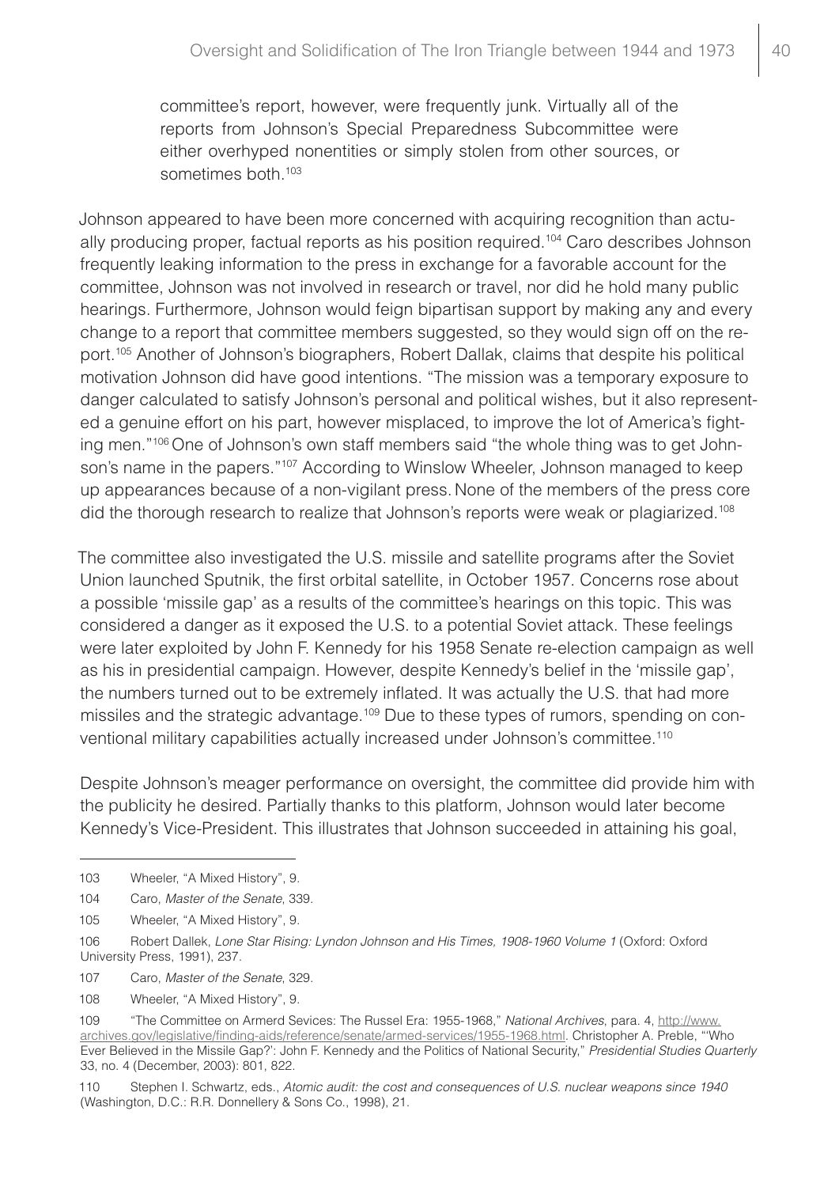committee's report, however, were frequently junk. Virtually all of the reports from Johnson's Special Preparedness Subcommittee were either overhyped nonentities or simply stolen from other sources, or sometimes both.[103]

Johnson appeared to have been more concerned with acquiring recognition than actually producing proper, factual reports as his position required.[104] Caro describes Johnson frequently leaking information to the press in exchange for a favorable account for the committee, Johnson was not involved in research or travel, nor did he hold many public hearings. Furthermore, Johnson would feign bipartisan support by making any and every change to a report that committee members suggested, so they would sign off on the report.[105] Another of Johnson's biographers, Robert Dallak, claims that despite his political motivation Johnson did have good intentions. "The mission was a temporary exposure to danger calculated to satisfy Johnson's personal and political wishes, but it also represented a genuine effort on his part, however misplaced, to improve the lot of America's fighting men."[106] One of Johnson's own staff members said "the whole thing was to get Johnson's name in the papers."[107] According to Winslow Wheeler, Johnson managed to keep up appearances because of a non-vigilant press. None of the members of the press core did the thorough research to realize that Johnson's reports were weak or plagiarized.[108]

The committee also investigated the U.S. missile and satellite programs after the Soviet Union launched Sputnik, the first orbital satellite, in October 1957. Concerns rose about a possible 'missile gap' as a results of the committee's hearings on this topic. This was considered a danger as it exposed the U.S. to a potential Soviet attack. These feelings were later exploited by John F. Kennedy for his 1958 Senate re-election campaign as well as his in presidential campaign. However, despite Kennedy's belief in the 'missile gap', the numbers turned out to be extremely inflated. It was actually the U.S. that had more missiles and the strategic advantage.[109] Due to these types of rumors, spending on conventional military capabilities actually increased under Johnson's committee.[110]

Despite Johnson's meager performance on oversight, the committee did provide him with the publicity he desired. Partially thanks to this platform, Johnson would later become Kennedy's Vice-President. This illustrates that Johnson succeeded in attaining his goal,

---

103 Wheeler, "A Mixed History", 9.

104 Caro, *Master of the Senate*, 339.

105 Wheeler, "A Mixed History", 9.

106 Robert Dallek, *Lone Star Rising: Lyndon Johnson and His Times, 1908-1960 Volume 1* (Oxford: Oxford University Press, 1991), 237.

107 Caro, *Master of the Senate*, 329.

108 Wheeler, "A Mixed History", 9.

109 "The Committee on Armerd Sevices: The Russel Era: 1955-1968," *National Archives*, para. 4, http://www.archives.gov/legislative/finding-aids/reference/senate/armed-services/1955-1968.html. Christopher A. Preble, "'Who Ever Believed in the Missile Gap?': John F. Kennedy and the Politics of National Security," *Presidential Studies Quarterly* 33, no. 4 (December, 2003): 801, 822.

110 Stephen I. Schwartz, eds., *Atomic audit: the cost and consequences of U.S. nuclear weapons since 1940* (Washington, D.C.: R.R. Donnellery & Sons Co., 1998), 21.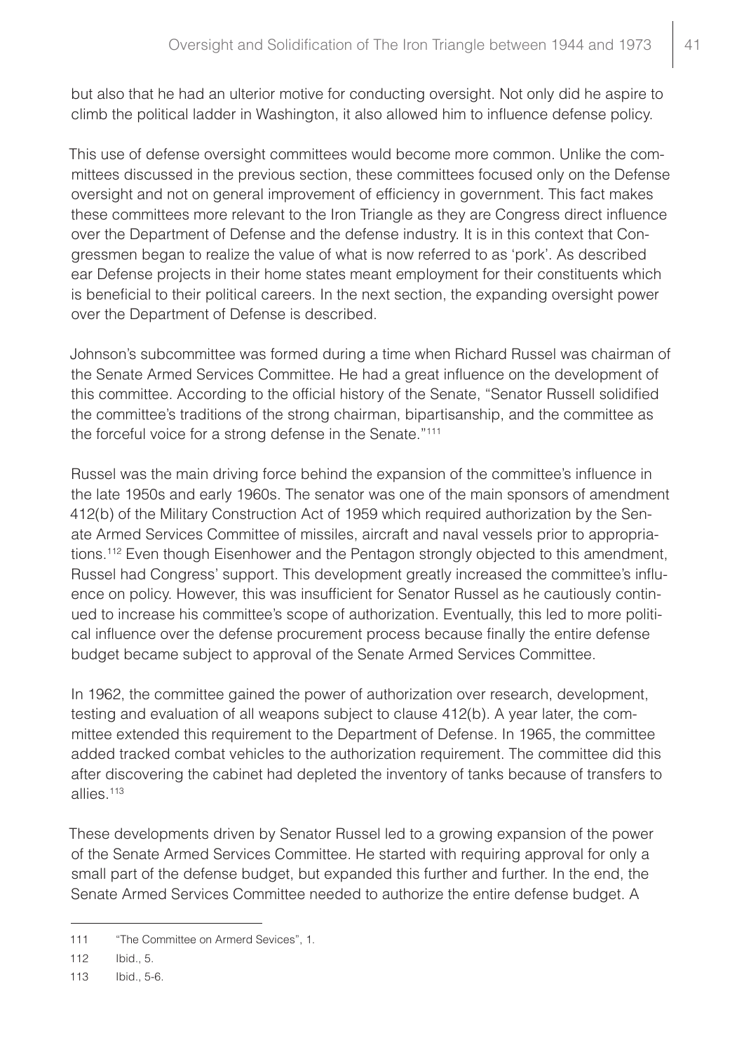but also that he had an ulterior motive for conducting oversight. Not only did he aspire to climb the political ladder in Washington, it also allowed him to influence defense policy.

This use of defense oversight committees would become more common. Unlike the committees discussed in the previous section, these committees focused only on the Defense oversight and not on general improvement of efficiency in government. This fact makes these committees more relevant to the Iron Triangle as they are Congress direct influence over the Department of Defense and the defense industry. It is in this context that Congressmen began to realize the value of what is now referred to as 'pork'. As described ear Defense projects in their home states meant employment for their constituents which is beneficial to their political careers. In the next section, the expanding oversight power over the Department of Defense is described.

Johnson's subcommittee was formed during a time when Richard Russel was chairman of the Senate Armed Services Committee. He had a great influence on the development of this committee. According to the official history of the Senate, "Senator Russell solidified the committee's traditions of the strong chairman, bipartisanship, and the committee as the forceful voice for a strong defense in the Senate."[111]

Russel was the main driving force behind the expansion of the committee's influence in the late 1950s and early 1960s. The senator was one of the main sponsors of amendment 412(b) of the Military Construction Act of 1959 which required authorization by the Senate Armed Services Committee of missiles, aircraft and naval vessels prior to appropriations.[112] Even though Eisenhower and the Pentagon strongly objected to this amendment, Russel had Congress' support. This development greatly increased the committee's influence on policy. However, this was insufficient for Senator Russel as he cautiously continued to increase his committee's scope of authorization. Eventually, this led to more political influence over the defense procurement process because finally the entire defense budget became subject to approval of the Senate Armed Services Committee.

In 1962, the committee gained the power of authorization over research, development, testing and evaluation of all weapons subject to clause 412(b). A year later, the committee extended this requirement to the Department of Defense. In 1965, the committee added tracked combat vehicles to the authorization requirement. The committee did this after discovering the cabinet had depleted the inventory of tanks because of transfers to allies.[113]

These developments driven by Senator Russel led to a growing expansion of the power of the Senate Armed Services Committee. He started with requiring approval for only a small part of the defense budget, but expanded this further and further. In the end, the Senate Armed Services Committee needed to authorize the entire defense budget. A

---

111 "The Committee on Armerd Sevices", 1.

112 Ibid., 5.

113 Ibid., 5-6.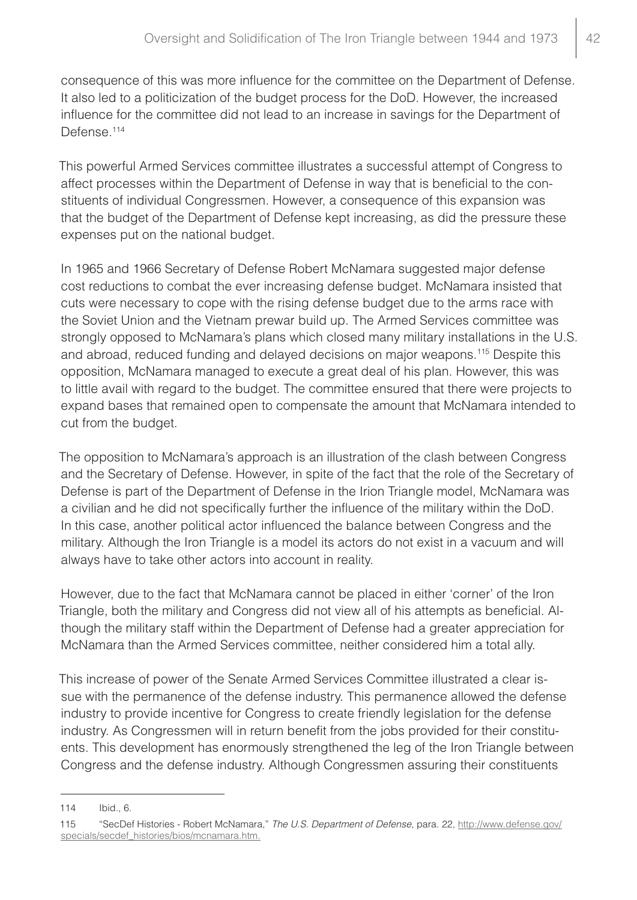consequence of this was more influence for the committee on the Department of Defense. It also led to a politicization of the budget process for the DoD. However, the increased influence for the committee did not lead to an increase in savings for the Department of Defense.[114]

This powerful Armed Services committee illustrates a successful attempt of Congress to affect processes within the Department of Defense in way that is beneficial to the constituents of individual Congressmen. However, a consequence of this expansion was that the budget of the Department of Defense kept increasing, as did the pressure these expenses put on the national budget.

In 1965 and 1966 Secretary of Defense Robert McNamara suggested major defense cost reductions to combat the ever increasing defense budget. McNamara insisted that cuts were necessary to cope with the rising defense budget due to the arms race with the Soviet Union and the Vietnam prewar build up. The Armed Services committee was strongly opposed to McNamara's plans which closed many military installations in the U.S. and abroad, reduced funding and delayed decisions on major weapons.[115] Despite this opposition, McNamara managed to execute a great deal of his plan. However, this was to little avail with regard to the budget. The committee ensured that there were projects to expand bases that remained open to compensate the amount that McNamara intended to cut from the budget.

The opposition to McNamara's approach is an illustration of the clash between Congress and the Secretary of Defense. However, in spite of the fact that the role of the Secretary of Defense is part of the Department of Defense in the Irion Triangle model, McNamara was a civilian and he did not specifically further the influence of the military within the DoD. In this case, another political actor influenced the balance between Congress and the military. Although the Iron Triangle is a model its actors do not exist in a vacuum and will always have to take other actors into account in reality.

However, due to the fact that McNamara cannot be placed in either 'corner' of the Iron Triangle, both the military and Congress did not view all of his attempts as beneficial. Although the military staff within the Department of Defense had a greater appreciation for McNamara than the Armed Services committee, neither considered him a total ally.

This increase of power of the Senate Armed Services Committee illustrated a clear issue with the permanence of the defense industry. This permanence allowed the defense industry to provide incentive for Congress to create friendly legislation for the defense industry. As Congressmen will in return benefit from the jobs provided for their constituents. This development has enormously strengthened the leg of the Iron Triangle between Congress and the defense industry. Although Congressmen assuring their constituents

---

114 Ibid., 6.

115 "SecDef Histories - Robert McNamara," *The U.S. Department of Defense*, para. 22, http://www.defense.gov/specials/secdef_histories/bios/mcnamara.htm.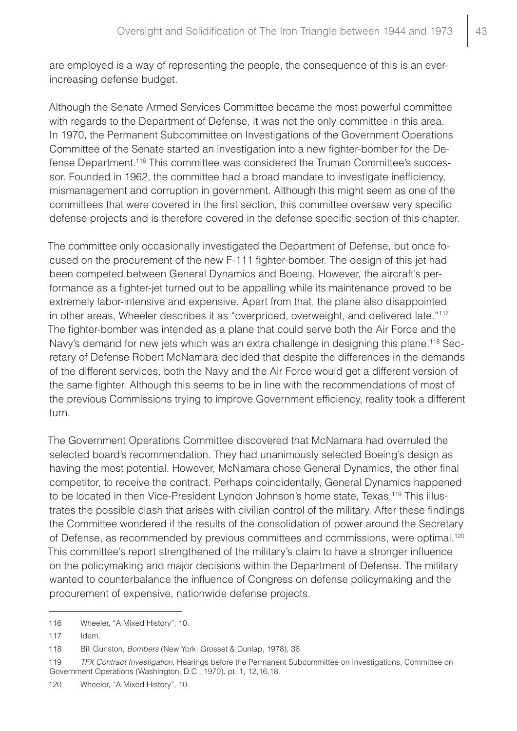are employed is a way of representing the people, the consequence of this is an ever-increasing defense budget.

Although the Senate Armed Services Committee became the most powerful committee with regards to the Department of Defense, it was not the only committee in this area. In 1970, the Permanent Subcommittee on Investigations of the Government Operations Committee of the Senate started an investigation into a new fighter-bomber for the Defense Department.[116] This committee was considered the Truman Committee's successor. Founded in 1962, the committee had a broad mandate to investigate inefficiency, mismanagement and corruption in government. Although this might seem as one of the committees that were covered in the first section, this committee oversaw very specific defense projects and is therefore covered in the defense specific section of this chapter.

The committee only occasionally investigated the Department of Defense, but once focused on the procurement of the new F-111 fighter-bomber. The design of this jet had been competed between General Dynamics and Boeing. However, the aircraft's performance as a fighter-jet turned out to be appalling while its maintenance proved to be extremely labor-intensive and expensive. Apart from that, the plane also disappointed in other areas, Wheeler describes it as "overpriced, overweight, and delivered late."[117] The fighter-bomber was intended as a plane that could serve both the Air Force and the Navy's demand for new jets which was an extra challenge in designing this plane.[118] Secretary of Defense Robert McNamara decided that despite the differences in the demands of the different services, both the Navy and the Air Force would get a different version of the same fighter. Although this seems to be in line with the recommendations of most of the previous Commissions trying to improve Government efficiency, reality took a different turn.

The Government Operations Committee discovered that McNamara had overruled the selected board's recommendation. They had unanimously selected Boeing's design as having the most potential. However, McNamara chose General Dynamics, the other final competitor, to receive the contract. Perhaps coincidentally, General Dynamics happened to be located in then Vice-President Lyndon Johnson's home state, Texas.[119] This illustrates the possible clash that arises with civilian control of the military. After these findings the Committee wondered if the results of the consolidation of power around the Secretary of Defense, as recommended by previous committees and commissions, were optimal.[120] This committee's report strengthened of the military's claim to have a stronger influence on the policymaking and major decisions within the Department of Defense. The military wanted to counterbalance the influence of Congress on defense policymaking and the procurement of expensive, nationwide defense projects.

---

116 Wheeler, "A Mixed History", 10.

117 Idem.

118 Bill Gunston, *Bombers* (New York: Grosset & Dunlap, 1978), 36.

119 *TFX Contract Investigation,* Hearings before the Permanent Subcommittee on Investigations, Committee on Government Operations (Washington, D.C., 1970), pt. 1, 12,16,18.

120 Wheeler, "A Mixed History", 10.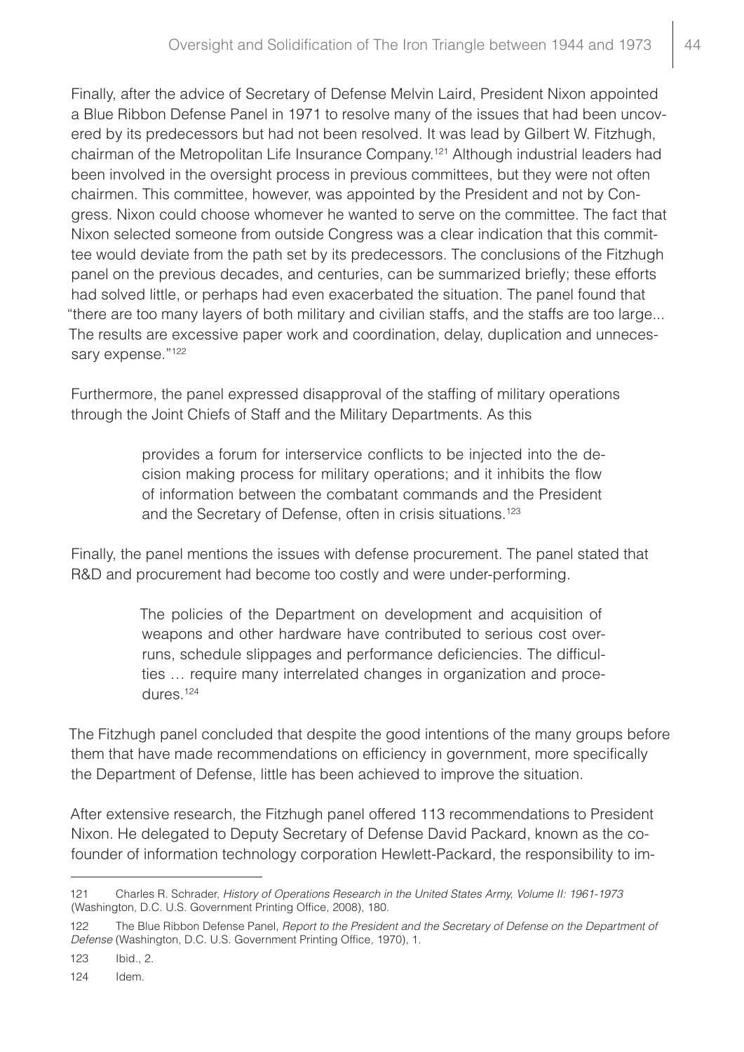Finally, after the advice of Secretary of Defense Melvin Laird, President Nixon appointed a Blue Ribbon Defense Panel in 1971 to resolve many of the issues that had been uncovered by its predecessors but had not been resolved. It was lead by Gilbert W. Fitzhugh, chairman of the Metropolitan Life Insurance Company.[121] Although industrial leaders had been involved in the oversight process in previous committees, but they were not often chairmen. This committee, however, was appointed by the President and not by Congress. Nixon could choose whomever he wanted to serve on the committee. The fact that Nixon selected someone from outside Congress was a clear indication that this committee would deviate from the path set by its predecessors. The conclusions of the Fitzhugh panel on the previous decades, and centuries, can be summarized briefly; these efforts had solved little, or perhaps had even exacerbated the situation. The panel found that "there are too many layers of both military and civilian staffs, and the staffs are too large... The results are excessive paper work and coordination, delay, duplication and unnecessary expense."[122]

Furthermore, the panel expressed disapproval of the staffing of military operations through the Joint Chiefs of Staff and the Military Departments. As this

> provides a forum for interservice conflicts to be injected into the decision making process for military operations; and it inhibits the flow of information between the combatant commands and the President and the Secretary of Defense, often in crisis situations.[123]

Finally, the panel mentions the issues with defense procurement. The panel stated that R&D and procurement had become too costly and were under-performing.

> The policies of the Department on development and acquisition of weapons and other hardware have contributed to serious cost overruns, schedule slippages and performance deficiencies. The difficulties … require many interrelated changes in organization and procedures.[124]

The Fitzhugh panel concluded that despite the good intentions of the many groups before them that have made recommendations on efficiency in government, more specifically the Department of Defense, little has been achieved to improve the situation.

After extensive research, the Fitzhugh panel offered 113 recommendations to President Nixon. He delegated to Deputy Secretary of Defense David Packard, known as the co-founder of information technology corporation Hewlett-Packard, the responsibility to im-

---

121 Charles R. Schrader, *History of Operations Research in the United States Army, Volume II: 1961-1973* (Washington, D.C. U.S. Government Printing Office, 2008), 180.

122 The Blue Ribbon Defense Panel, *Report to the President and the Secretary of Defense on the Department of Defense* (Washington, D.C. U.S. Government Printing Office, 1970), 1.

123 Ibid., 2.

124 Idem.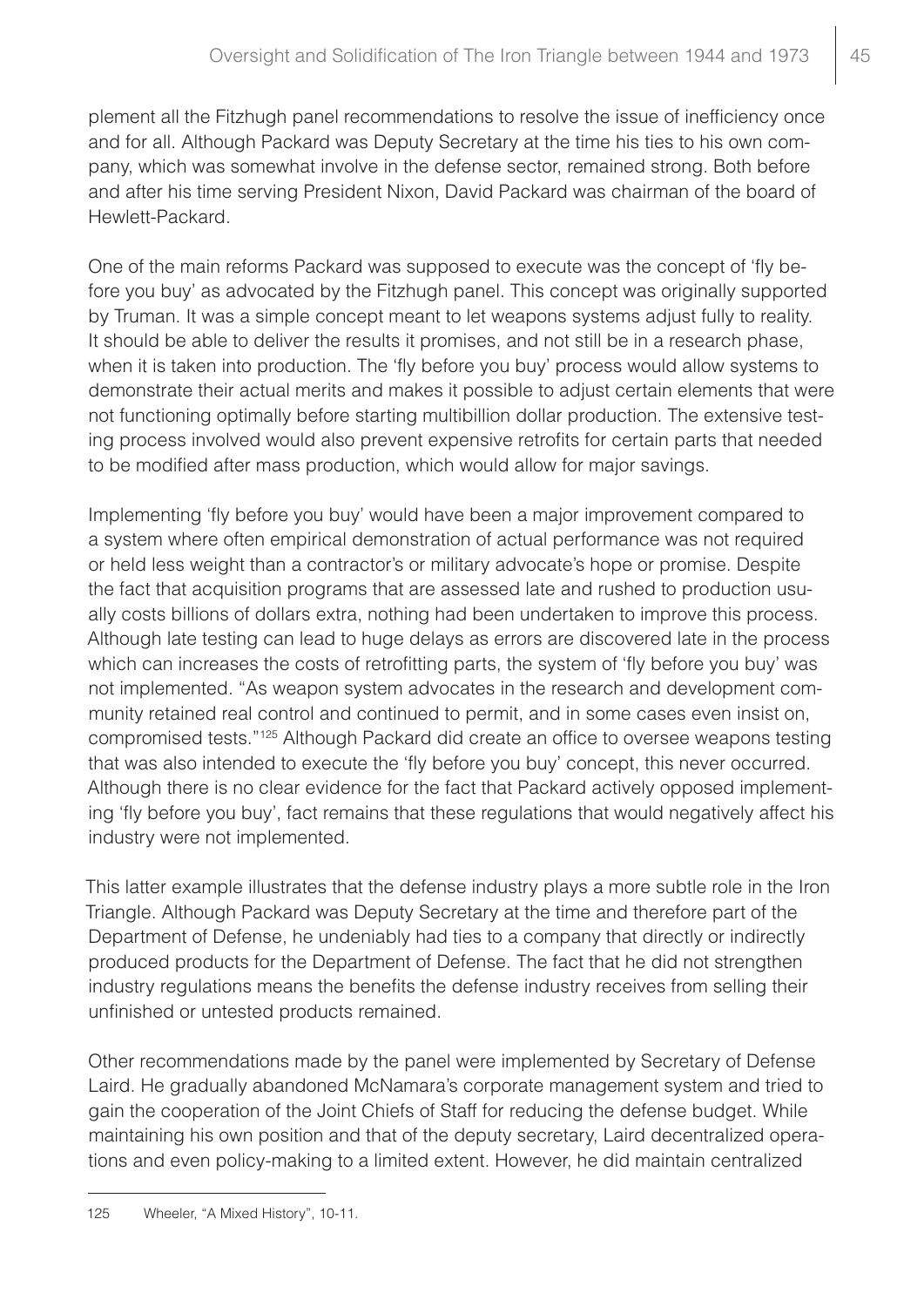plement all the Fitzhugh panel recommendations to resolve the issue of inefficiency once and for all. Although Packard was Deputy Secretary at the time his ties to his own company, which was somewhat involve in the defense sector, remained strong. Both before and after his time serving President Nixon, David Packard was chairman of the board of Hewlett-Packard.

One of the main reforms Packard was supposed to execute was the concept of 'fly before you buy' as advocated by the Fitzhugh panel. This concept was originally supported by Truman. It was a simple concept meant to let weapons systems adjust fully to reality. It should be able to deliver the results it promises, and not still be in a research phase, when it is taken into production. The 'fly before you buy' process would allow systems to demonstrate their actual merits and makes it possible to adjust certain elements that were not functioning optimally before starting multibillion dollar production. The extensive testing process involved would also prevent expensive retrofits for certain parts that needed to be modified after mass production, which would allow for major savings.

Implementing 'fly before you buy' would have been a major improvement compared to a system where often empirical demonstration of actual performance was not required or held less weight than a contractor's or military advocate's hope or promise. Despite the fact that acquisition programs that are assessed late and rushed to production usually costs billions of dollars extra, nothing had been undertaken to improve this process. Although late testing can lead to huge delays as errors are discovered late in the process which can increases the costs of retrofitting parts, the system of 'fly before you buy' was not implemented. "As weapon system advocates in the research and development community retained real control and continued to permit, and in some cases even insist on, compromised tests."[125] Although Packard did create an office to oversee weapons testing that was also intended to execute the 'fly before you buy' concept, this never occurred. Although there is no clear evidence for the fact that Packard actively opposed implementing 'fly before you buy', fact remains that these regulations that would negatively affect his industry were not implemented.

This latter example illustrates that the defense industry plays a more subtle role in the Iron Triangle. Although Packard was Deputy Secretary at the time and therefore part of the Department of Defense, he undeniably had ties to a company that directly or indirectly produced products for the Department of Defense. The fact that he did not strengthen industry regulations means the benefits the defense industry receives from selling their unfinished or untested products remained.

Other recommendations made by the panel were implemented by Secretary of Defense Laird. He gradually abandoned McNamara's corporate management system and tried to gain the cooperation of the Joint Chiefs of Staff for reducing the defense budget. While maintaining his own position and that of the deputy secretary, Laird decentralized operations and even policy-making to a limited extent. However, he did maintain centralized

---

125 Wheeler, "A Mixed History", 10-11.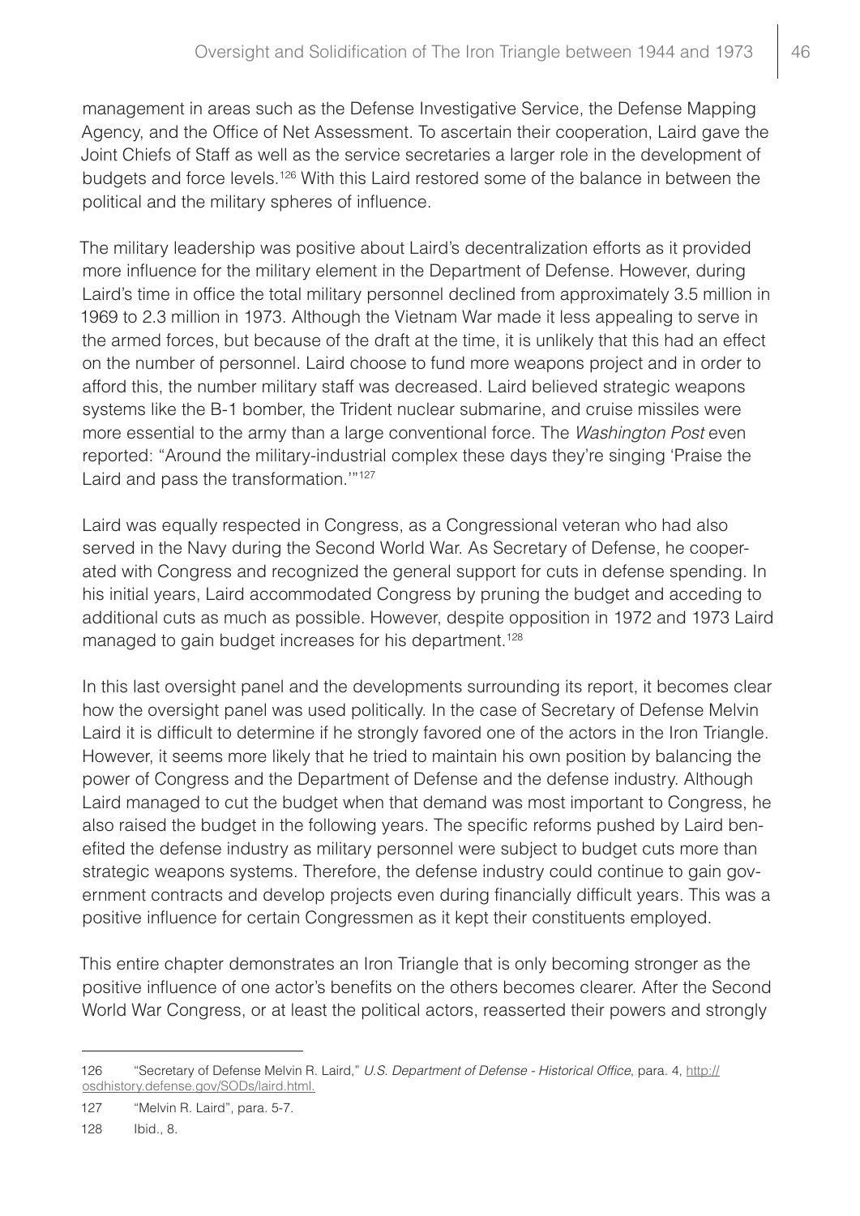management in areas such as the Defense Investigative Service, the Defense Mapping Agency, and the Office of Net Assessment. To ascertain their cooperation, Laird gave the Joint Chiefs of Staff as well as the service secretaries a larger role in the development of budgets and force levels.[126] With this Laird restored some of the balance in between the political and the military spheres of influence.

The military leadership was positive about Laird's decentralization efforts as it provided more influence for the military element in the Department of Defense. However, during Laird's time in office the total military personnel declined from approximately 3.5 million in 1969 to 2.3 million in 1973. Although the Vietnam War made it less appealing to serve in the armed forces, but because of the draft at the time, it is unlikely that this had an effect on the number of personnel. Laird choose to fund more weapons project and in order to afford this, the number military staff was decreased. Laird believed strategic weapons systems like the B-1 bomber, the Trident nuclear submarine, and cruise missiles were more essential to the army than a large conventional force. The *Washington Post* even reported: "Around the military-industrial complex these days they're singing 'Praise the Laird and pass the transformation.'"[127]

Laird was equally respected in Congress, as a Congressional veteran who had also served in the Navy during the Second World War. As Secretary of Defense, he cooperated with Congress and recognized the general support for cuts in defense spending. In his initial years, Laird accommodated Congress by pruning the budget and acceding to additional cuts as much as possible. However, despite opposition in 1972 and 1973 Laird managed to gain budget increases for his department.[128]

In this last oversight panel and the developments surrounding its report, it becomes clear how the oversight panel was used politically. In the case of Secretary of Defense Melvin Laird it is difficult to determine if he strongly favored one of the actors in the Iron Triangle. However, it seems more likely that he tried to maintain his own position by balancing the power of Congress and the Department of Defense and the defense industry. Although Laird managed to cut the budget when that demand was most important to Congress, he also raised the budget in the following years. The specific reforms pushed by Laird benefited the defense industry as military personnel were subject to budget cuts more than strategic weapons systems. Therefore, the defense industry could continue to gain government contracts and develop projects even during financially difficult years. This was a positive influence for certain Congressmen as it kept their constituents employed.

This entire chapter demonstrates an Iron Triangle that is only becoming stronger as the positive influence of one actor's benefits on the others becomes clearer. After the Second World War Congress, or at least the political actors, reasserted their powers and strongly

---

126 "Secretary of Defense Melvin R. Laird," *U.S. Department of Defense - Historical Office*, para. 4, http://osdhistory.defense.gov/SODs/laird.html.

127 "Melvin R. Laird", para. 5-7.

128 Ibid., 8.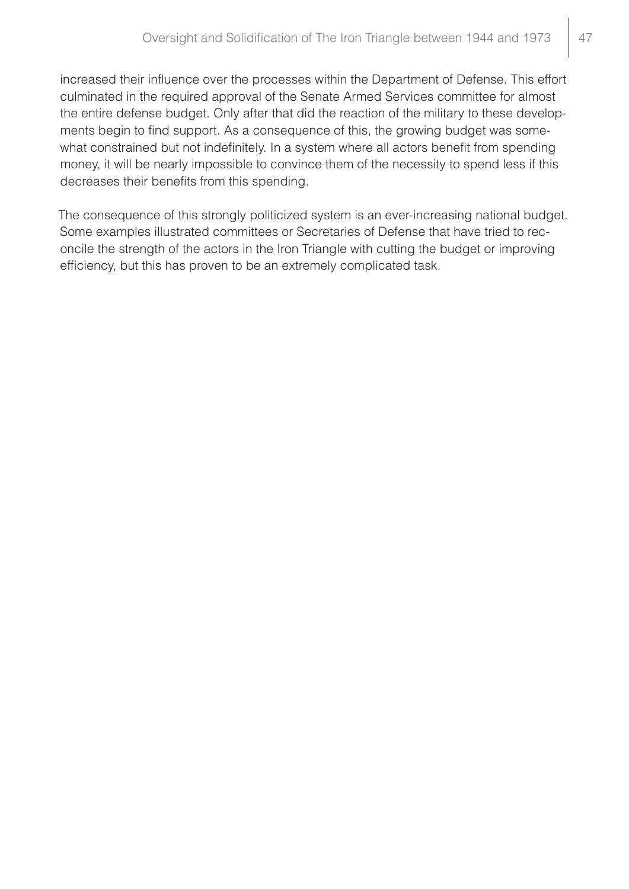increased their influence over the processes within the Department of Defense. This effort culminated in the required approval of the Senate Armed Services committee for almost the entire defense budget. Only after that did the reaction of the military to these developments begin to find support. As a consequence of this, the growing budget was somewhat constrained but not indefinitely. In a system where all actors benefit from spending money, it will be nearly impossible to convince them of the necessity to spend less if this decreases their benefits from this spending.

The consequence of this strongly politicized system is an ever-increasing national budget. Some examples illustrated committees or Secretaries of Defense that have tried to reconcile the strength of the actors in the Iron Triangle with cutting the budget or improving efficiency, but this has proven to be an extremely complicated task.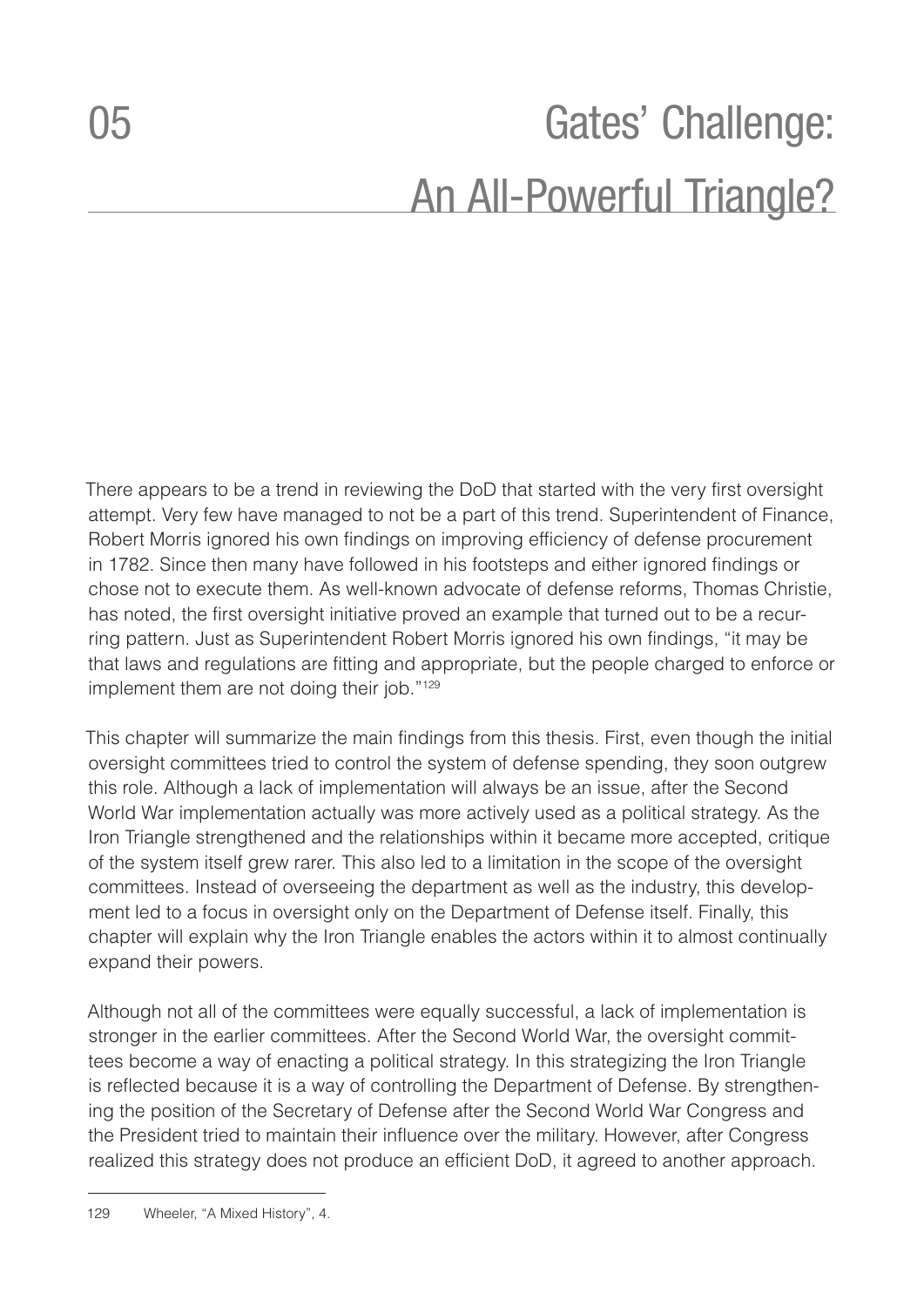# 05 Gates' Challenge: An All-Powerful Triangle?

There appears to be a trend in reviewing the DoD that started with the very first oversight attempt. Very few have managed to not be a part of this trend. Superintendent of Finance, Robert Morris ignored his own findings on improving efficiency of defense procurement in 1782. Since then many have followed in his footsteps and either ignored findings or chose not to execute them. As well-known advocate of defense reforms, Thomas Christie, has noted, the first oversight initiative proved an example that turned out to be a recurring pattern. Just as Superintendent Robert Morris ignored his own findings, "it may be that laws and regulations are fitting and appropriate, but the people charged to enforce or implement them are not doing their job."[129]

This chapter will summarize the main findings from this thesis. First, even though the initial oversight committees tried to control the system of defense spending, they soon outgrew this role. Although a lack of implementation will always be an issue, after the Second World War implementation actually was more actively used as a political strategy. As the Iron Triangle strengthened and the relationships within it became more accepted, critique of the system itself grew rarer. This also led to a limitation in the scope of the oversight committees. Instead of overseeing the department as well as the industry, this development led to a focus in oversight only on the Department of Defense itself. Finally, this chapter will explain why the Iron Triangle enables the actors within it to almost continually expand their powers.

Although not all of the committees were equally successful, a lack of implementation is stronger in the earlier committees. After the Second World War, the oversight committees become a way of enacting a political strategy. In this strategizing the Iron Triangle is reflected because it is a way of controlling the Department of Defense. By strengthening the position of the Secretary of Defense after the Second World War Congress and the President tried to maintain their influence over the military. However, after Congress realized this strategy does not produce an efficient DoD, it agreed to another approach.

---

129 Wheeler, "A Mixed History", 4.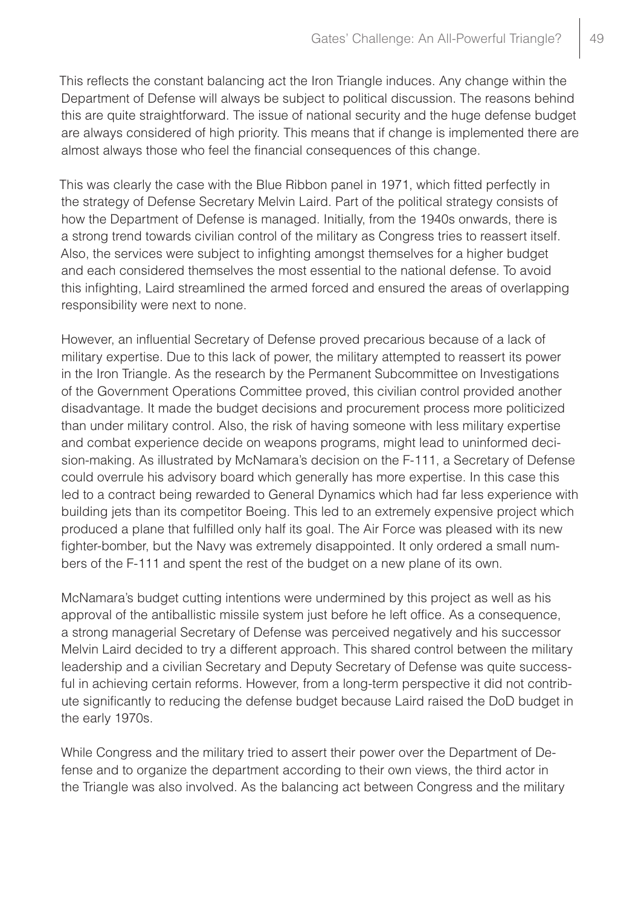This reflects the constant balancing act the Iron Triangle induces. Any change within the Department of Defense will always be subject to political discussion. The reasons behind this are quite straightforward. The issue of national security and the huge defense budget are always considered of high priority. This means that if change is implemented there are almost always those who feel the financial consequences of this change.

This was clearly the case with the Blue Ribbon panel in 1971, which fitted perfectly in the strategy of Defense Secretary Melvin Laird. Part of the political strategy consists of how the Department of Defense is managed. Initially, from the 1940s onwards, there is a strong trend towards civilian control of the military as Congress tries to reassert itself. Also, the services were subject to infighting amongst themselves for a higher budget and each considered themselves the most essential to the national defense. To avoid this infighting, Laird streamlined the armed forced and ensured the areas of overlapping responsibility were next to none.

However, an influential Secretary of Defense proved precarious because of a lack of military expertise. Due to this lack of power, the military attempted to reassert its power in the Iron Triangle. As the research by the Permanent Subcommittee on Investigations of the Government Operations Committee proved, this civilian control provided another disadvantage. It made the budget decisions and procurement process more politicized than under military control. Also, the risk of having someone with less military expertise and combat experience decide on weapons programs, might lead to uninformed decision-making. As illustrated by McNamara's decision on the F-111, a Secretary of Defense could overrule his advisory board which generally has more expertise. In this case this led to a contract being rewarded to General Dynamics which had far less experience with building jets than its competitor Boeing. This led to an extremely expensive project which produced a plane that fulfilled only half its goal. The Air Force was pleased with its new fighter-bomber, but the Navy was extremely disappointed. It only ordered a small numbers of the F-111 and spent the rest of the budget on a new plane of its own.

McNamara's budget cutting intentions were undermined by this project as well as his approval of the antiballistic missile system just before he left office. As a consequence, a strong managerial Secretary of Defense was perceived negatively and his successor Melvin Laird decided to try a different approach. This shared control between the military leadership and a civilian Secretary and Deputy Secretary of Defense was quite successful in achieving certain reforms. However, from a long-term perspective it did not contribute significantly to reducing the defense budget because Laird raised the DoD budget in the early 1970s.

While Congress and the military tried to assert their power over the Department of Defense and to organize the department according to their own views, the third actor in the Triangle was also involved. As the balancing act between Congress and the military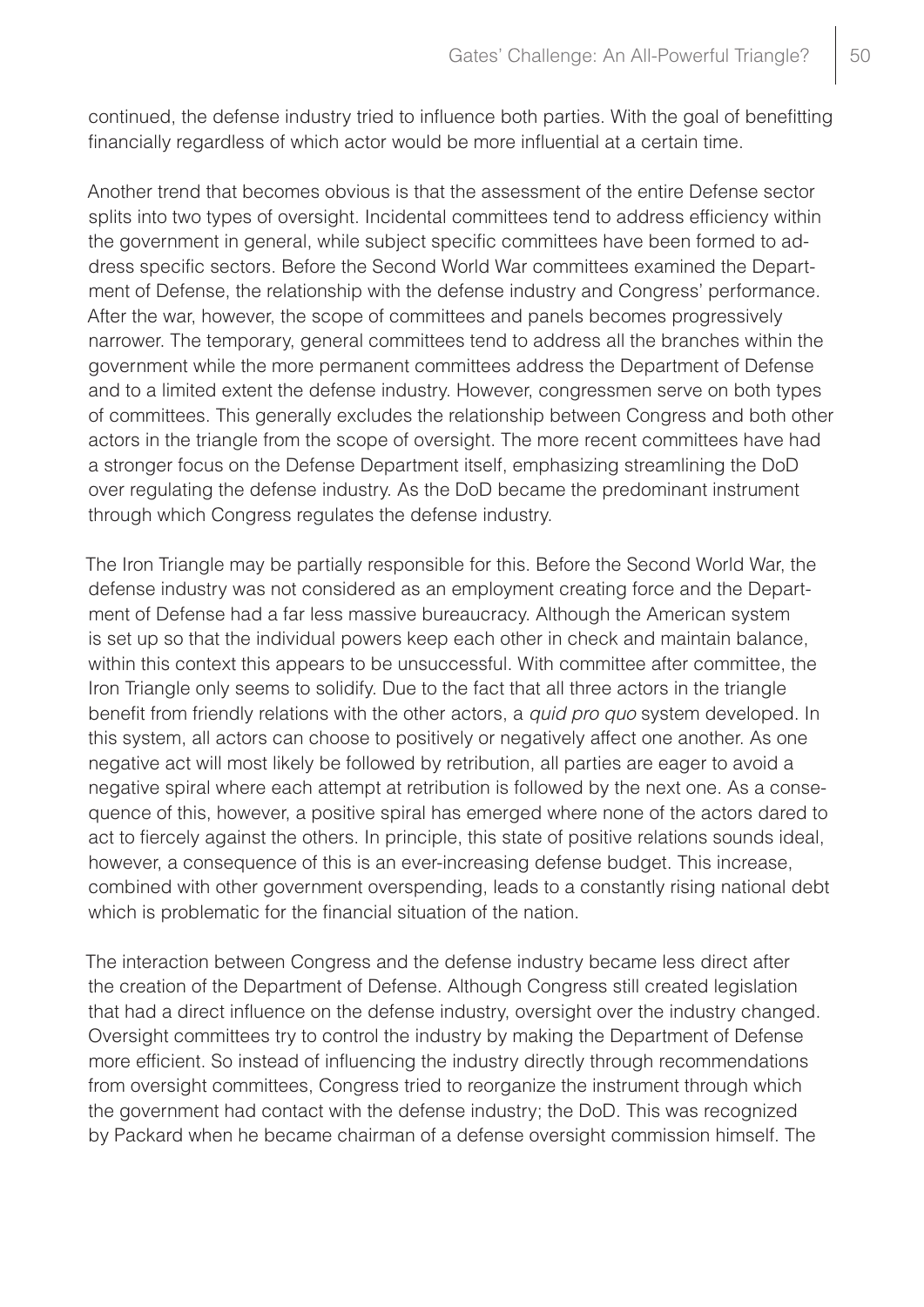continued, the defense industry tried to influence both parties. With the goal of benefitting financially regardless of which actor would be more influential at a certain time.

Another trend that becomes obvious is that the assessment of the entire Defense sector splits into two types of oversight. Incidental committees tend to address efficiency within the government in general, while subject specific committees have been formed to address specific sectors. Before the Second World War committees examined the Department of Defense, the relationship with the defense industry and Congress' performance. After the war, however, the scope of committees and panels becomes progressively narrower. The temporary, general committees tend to address all the branches within the government while the more permanent committees address the Department of Defense and to a limited extent the defense industry. However, congressmen serve on both types of committees. This generally excludes the relationship between Congress and both other actors in the triangle from the scope of oversight. The more recent committees have had a stronger focus on the Defense Department itself, emphasizing streamlining the DoD over regulating the defense industry. As the DoD became the predominant instrument through which Congress regulates the defense industry.

The Iron Triangle may be partially responsible for this. Before the Second World War, the defense industry was not considered as an employment creating force and the Department of Defense had a far less massive bureaucracy. Although the American system is set up so that the individual powers keep each other in check and maintain balance, within this context this appears to be unsuccessful. With committee after committee, the Iron Triangle only seems to solidify. Due to the fact that all three actors in the triangle benefit from friendly relations with the other actors, a *quid pro quo* system developed. In this system, all actors can choose to positively or negatively affect one another. As one negative act will most likely be followed by retribution, all parties are eager to avoid a negative spiral where each attempt at retribution is followed by the next one. As a consequence of this, however, a positive spiral has emerged where none of the actors dared to act to fiercely against the others. In principle, this state of positive relations sounds ideal, however, a consequence of this is an ever-increasing defense budget. This increase, combined with other government overspending, leads to a constantly rising national debt which is problematic for the financial situation of the nation.

The interaction between Congress and the defense industry became less direct after the creation of the Department of Defense. Although Congress still created legislation that had a direct influence on the defense industry, oversight over the industry changed. Oversight committees try to control the industry by making the Department of Defense more efficient. So instead of influencing the industry directly through recommendations from oversight committees, Congress tried to reorganize the instrument through which the government had contact with the defense industry; the DoD. This was recognized by Packard when he became chairman of a defense oversight commission himself. The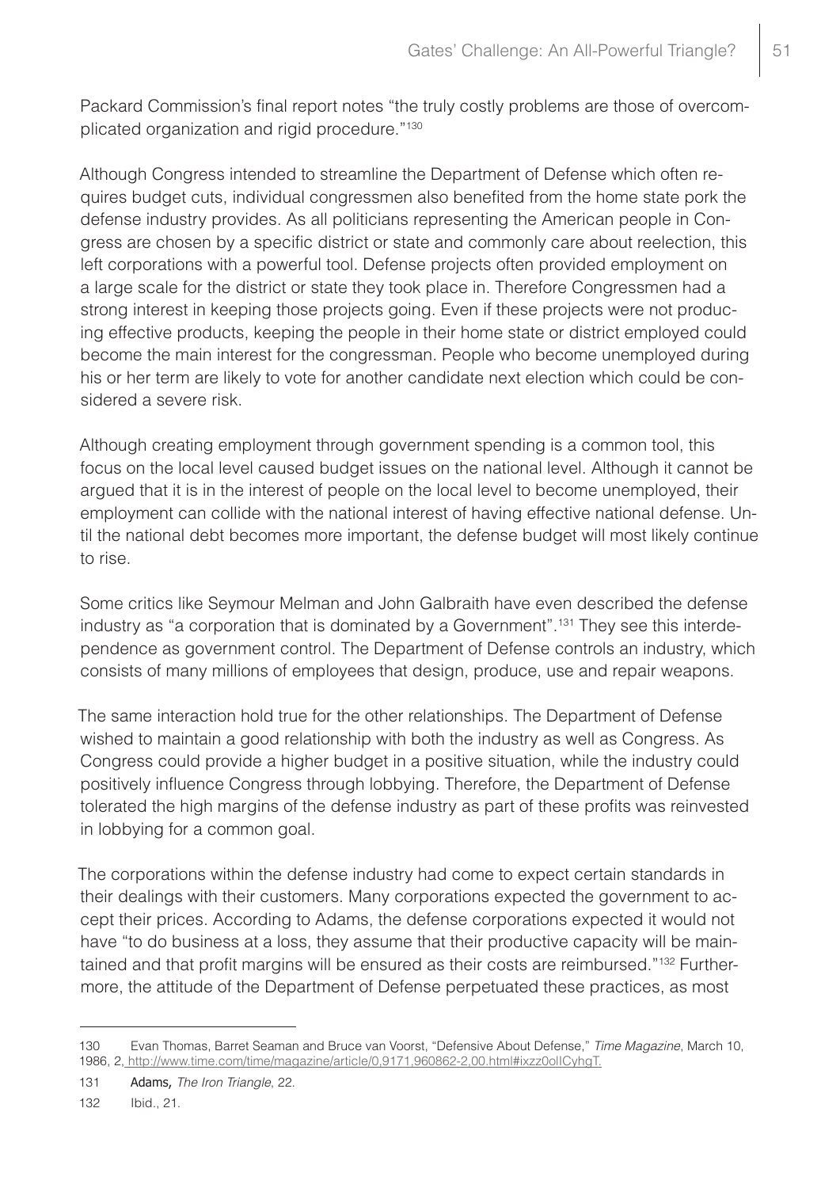Packard Commission's final report notes "the truly costly problems are those of overcomplicated organization and rigid procedure."[130]

Although Congress intended to streamline the Department of Defense which often requires budget cuts, individual congressmen also benefited from the home state pork the defense industry provides. As all politicians representing the American people in Congress are chosen by a specific district or state and commonly care about reelection, this left corporations with a powerful tool. Defense projects often provided employment on a large scale for the district or state they took place in. Therefore Congressmen had a strong interest in keeping those projects going. Even if these projects were not producing effective products, keeping the people in their home state or district employed could become the main interest for the congressman. People who become unemployed during his or her term are likely to vote for another candidate next election which could be considered a severe risk.

Although creating employment through government spending is a common tool, this focus on the local level caused budget issues on the national level. Although it cannot be argued that it is in the interest of people on the local level to become unemployed, their employment can collide with the national interest of having effective national defense. Until the national debt becomes more important, the defense budget will most likely continue to rise.

Some critics like Seymour Melman and John Galbraith have even described the defense industry as "a corporation that is dominated by a Government".[131] They see this interdependence as government control. The Department of Defense controls an industry, which consists of many millions of employees that design, produce, use and repair weapons.

The same interaction hold true for the other relationships. The Department of Defense wished to maintain a good relationship with both the industry as well as Congress. As Congress could provide a higher budget in a positive situation, while the industry could positively influence Congress through lobbying. Therefore, the Department of Defense tolerated the high margins of the defense industry as part of these profits was reinvested in lobbying for a common goal.

The corporations within the defense industry had come to expect certain standards in their dealings with their customers. Many corporations expected the government to accept their prices. According to Adams, the defense corporations expected it would not have "to do business at a loss, they assume that their productive capacity will be maintained and that profit margins will be ensured as their costs are reimbursed."[132] Furthermore, the attitude of the Department of Defense perpetuated these practices, as most

---

130 Evan Thomas, Barret Seaman and Bruce van Voorst, "Defensive About Defense," *Time Magazine*, March 10, 1986, 2, http://www.time.com/time/magazine/article/0,9171,960862-2,00.html#ixzz0olICyhgT.

131 Adams, *The Iron Triangle*, 22.

132 Ibid., 21.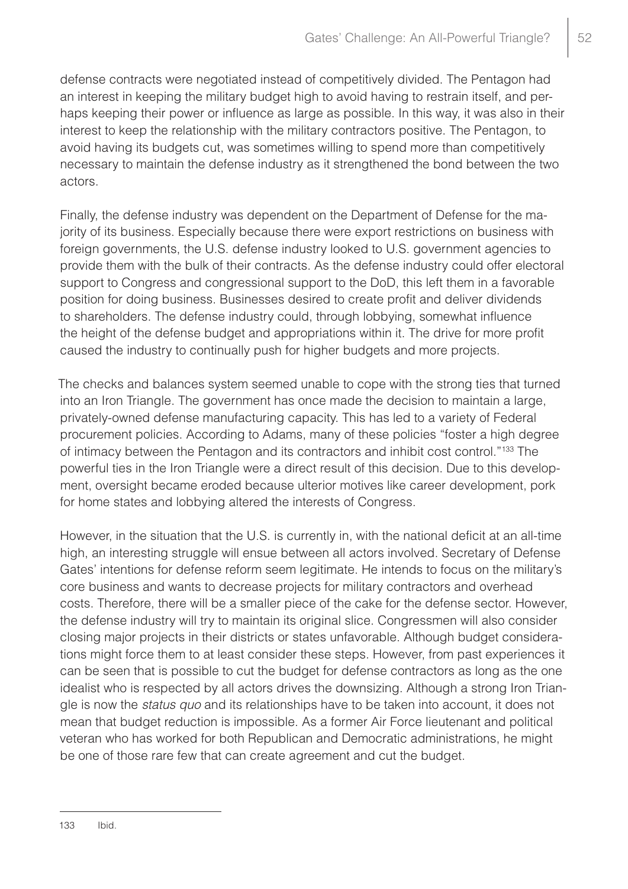defense contracts were negotiated instead of competitively divided. The Pentagon had an interest in keeping the military budget high to avoid having to restrain itself, and perhaps keeping their power or influence as large as possible. In this way, it was also in their interest to keep the relationship with the military contractors positive. The Pentagon, to avoid having its budgets cut, was sometimes willing to spend more than competitively necessary to maintain the defense industry as it strengthened the bond between the two actors.

Finally, the defense industry was dependent on the Department of Defense for the majority of its business. Especially because there were export restrictions on business with foreign governments, the U.S. defense industry looked to U.S. government agencies to provide them with the bulk of their contracts. As the defense industry could offer electoral support to Congress and congressional support to the DoD, this left them in a favorable position for doing business. Businesses desired to create profit and deliver dividends to shareholders. The defense industry could, through lobbying, somewhat influence the height of the defense budget and appropriations within it. The drive for more profit caused the industry to continually push for higher budgets and more projects.

The checks and balances system seemed unable to cope with the strong ties that turned into an Iron Triangle. The government has once made the decision to maintain a large, privately-owned defense manufacturing capacity. This has led to a variety of Federal procurement policies. According to Adams, many of these policies "foster a high degree of intimacy between the Pentagon and its contractors and inhibit cost control."[133] The powerful ties in the Iron Triangle were a direct result of this decision. Due to this development, oversight became eroded because ulterior motives like career development, pork for home states and lobbying altered the interests of Congress.

However, in the situation that the U.S. is currently in, with the national deficit at an all-time high, an interesting struggle will ensue between all actors involved. Secretary of Defense Gates' intentions for defense reform seem legitimate. He intends to focus on the military's core business and wants to decrease projects for military contractors and overhead costs. Therefore, there will be a smaller piece of the cake for the defense sector. However, the defense industry will try to maintain its original slice. Congressmen will also consider closing major projects in their districts or states unfavorable. Although budget considerations might force them to at least consider these steps. However, from past experiences it can be seen that is possible to cut the budget for defense contractors as long as the one idealist who is respected by all actors drives the downsizing. Although a strong Iron Triangle is now the *status quo* and its relationships have to be taken into account, it does not mean that budget reduction is impossible. As a former Air Force lieutenant and political veteran who has worked for both Republican and Democratic administrations, he might be one of those rare few that can create agreement and cut the budget.

133 Ibid.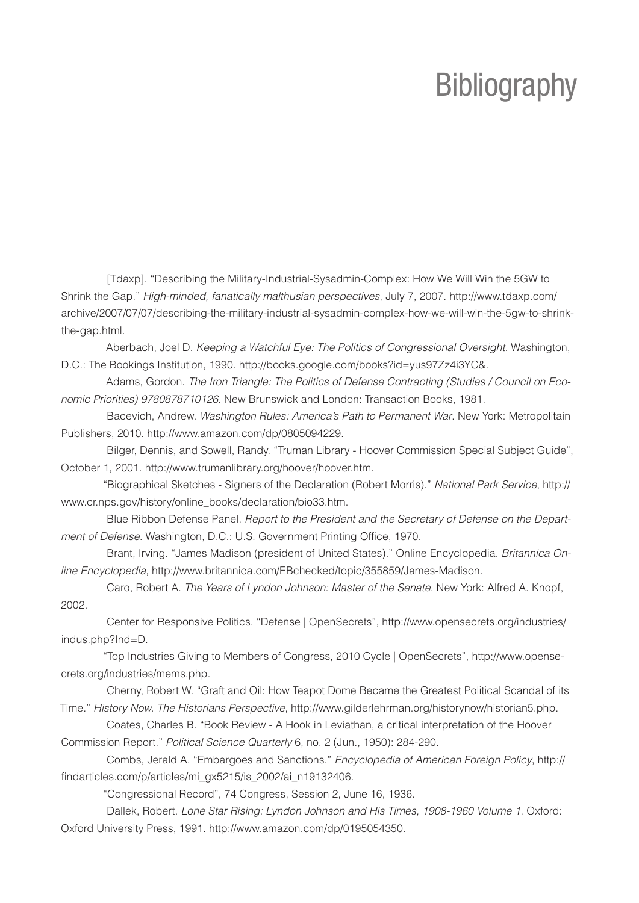# Bibliography

[Tdaxp]. "Describing the Military-Industrial-Sysadmin-Complex: How We Will Win the 5GW to Shrink the Gap." *High-minded, fanatically malthusian perspectives*, July 7, 2007. http://www.tdaxp.com/archive/2007/07/07/describing-the-military-industrial-sysadmin-complex-how-we-will-win-the-5gw-to-shrink-the-gap.html.

Aberbach, Joel D. *Keeping a Watchful Eye: The Politics of Congressional Oversight*. Washington, D.C.: The Bookings Institution, 1990. http://books.google.com/books?id=yus97Zz4i3YC&.

Adams, Gordon. *The Iron Triangle: The Politics of Defense Contracting (Studies / Council on Economic Priorities) 9780878710126*. New Brunswick and London: Transaction Books, 1981.

Bacevich, Andrew. *Washington Rules: America's Path to Permanent War*. New York: Metropolitain Publishers, 2010. http://www.amazon.com/dp/0805094229.

Bilger, Dennis, and Sowell, Randy. "Truman Library - Hoover Commission Special Subject Guide", October 1, 2001. http://www.trumanlibrary.org/hoover/hoover.htm.

"Biographical Sketches - Signers of the Declaration (Robert Morris)." *National Park Service*, http://www.cr.nps.gov/history/online_books/declaration/bio33.htm.

Blue Ribbon Defense Panel. *Report to the President and the Secretary of Defense on the Department of Defense*. Washington, D.C.: U.S. Government Printing Office, 1970.

Brant, Irving. "James Madison (president of United States)." Online Encyclopedia. *Britannica Online Encyclopedia*, http://www.britannica.com/EBchecked/topic/355859/James-Madison.

Caro, Robert A. *The Years of Lyndon Johnson: Master of the Senate*. New York: Alfred A. Knopf, 2002.

Center for Responsive Politics. "Defense | OpenSecrets", http://www.opensecrets.org/industries/indus.php?Ind=D.

"Top Industries Giving to Members of Congress, 2010 Cycle | OpenSecrets", http://www.opensecrets.org/industries/mems.php.

Cherny, Robert W. "Graft and Oil: How Teapot Dome Became the Greatest Political Scandal of its Time." *History Now. The Historians Perspective*, http://www.gilderlehrman.org/historynow/historian5.php.

Coates, Charles B. "Book Review - A Hook in Leviathan, a critical interpretation of the Hoover Commission Report." *Political Science Quarterly* 6, no. 2 (Jun., 1950): 284-290.

Combs, Jerald A. "Embargoes and Sanctions." *Encyclopedia of American Foreign Policy*, http://findarticles.com/p/articles/mi_gx5215/is_2002/ai_n19132406.

"Congressional Record", 74 Congress, Session 2, June 16, 1936.

Dallek, Robert. *Lone Star Rising: Lyndon Johnson and His Times, 1908-1960 Volume 1*. Oxford: Oxford University Press, 1991. http://www.amazon.com/dp/0195054350.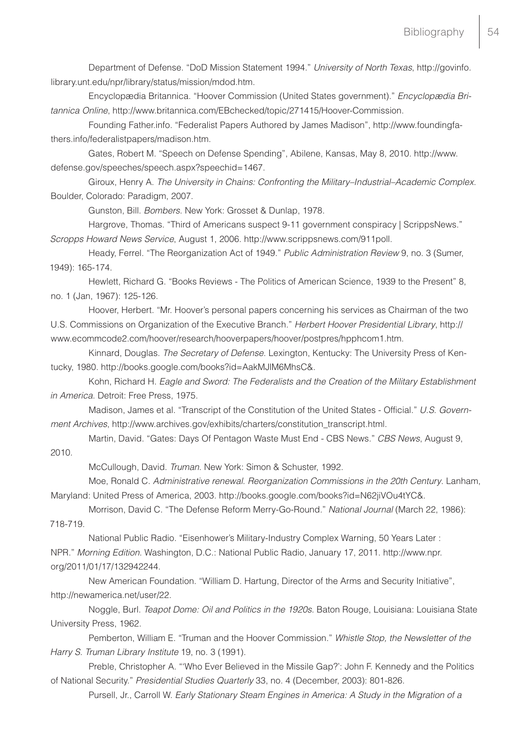Department of Defense. "DoD Mission Statement 1994." *University of North Texas*, http://govinfo.library.unt.edu/npr/library/status/mission/mdod.htm.

Encyclopædia Britannica. "Hoover Commission (United States government)." *Encyclopædia Britannica Online*, http://www.britannica.com/EBchecked/topic/271415/Hoover-Commission.

Founding Father.info. "Federalist Papers Authored by James Madison", http://www.foundingfathers.info/federalistpapers/madison.htm.

Gates, Robert M. "Speech on Defense Spending", Abilene, Kansas, May 8, 2010. http://www.defense.gov/speeches/speech.aspx?speechid=1467.

Giroux, Henry A. *The University in Chains: Confronting the Military–Industrial–Academic Complex*. Boulder, Colorado: Paradigm, 2007.

Gunston, Bill. *Bombers*. New York: Grosset & Dunlap, 1978.

Hargrove, Thomas. "Third of Americans suspect 9-11 government conspiracy | ScrippsNews." *Scropps Howard News Service*, August 1, 2006. http://www.scrippsnews.com/911poll.

Heady, Ferrel. "The Reorganization Act of 1949." *Public Administration Review* 9, no. 3 (Sumer, 1949): 165-174.

Hewlett, Richard G. "Books Reviews - The Politics of American Science, 1939 to the Present" 8, no. 1 (Jan, 1967): 125-126.

Hoover, Herbert. "Mr. Hoover's personal papers concerning his services as Chairman of the two U.S. Commissions on Organization of the Executive Branch." *Herbert Hoover Presidential Library*, http://www.ecommcode2.com/hoover/research/hooverpapers/hoover/postpres/hpphcom1.htm.

Kinnard, Douglas. *The Secretary of Defense*. Lexington, Kentucky: The University Press of Kentucky, 1980. http://books.google.com/books?id=AakMJlM6MhsC&.

Kohn, Richard H. *Eagle and Sword: The Federalists and the Creation of the Military Establishment in America*. Detroit: Free Press, 1975.

Madison, James et al. "Transcript of the Constitution of the United States - Official." *U.S. Government Archives*, http://www.archives.gov/exhibits/charters/constitution_transcript.html.

Martin, David. "Gates: Days Of Pentagon Waste Must End - CBS News." *CBS News*, August 9, 2010.

McCullough, David. *Truman*. New York: Simon & Schuster, 1992.

Moe, Ronald C. *Administrative renewal. Reorganization Commissions in the 20th Century*. Lanham, Maryland: United Press of America, 2003. http://books.google.com/books?id=N62jiVOu4tYC&.

Morrison, David C. "The Defense Reform Merry-Go-Round." *National Journal* (March 22, 1986): 718-719.

National Public Radio. "Eisenhower's Military-Industry Complex Warning, 50 Years Later : NPR." *Morning Edition*. Washington, D.C.: National Public Radio, January 17, 2011. http://www.npr.org/2011/01/17/132942244.

New American Foundation. "William D. Hartung, Director of the Arms and Security Initiative", http://newamerica.net/user/22.

Noggle, Burl. *Teapot Dome: Oil and Politics in the 1920s*. Baton Rouge, Louisiana: Louisiana State University Press, 1962.

Pemberton, William E. "Truman and the Hoover Commission." *Whistle Stop, the Newsletter of the Harry S. Truman Library Institute* 19, no. 3 (1991).

Preble, Christopher A. "'Who Ever Believed in the Missile Gap?': John F. Kennedy and the Politics of National Security." *Presidential Studies Quarterly* 33, no. 4 (December, 2003): 801-826.

Pursell, Jr., Carroll W. *Early Stationary Steam Engines in America: A Study in the Migration of a*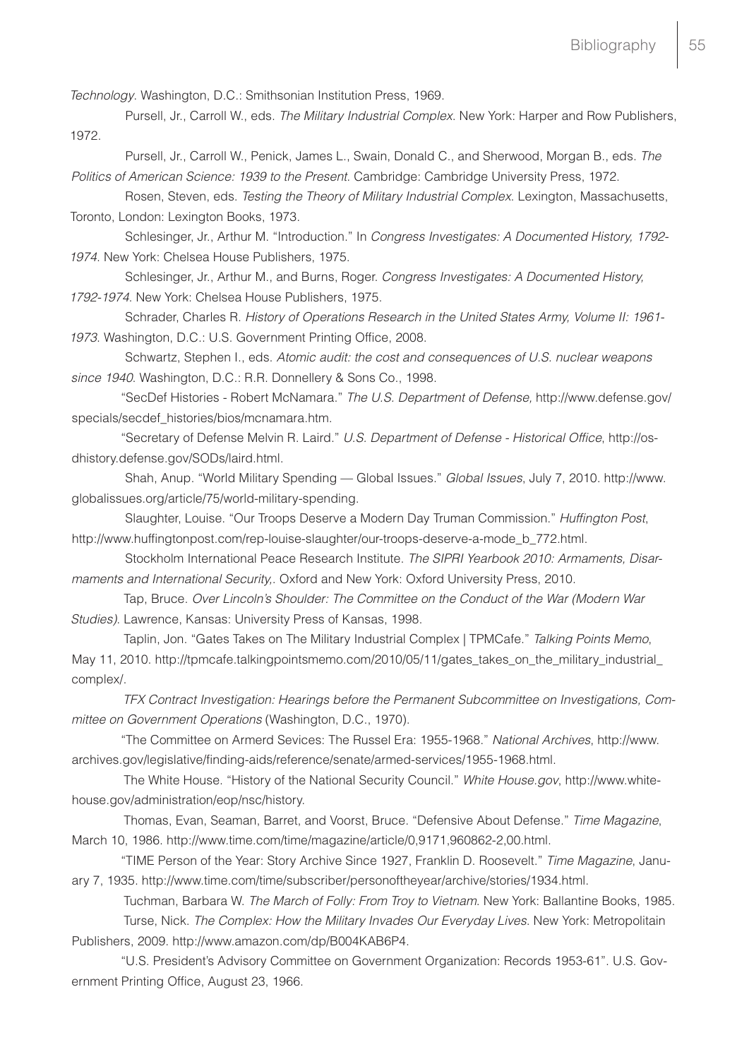*Technology*. Washington, D.C.: Smithsonian Institution Press, 1969.

Pursell, Jr., Carroll W., eds. *The Military Industrial Complex*. New York: Harper and Row Publishers, 1972.

Pursell, Jr., Carroll W., Penick, James L., Swain, Donald C., and Sherwood, Morgan B., eds. *The Politics of American Science: 1939 to the Present*. Cambridge: Cambridge University Press, 1972.

Rosen, Steven, eds. *Testing the Theory of Military Industrial Complex*. Lexington, Massachusetts, Toronto, London: Lexington Books, 1973.

Schlesinger, Jr., Arthur M. "Introduction." In *Congress Investigates: A Documented History, 1792-1974*. New York: Chelsea House Publishers, 1975.

Schlesinger, Jr., Arthur M., and Burns, Roger. *Congress Investigates: A Documented History, 1792-1974*. New York: Chelsea House Publishers, 1975.

Schrader, Charles R. *History of Operations Research in the United States Army, Volume II: 1961-1973*. Washington, D.C.: U.S. Government Printing Office, 2008.

Schwartz, Stephen I., eds. *Atomic audit: the cost and consequences of U.S. nuclear weapons since 1940*. Washington, D.C.: R.R. Donnellery & Sons Co., 1998.

"SecDef Histories - Robert McNamara." *The U.S. Department of Defense,* http://www.defense.gov/specials/secdef_histories/bios/mcnamara.htm.

"Secretary of Defense Melvin R. Laird." *U.S. Department of Defense - Historical Office*, http://osdhistory.defense.gov/SODs/laird.html.

Shah, Anup. "World Military Spending — Global Issues." *Global Issues*, July 7, 2010. http://www.globalissues.org/article/75/world-military-spending.

Slaughter, Louise. "Our Troops Deserve a Modern Day Truman Commission." *Huffington Post*, http://www.huffingtonpost.com/rep-louise-slaughter/our-troops-deserve-a-mode_b_772.html.

Stockholm International Peace Research Institute. *The SIPRI Yearbook 2010: Armaments, Disarmaments and International Security,*. Oxford and New York: Oxford University Press, 2010.

Tap, Bruce. *Over Lincoln's Shoulder: The Committee on the Conduct of the War (Modern War Studies)*. Lawrence, Kansas: University Press of Kansas, 1998.

Taplin, Jon. "Gates Takes on The Military Industrial Complex | TPMCafe." *Talking Points Memo*, May 11, 2010. http://tpmcafe.talkingpointsmemo.com/2010/05/11/gates_takes_on_the_military_industrial_complex/.

*TFX Contract Investigation: Hearings before the Permanent Subcommittee on Investigations, Committee on Government Operations* (Washington, D.C., 1970).

"The Committee on Armerd Sevices: The Russel Era: 1955-1968." *National Archives*, http://www.archives.gov/legislative/finding-aids/reference/senate/armed-services/1955-1968.html.

The White House. "History of the National Security Council." *White House.gov*, http://www.whitehouse.gov/administration/eop/nsc/history.

Thomas, Evan, Seaman, Barret, and Voorst, Bruce. "Defensive About Defense." *Time Magazine*, March 10, 1986. http://www.time.com/time/magazine/article/0,9171,960862-2,00.html.

"TIME Person of the Year: Story Archive Since 1927, Franklin D. Roosevelt." *Time Magazine*, January 7, 1935. http://www.time.com/time/subscriber/personoftheyear/archive/stories/1934.html.

Tuchman, Barbara W. *The March of Folly: From Troy to Vietnam*. New York: Ballantine Books, 1985.

Turse, Nick. *The Complex: How the Military Invades Our Everyday Lives*. New York: Metropolitain Publishers, 2009. http://www.amazon.com/dp/B004KAB6P4.

"U.S. President's Advisory Committee on Government Organization: Records 1953-61". U.S. Government Printing Office, August 23, 1966.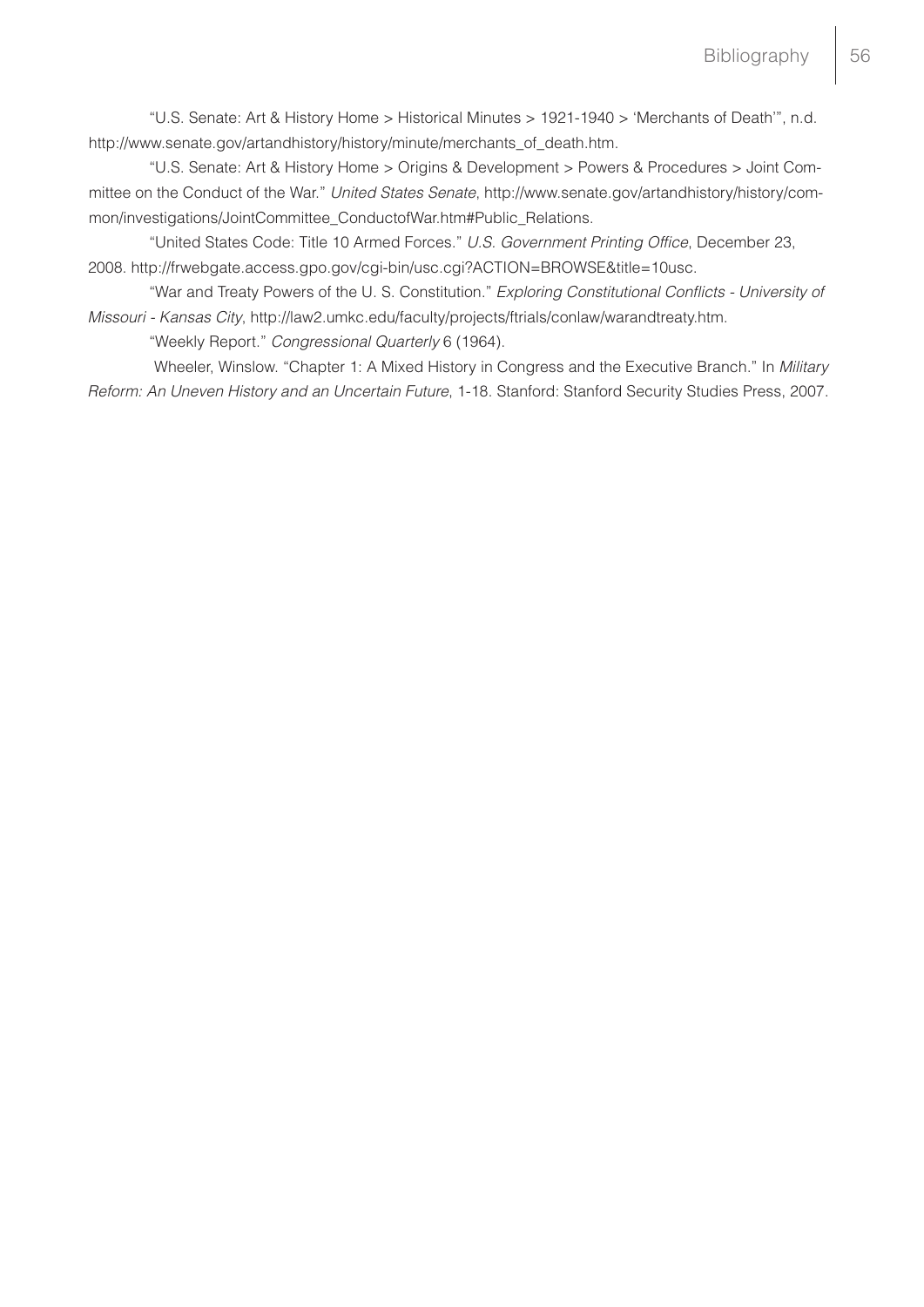"U.S. Senate: Art & History Home > Historical Minutes > 1921-1940 > 'Merchants of Death'", n.d. http://www.senate.gov/artandhistory/history/minute/merchants_of_death.htm.

"U.S. Senate: Art & History Home > Origins & Development > Powers & Procedures > Joint Committee on the Conduct of the War." *United States Senate*, http://www.senate.gov/artandhistory/history/common/investigations/JointCommittee_ConductofWar.htm#Public_Relations.

"United States Code: Title 10 Armed Forces." *U.S. Government Printing Office*, December 23, 2008. http://frwebgate.access.gpo.gov/cgi-bin/usc.cgi?ACTION=BROWSE&title=10usc.

"War and Treaty Powers of the U. S. Constitution." *Exploring Constitutional Conflicts - University of Missouri - Kansas City*, http://law2.umkc.edu/faculty/projects/ftrials/conlaw/warandtreaty.htm.

"Weekly Report." *Congressional Quarterly* 6 (1964).

Wheeler, Winslow. "Chapter 1: A Mixed History in Congress and the Executive Branch." In *Military Reform: An Uneven History and an Uncertain Future*, 1-18. Stanford: Stanford Security Studies Press, 2007.